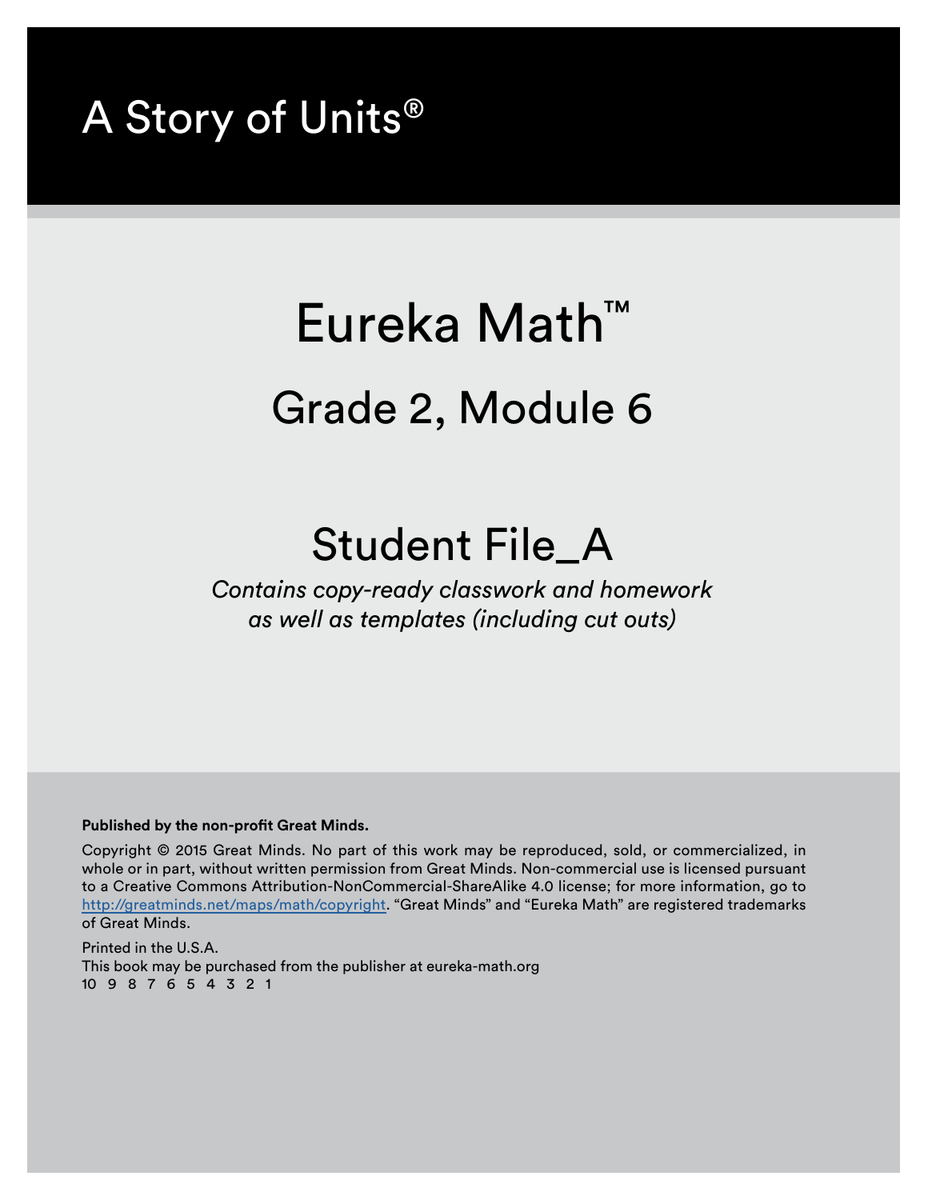# A Story of Units®

# Eureka Math™

## Grade 2, Module 6

## Student File_A

*Contains copy-ready classwork and homework as well as templates (including cut outs)*

**Published by the non-profit Great Minds.**

Copyright © 2015 Great Minds. No part of this work may be reproduced, sold, or commercialized, in whole or in part, without written permission from Great Minds. Non-commercial use is licensed pursuant to a Creative Commons Attribution-NonCommercial-ShareAlike 4.0 license; for more information, go to http://greatminds.net/maps/math/copyright. "Great Minds" and "Eureka Math" are registered trademarks of Great Minds.

Printed in the U.S.A.
This book may be purchased from the publisher at eureka-math.org
10 9 8 7 6 5 4 3 2 1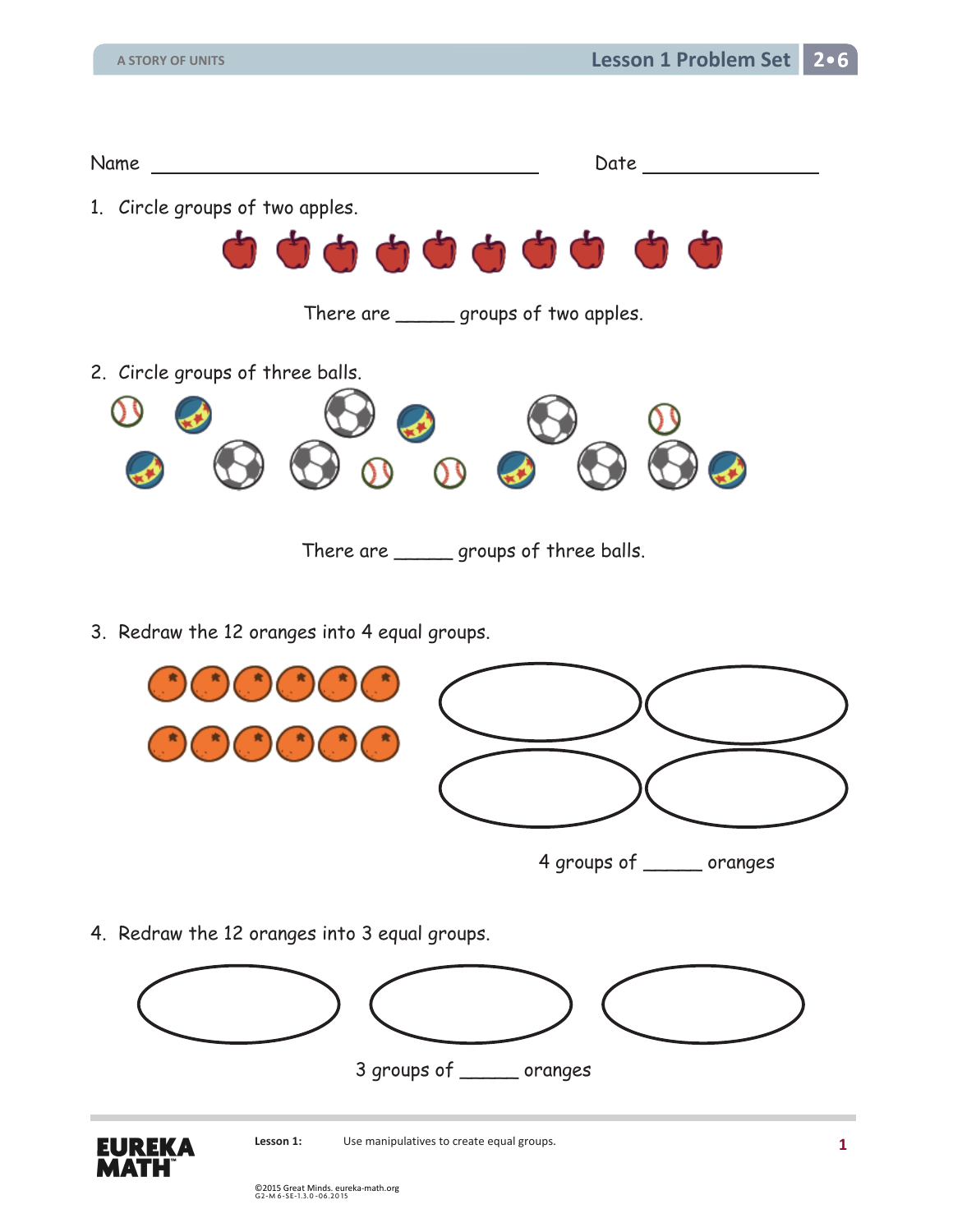Name ______________________________ Date ______________

1. Circle groups of two apples.

There are _____ groups of two apples.

2. Circle groups of three balls.

There are _____ groups of three balls.

3. Redraw the 12 oranges into 4 equal groups.

4 groups of _____ oranges

4. Redraw the 12 oranges into 3 equal groups.

3 groups of _____ oranges

Lesson 1: Use manipulatives to create equal groups.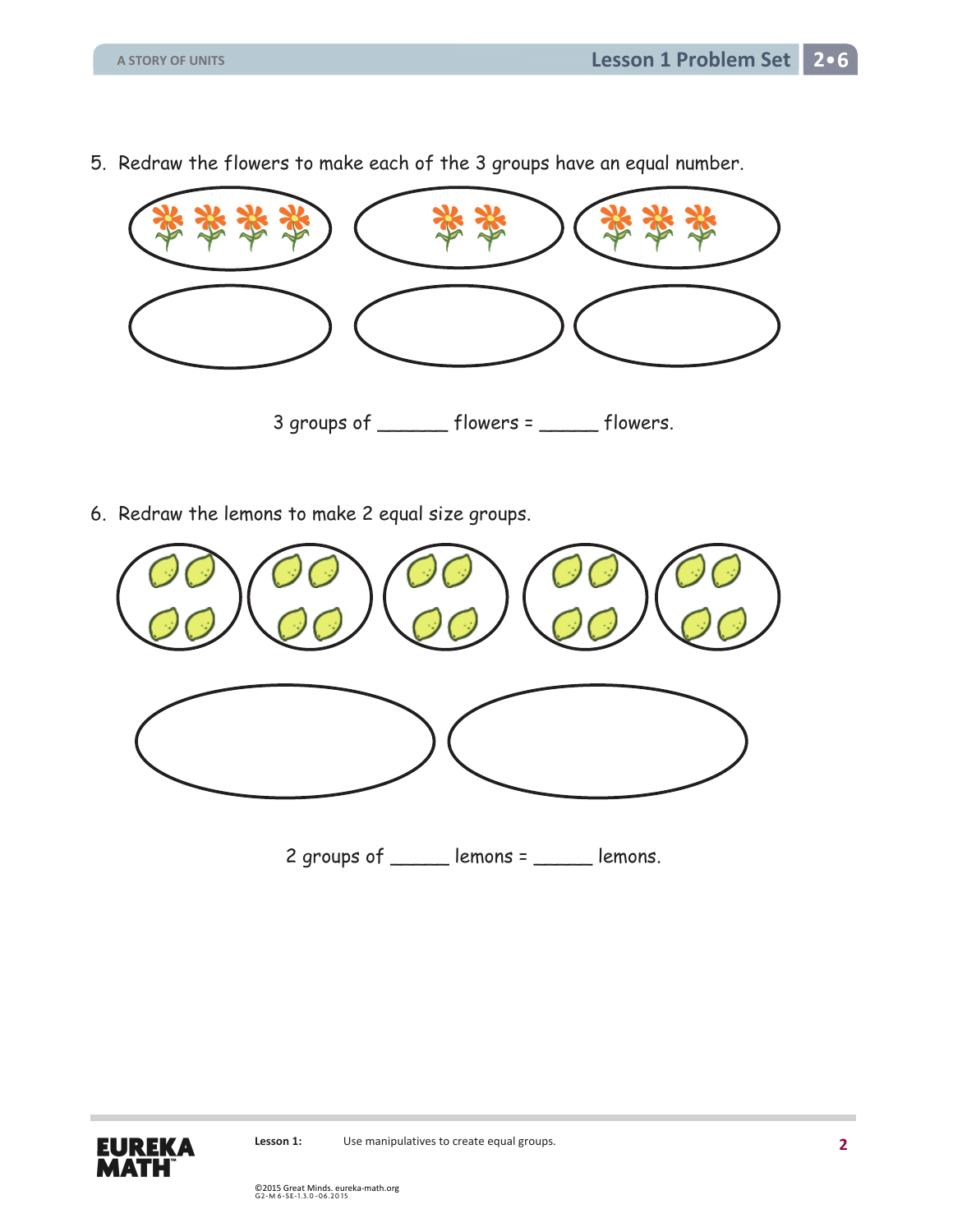5. Redraw the flowers to make each of the 3 groups have an equal number.

3 groups of ______ flowers = _____ flowers.

6. Redraw the lemons to make 2 equal size groups.

2 groups of _____ lemons = _____ lemons.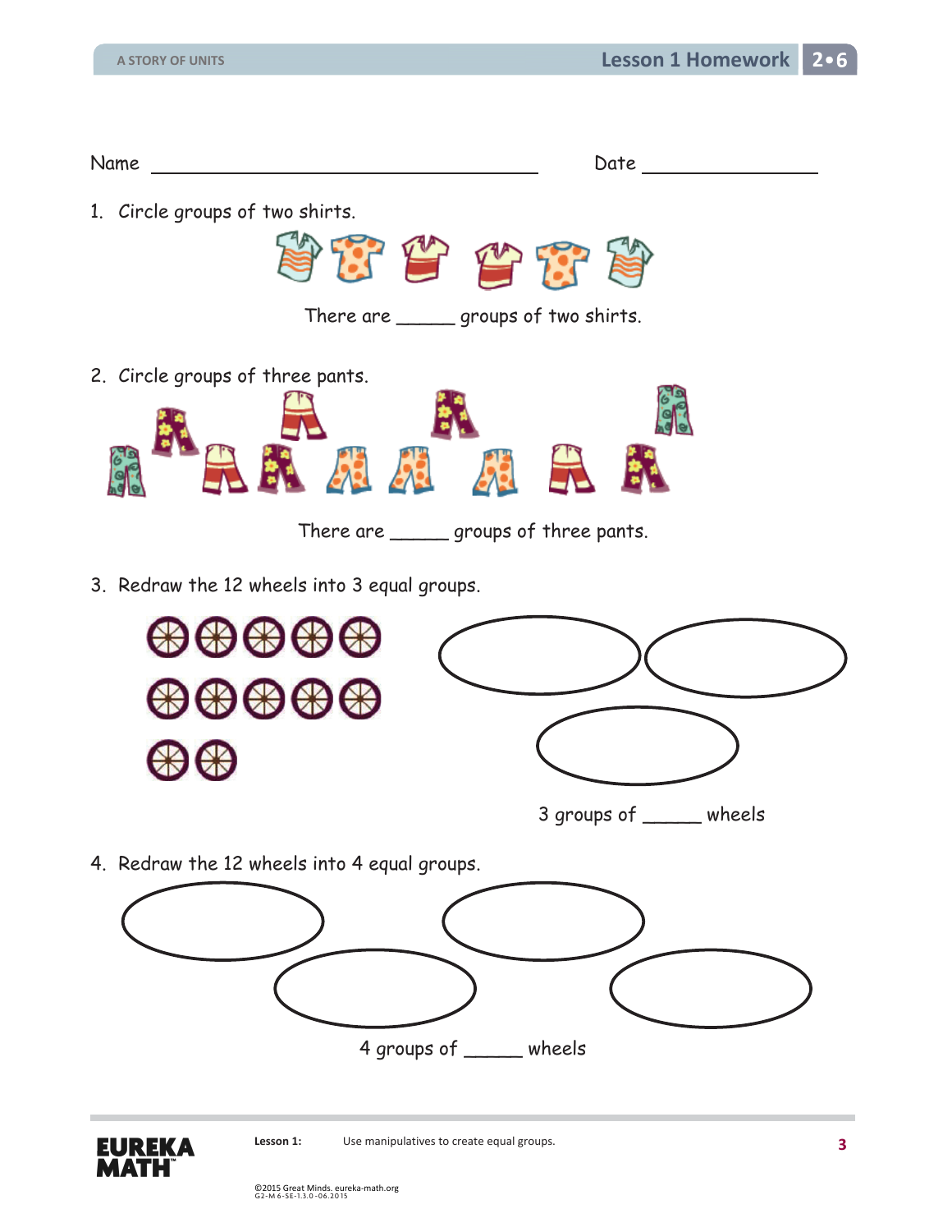Name ______________________________ Date ______________

1. Circle groups of two shirts.

   There are _____ groups of two shirts.

2. Circle groups of three pants.

   There are _____ groups of three pants.

3. Redraw the 12 wheels into 3 equal groups.

   3 groups of _____ wheels

4. Redraw the 12 wheels into 4 equal groups.

   4 groups of _____ wheels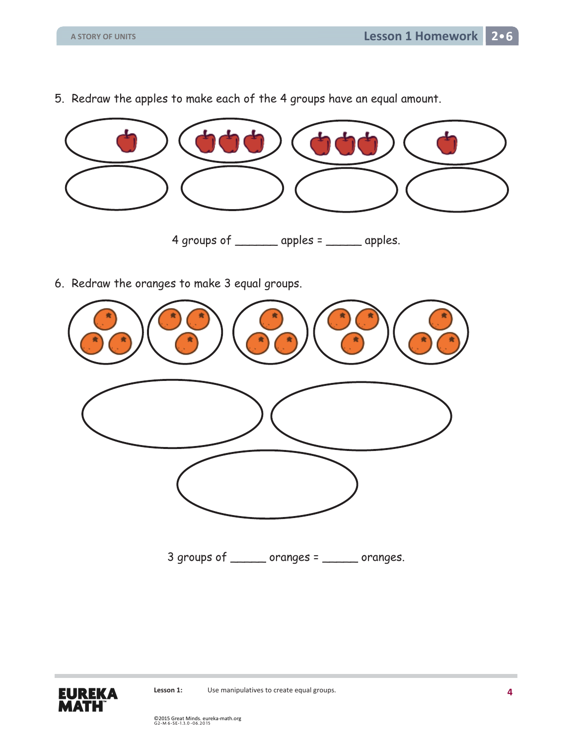5. Redraw the apples to make each of the 4 groups have an equal amount.

4 groups of ______ apples = ______ apples.

6. Redraw the oranges to make 3 equal groups.

3 groups of ______ oranges = ______ oranges.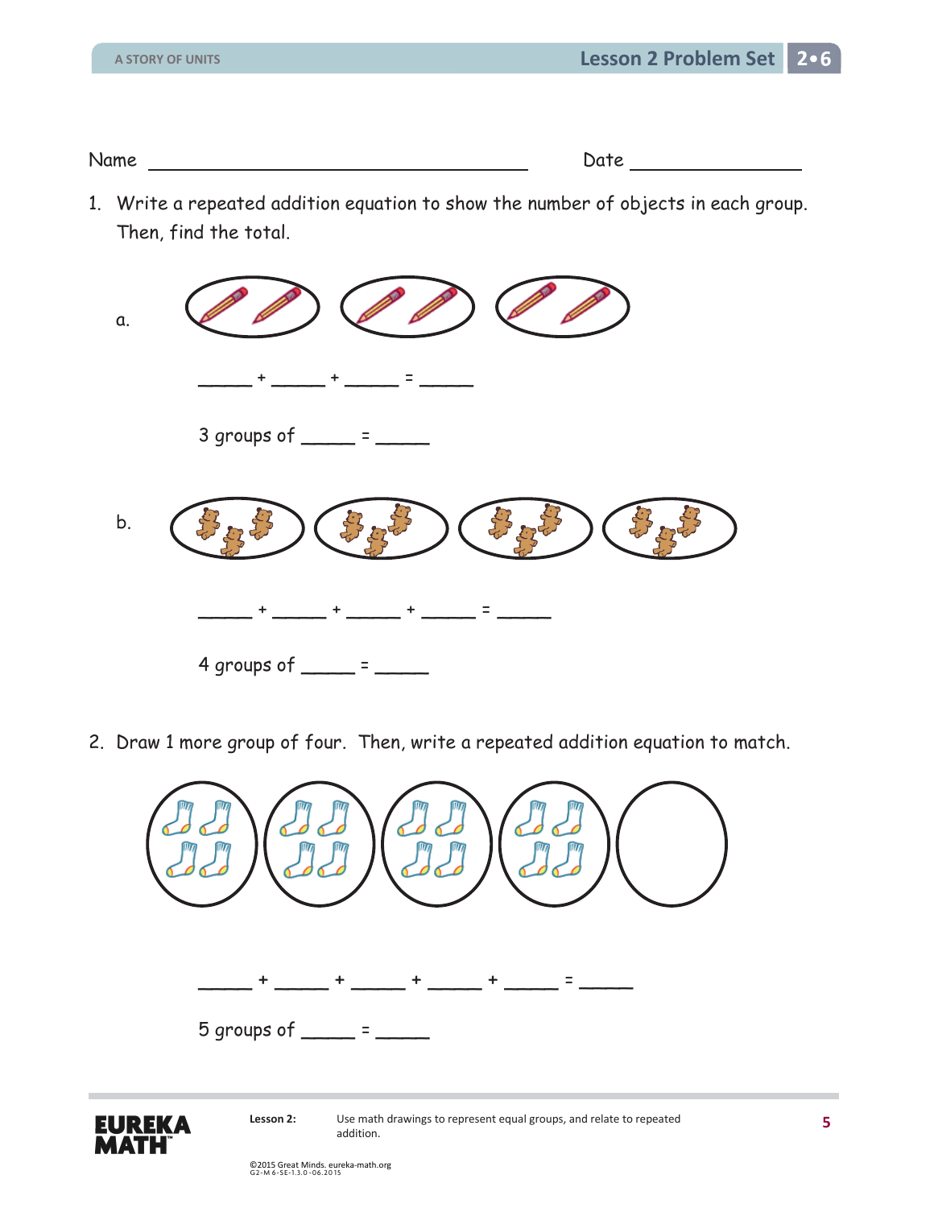Name ______________________________ Date ______________

1. Write a repeated addition equation to show the number of objects in each group. Then, find the total.

   a.

   _____ + _____ + _____ = _____

   3 groups of _____ = _____

   b.

   _____ + _____ + _____ + _____ = _____

   4 groups of _____ = _____

2. Draw 1 more group of four. Then, write a repeated addition equation to match.

   _____ + _____ + _____ + _____ + _____ = _____

   5 groups of _____ = _____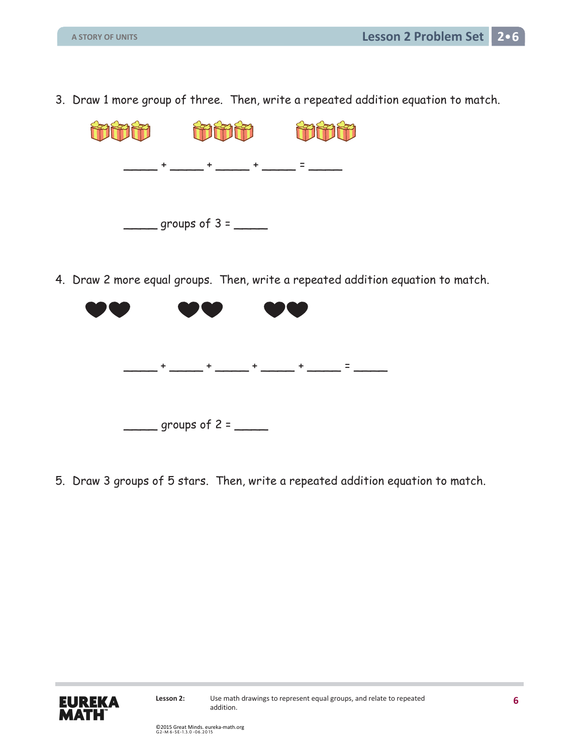3. Draw 1 more group of three. Then, write a repeated addition equation to match.

_____ + _____ + _____ + _____ = _____

_____ groups of 3 = _____

4. Draw 2 more equal groups. Then, write a repeated addition equation to match.

_____ + _____ + _____ + _____ + _____ = _____

_____ groups of 2 = _____

5. Draw 3 groups of 5 stars. Then, write a repeated addition equation to match.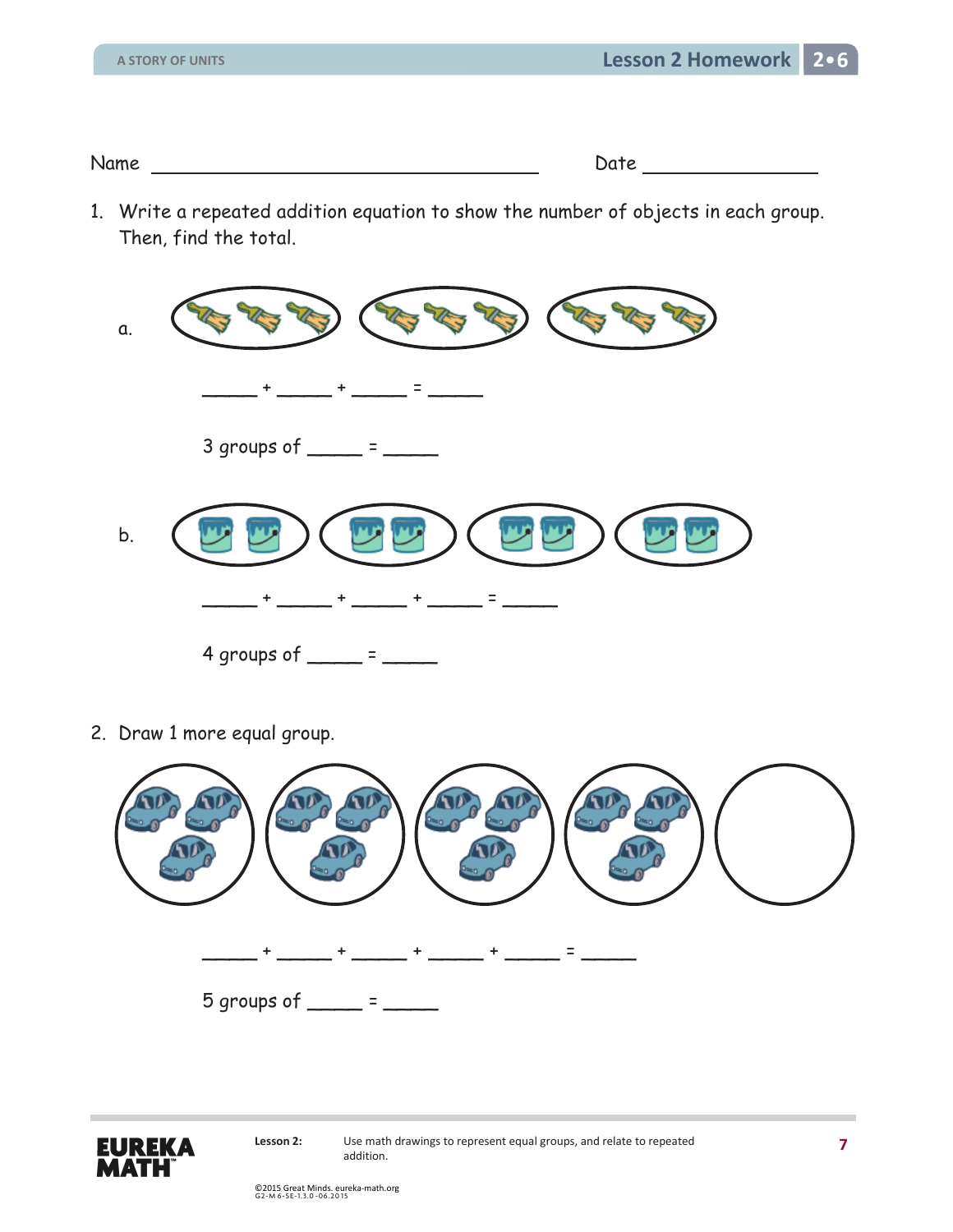Name ______________________________ Date ______________

1. Write a repeated addition equation to show the number of objects in each group. Then, find the total.

   a.

   _____ + _____ + _____ = _____

   3 groups of _____ = _____

   b.

   _____ + _____ + _____ + _____ = _____

   4 groups of _____ = _____

2. Draw 1 more equal group.

   _____ + _____ + _____ + _____ + _____ = _____

   5 groups of _____ = _____

Lesson 2: Use math drawings to represent equal groups, and relate to repeated addition.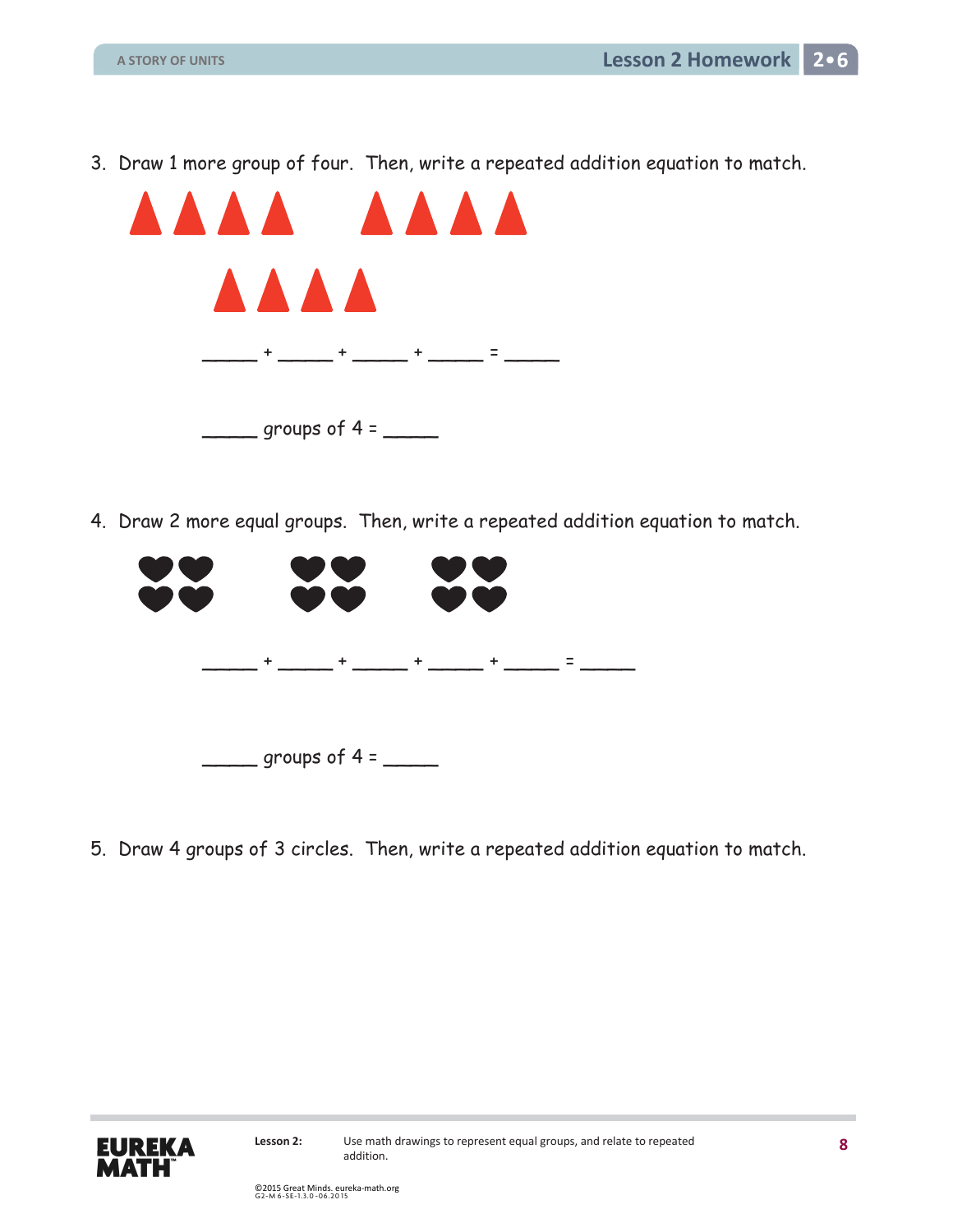3. Draw 1 more group of four. Then, write a repeated addition equation to match.

_____ + _____ + _____ + _____ = _____

_____ groups of 4 = _____

4. Draw 2 more equal groups. Then, write a repeated addition equation to match.

_____ + _____ + _____ + _____ + _____ = _____

_____ groups of 4 = _____

5. Draw 4 groups of 3 circles. Then, write a repeated addition equation to match.

Lesson 2: Use math drawings to represent equal groups, and relate to repeated addition.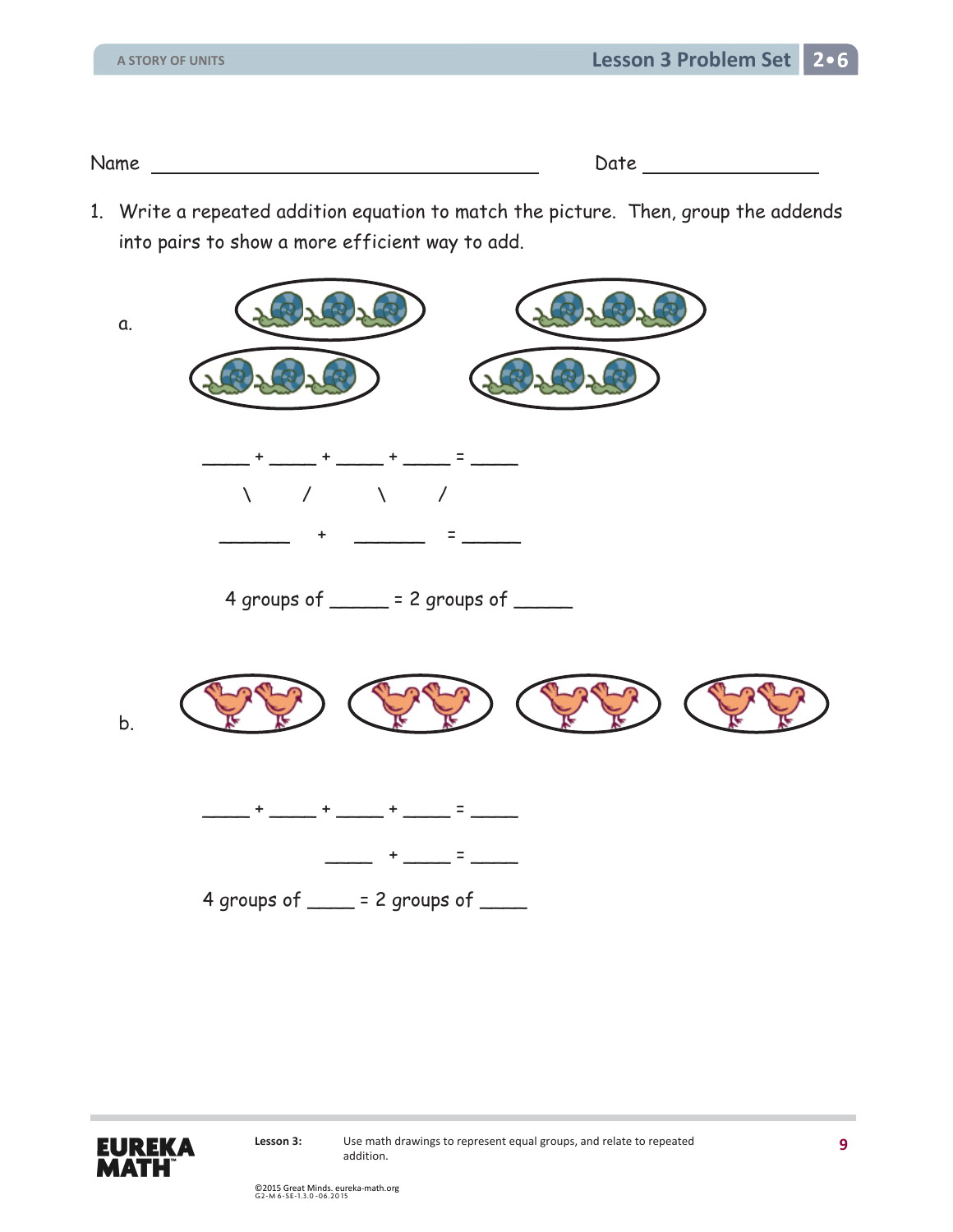Name ______________________________________ Date ________________

1. Write a repeated addition equation to match the picture. Then, group the addends into pairs to show a more efficient way to add.

a.

_____ + _____ + _____ + _____ = _____

\ / \ /

_______ + _______ = ______

4 groups of _____ = 2 groups of _____

b.

_____ + _____ + _____ + _____ = _____

_____ + _____ = _____

4 groups of ____ = 2 groups of ____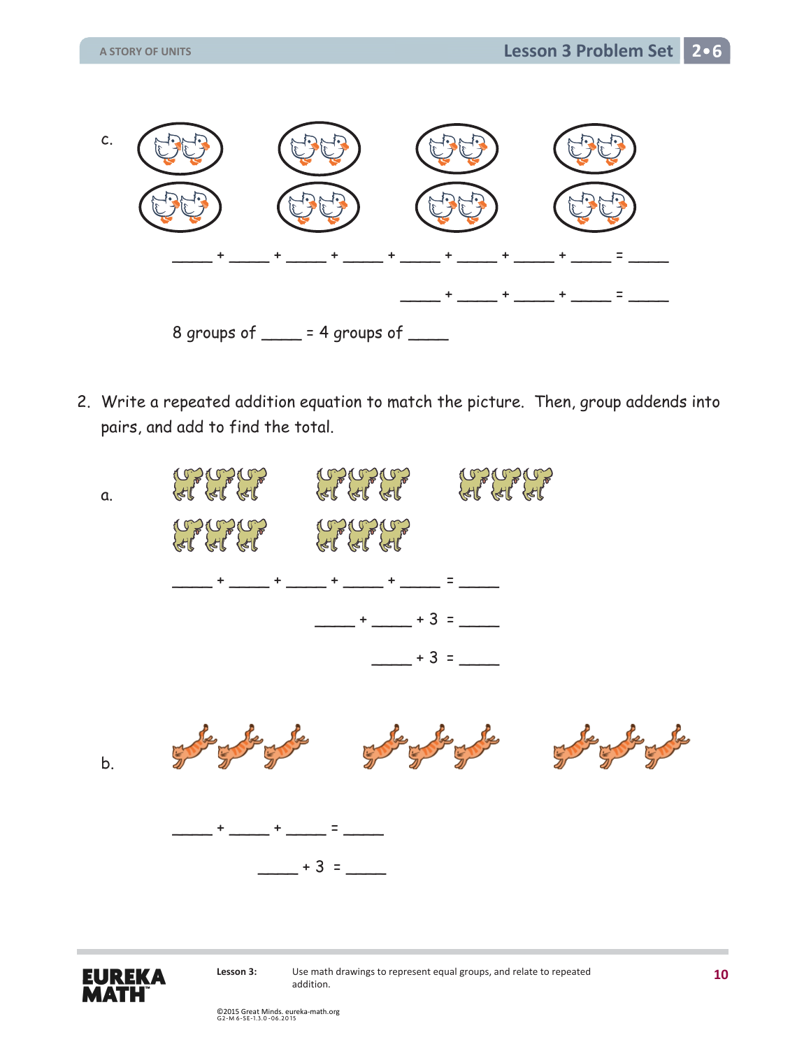c.

_____ + _____ + _____ + _____ + _____ + _____ + _____ + _____ = _____

_____ + _____ + _____ + _____ = _____

8 groups of _____ = 4 groups of _____

2. Write a repeated addition equation to match the picture. Then, group addends into pairs, and add to find the total.

a.

_____ + _____ + _____ + _____ + _____ = _____

_____ + _____ + 3 = _____

_____ + 3 = _____

b.

_____ + _____ + _____ = _____

_____ + 3 = _____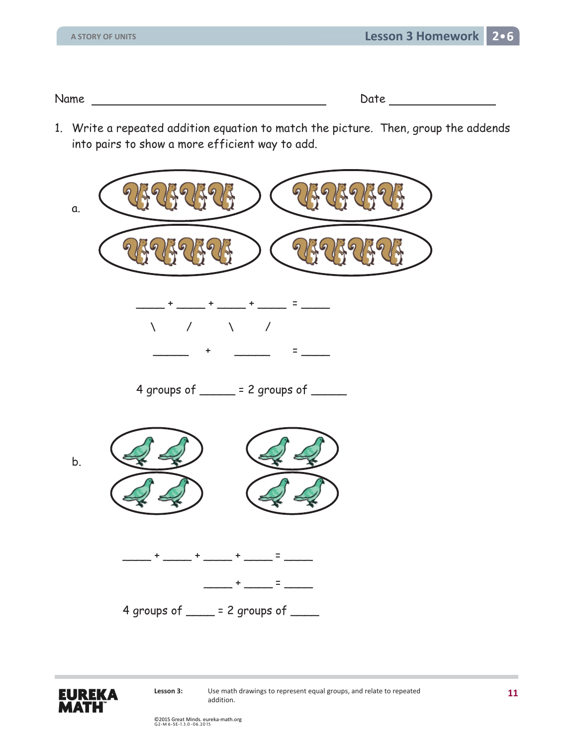Name ______________________________ Date ______________

1. Write a repeated addition equation to match the picture. Then, group the addends into pairs to show a more efficient way to add.

a.

_____ + _____ + _____ + _____ = _____

\ / \ /

______ + ______ = _____

4 groups of _____ = 2 groups of _____

b.

_____ + _____ + _____ + _____ = _____

_____ + _____ = _____

4 groups of ____ = 2 groups of ____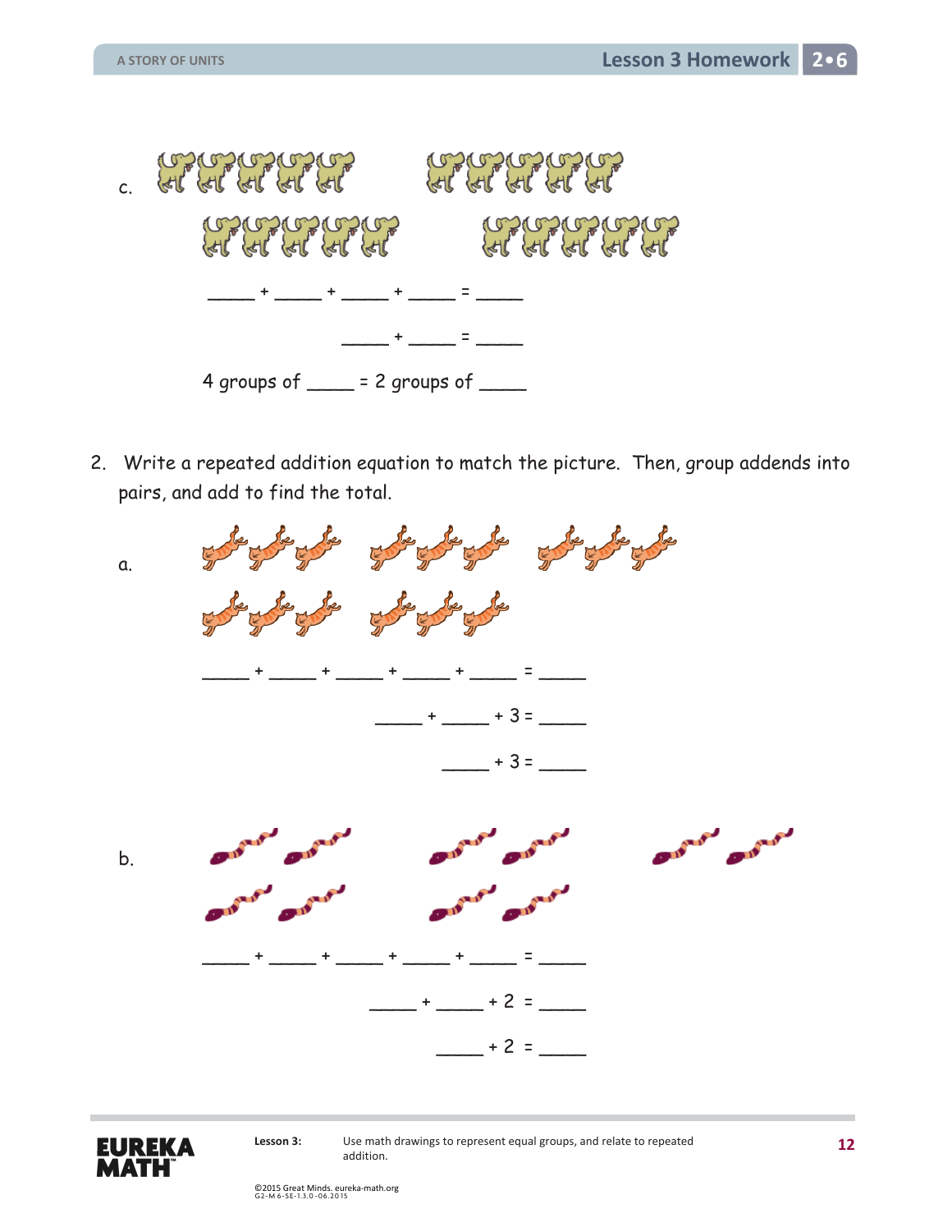c.

\_\_\_\_\_ + \_\_\_\_\_ + \_\_\_\_\_ + \_\_\_\_\_ = \_\_\_\_\_

\_\_\_\_\_ + \_\_\_\_\_ = \_\_\_\_\_

4 groups of \_\_\_\_\_ = 2 groups of \_\_\_\_\_

2. Write a repeated addition equation to match the picture. Then, group addends into pairs, and add to find the total.

a.

\_\_\_\_\_ + \_\_\_\_\_ + \_\_\_\_\_ + \_\_\_\_\_ + \_\_\_\_\_ = \_\_\_\_\_

\_\_\_\_\_ + \_\_\_\_\_ + 3 = \_\_\_\_\_

\_\_\_\_\_ + 3 = \_\_\_\_\_

b.

\_\_\_\_\_ + \_\_\_\_\_ + \_\_\_\_\_ + \_\_\_\_\_ + \_\_\_\_\_ = \_\_\_\_\_

\_\_\_\_\_ + \_\_\_\_\_ + 2 = \_\_\_\_\_

\_\_\_\_\_ + 2 = \_\_\_\_\_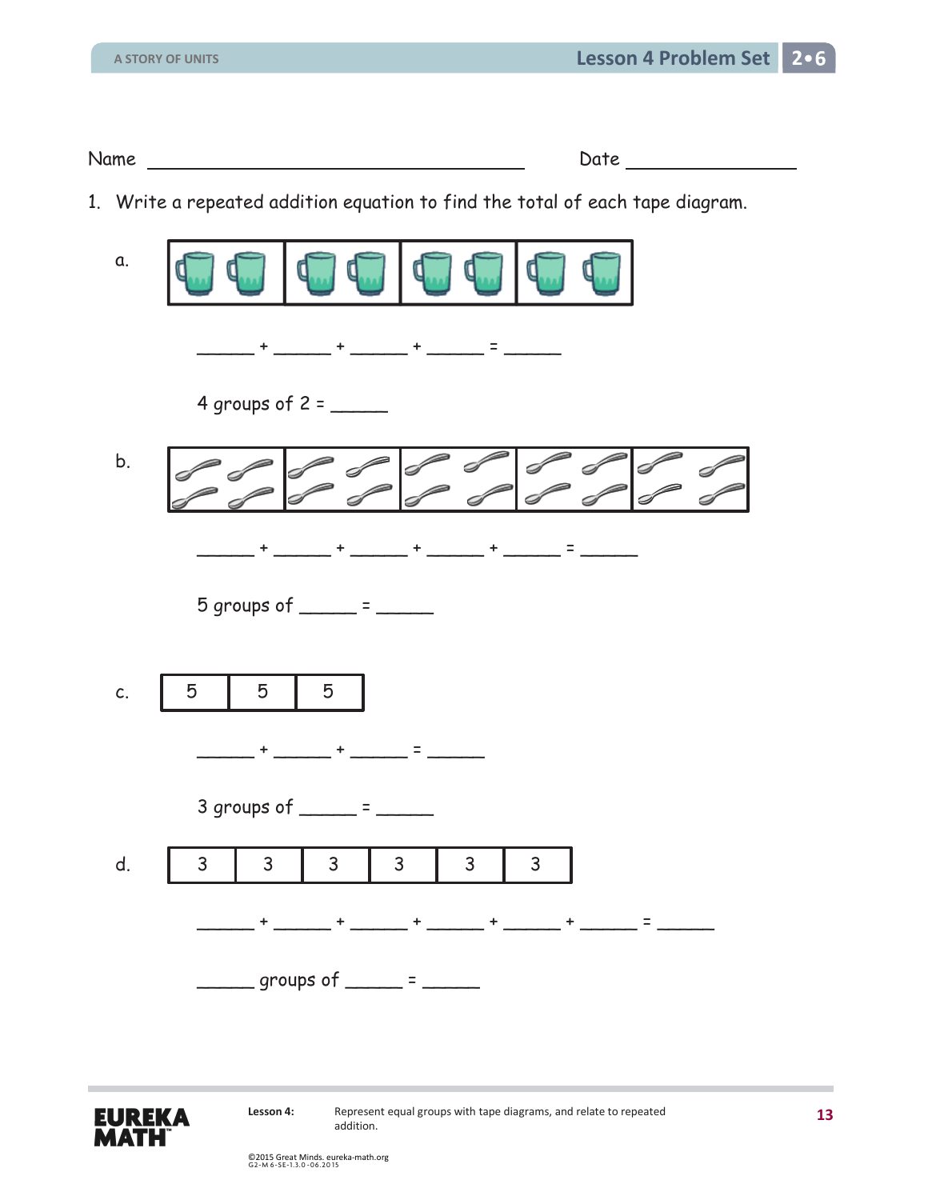Name ______________________________ Date ______________

1. Write a repeated addition equation to find the total of each tape diagram.

a.

_____ + _____ + _____ + _____ = _____

4 groups of 2 = _____

b.

_____ + _____ + _____ + _____ + _____ = _____

5 groups of _____ = _____

c.

| 5 | 5 | 5 |
|---|---|---|

_____ + _____ + _____ = _____

3 groups of _____ = _____

d.

| 3 | 3 | 3 | 3 | 3 | 3 |
|---|---|---|---|---|---|

_____ + _____ + _____ + _____ + _____ + _____ = _____

_____ groups of _____ = _____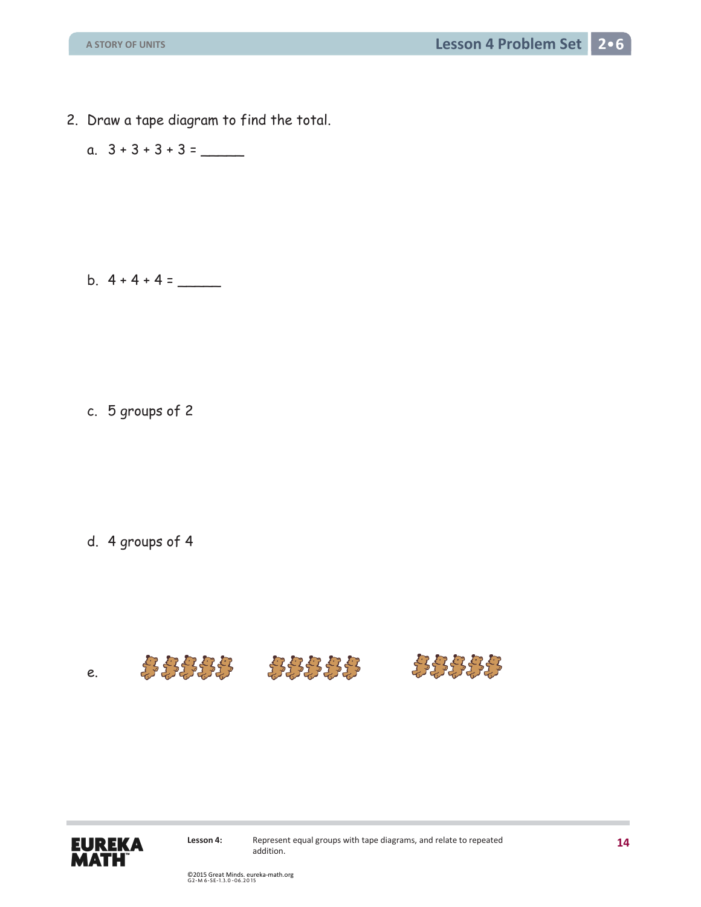2. Draw a tape diagram to find the total.

   a. $3 + 3 + 3 + 3 =$ ______

   b. $4 + 4 + 4 =$ ______

   c. 5 groups of 2

   d. 4 groups of 4

   e.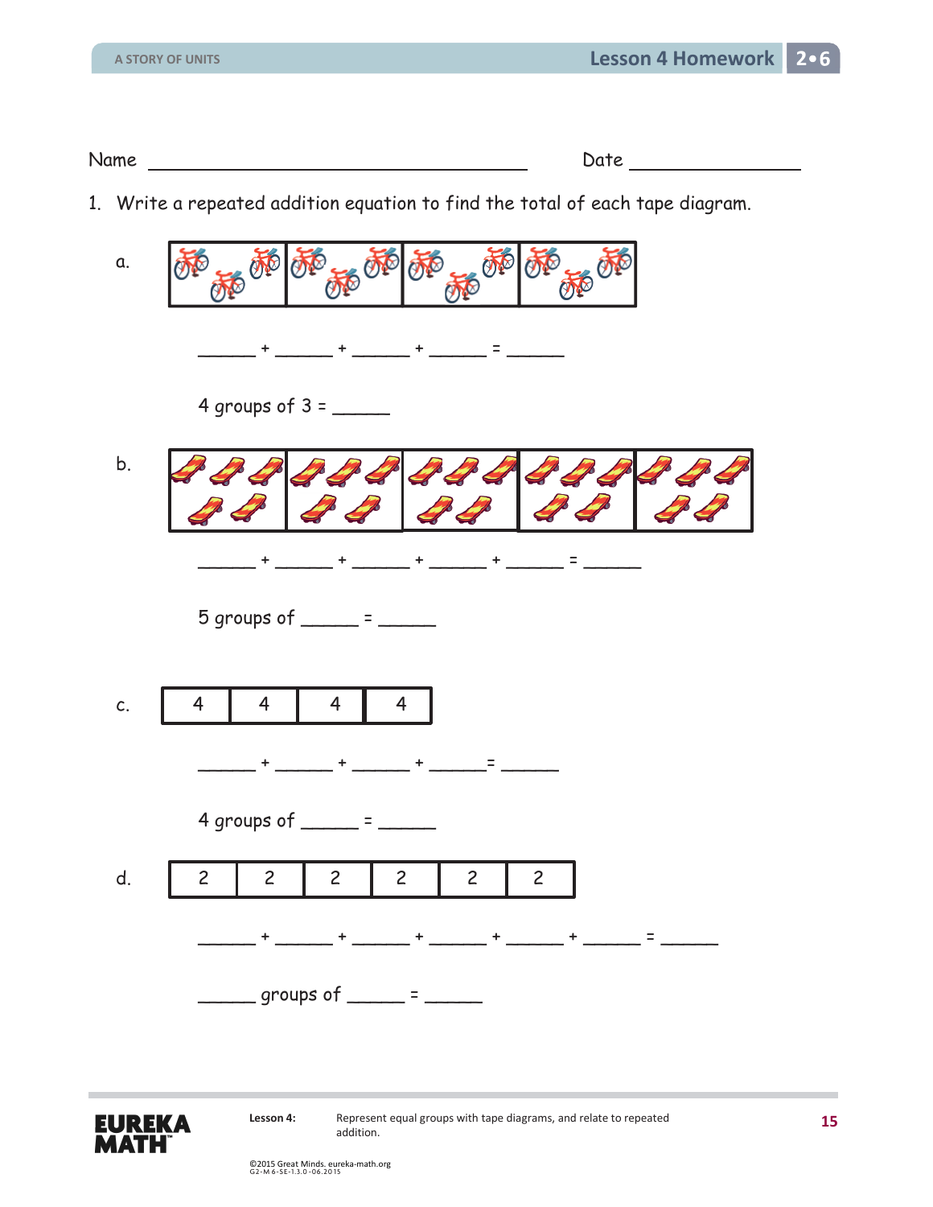Name ______________________________ Date ______________

1. Write a repeated addition equation to find the total of each tape diagram.

a.

_____ + _____ + _____ + _____ = _____

4 groups of 3 = _____

b.

_____ + _____ + _____ + _____ + _____ = _____

5 groups of _____ = _____

c.

| 4 | 4 | 4 | 4 |
|---|---|---|---|

_____ + _____ + _____ + _____ = _____

4 groups of _____ = _____

d.

| 2 | 2 | 2 | 2 | 2 | 2 |
|---|---|---|---|---|---|

_____ + _____ + _____ + _____ + _____ + _____ = _____

_____ groups of _____ = _____

Lesson 4: Represent equal groups with tape diagrams, and relate to repeated addition.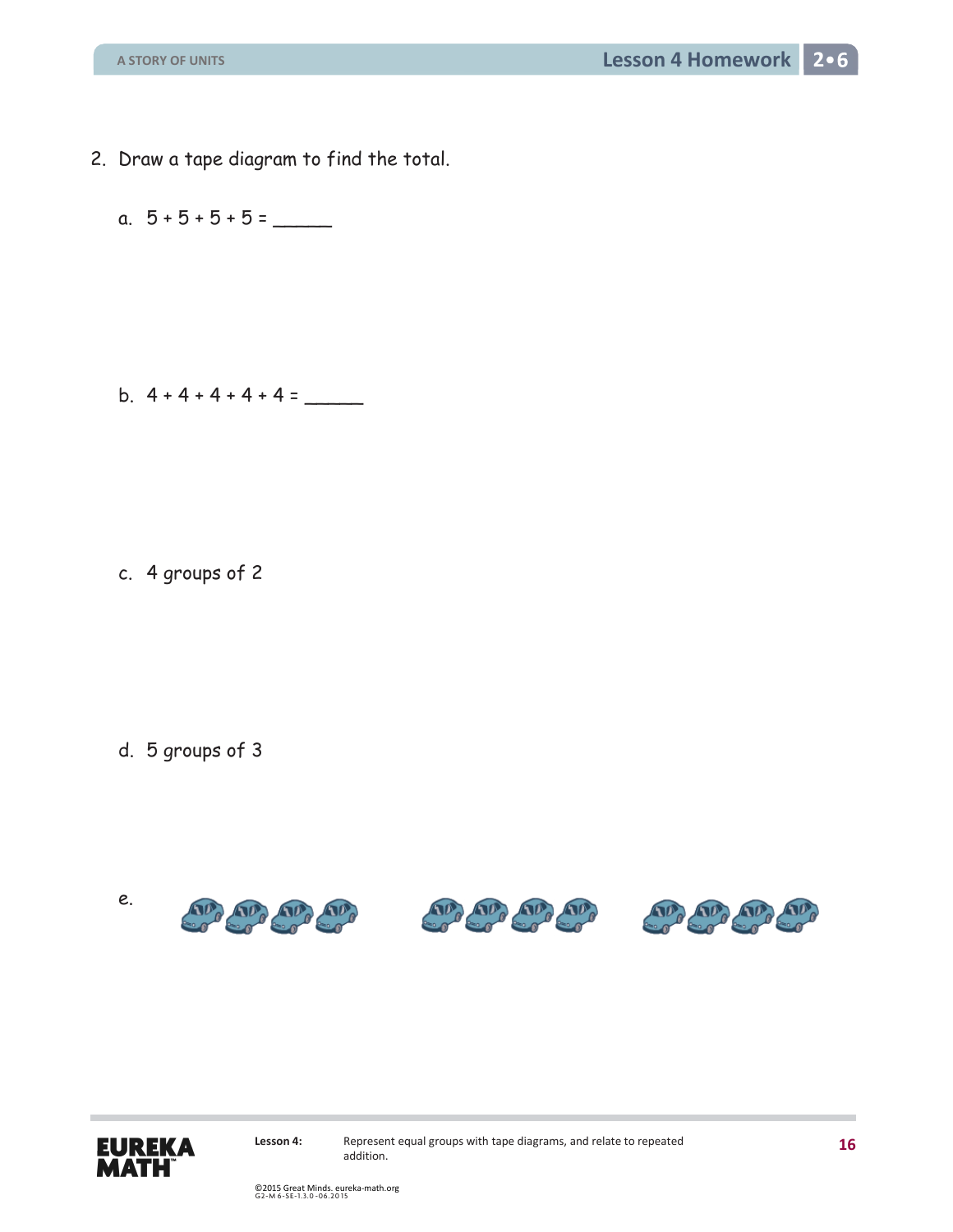2. Draw a tape diagram to find the total.

a. 5 + 5 + 5 + 5 = _____

b. 4 + 4 + 4 + 4 + 4 = _____

c. 4 groups of 2

d. 5 groups of 3

e.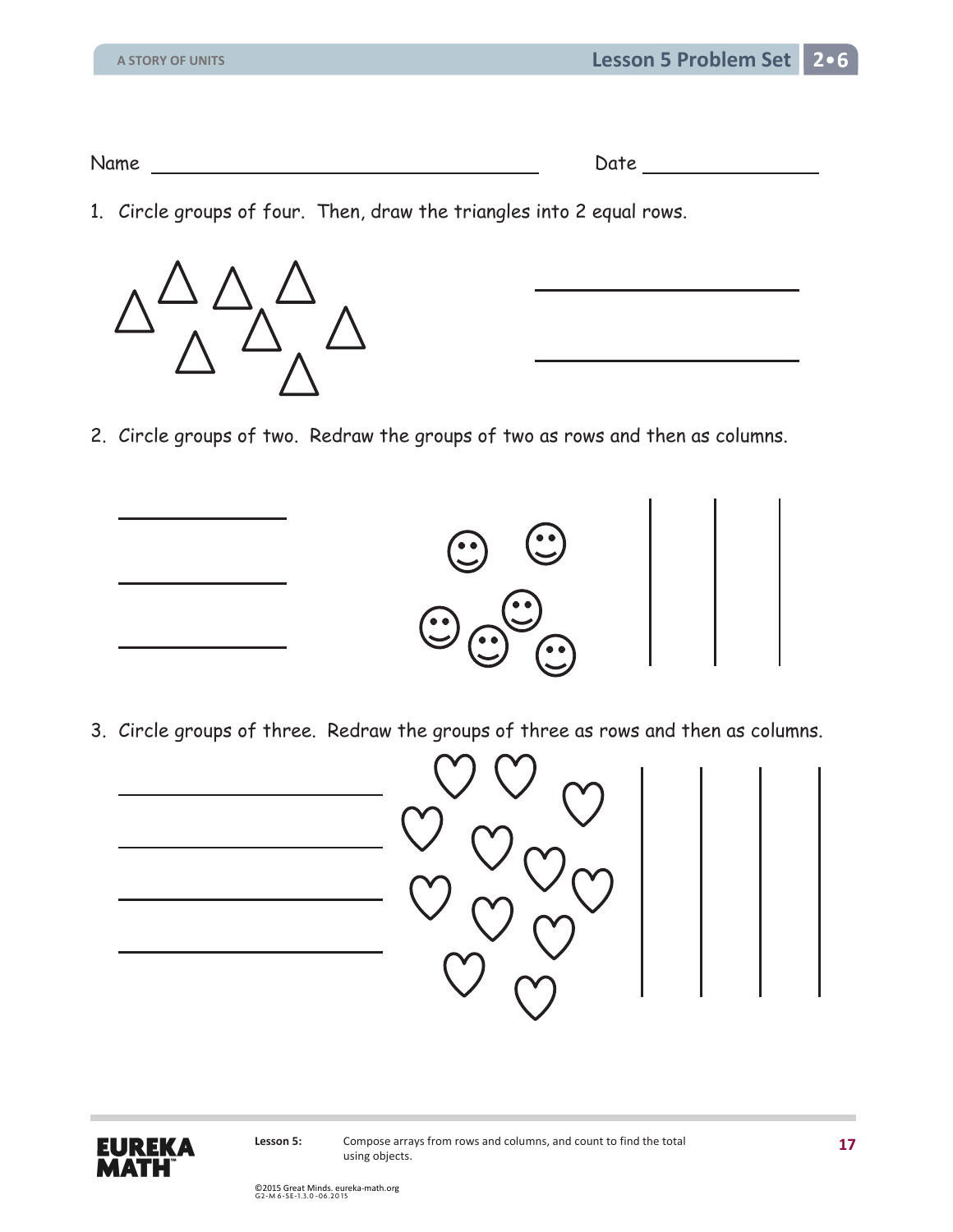Name _________________________________ Date ________________

1. Circle groups of four. Then, draw the triangles into 2 equal rows.

2. Circle groups of two. Redraw the groups of two as rows and then as columns.

3. Circle groups of three. Redraw the groups of three as rows and then as columns.

Lesson 5: Compose arrays from rows and columns, and count to find the total using objects.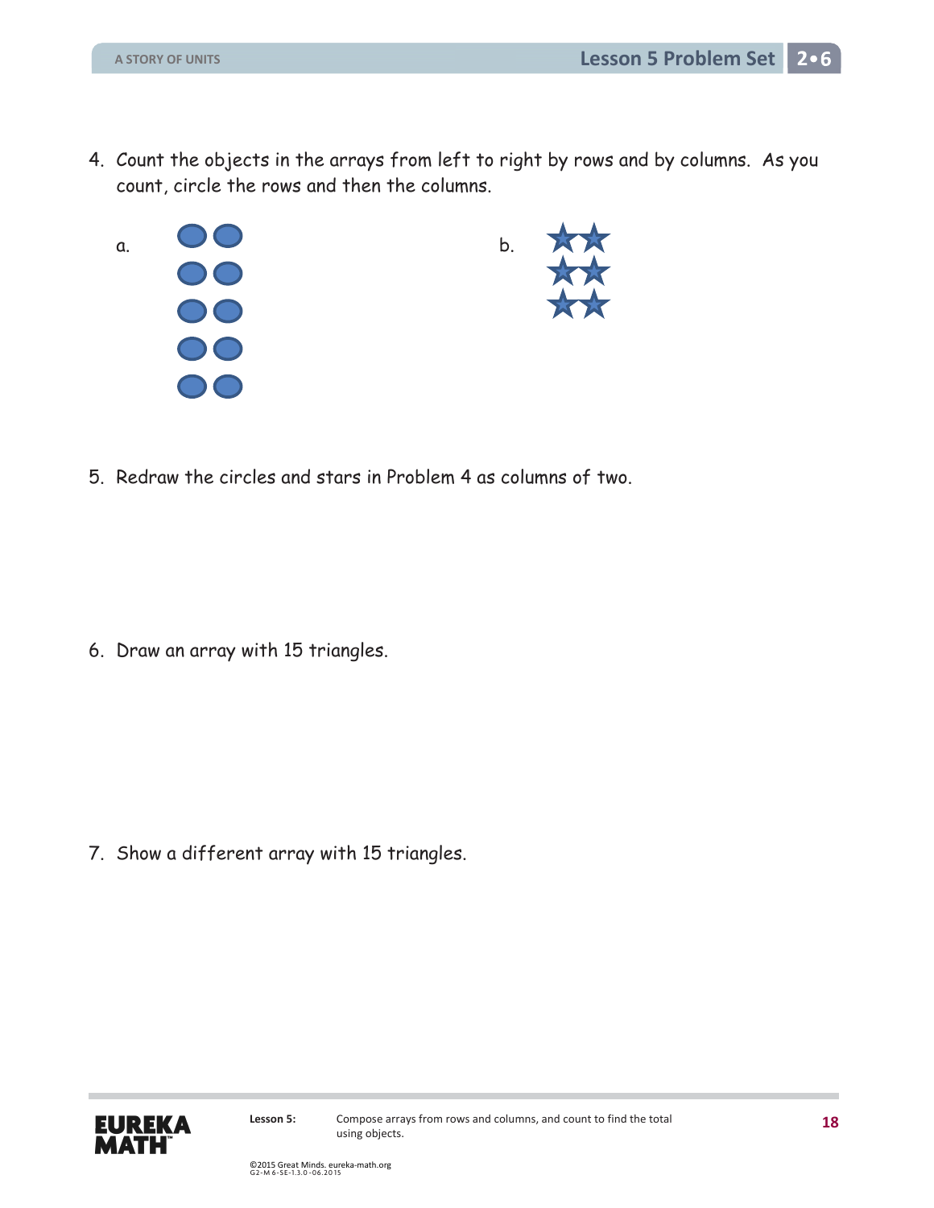4. Count the objects in the arrays from left to right by rows and by columns. As you count, circle the rows and then the columns.

a.

b.

5. Redraw the circles and stars in Problem 4 as columns of two.

6. Draw an array with 15 triangles.

7. Show a different array with 15 triangles.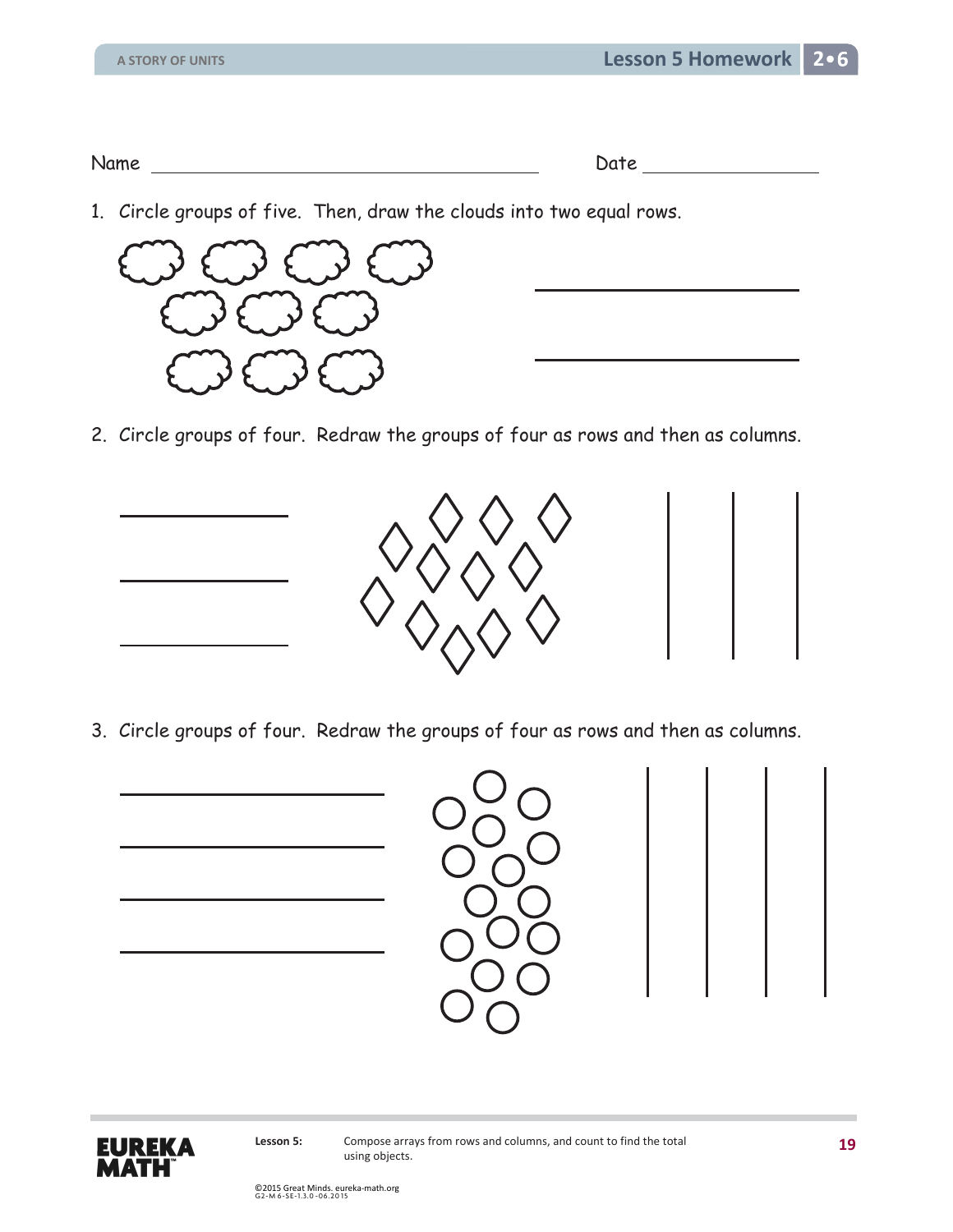Name ______________________________ Date ______________

1. Circle groups of five. Then, draw the clouds into two equal rows.

2. Circle groups of four. Redraw the groups of four as rows and then as columns.

3. Circle groups of four. Redraw the groups of four as rows and then as columns.

**Lesson 5:** Compose arrays from rows and columns, and count to find the total using objects.

©2015 Great Minds. eureka-math.org
G2-M6-SE-1.3.0-06.2015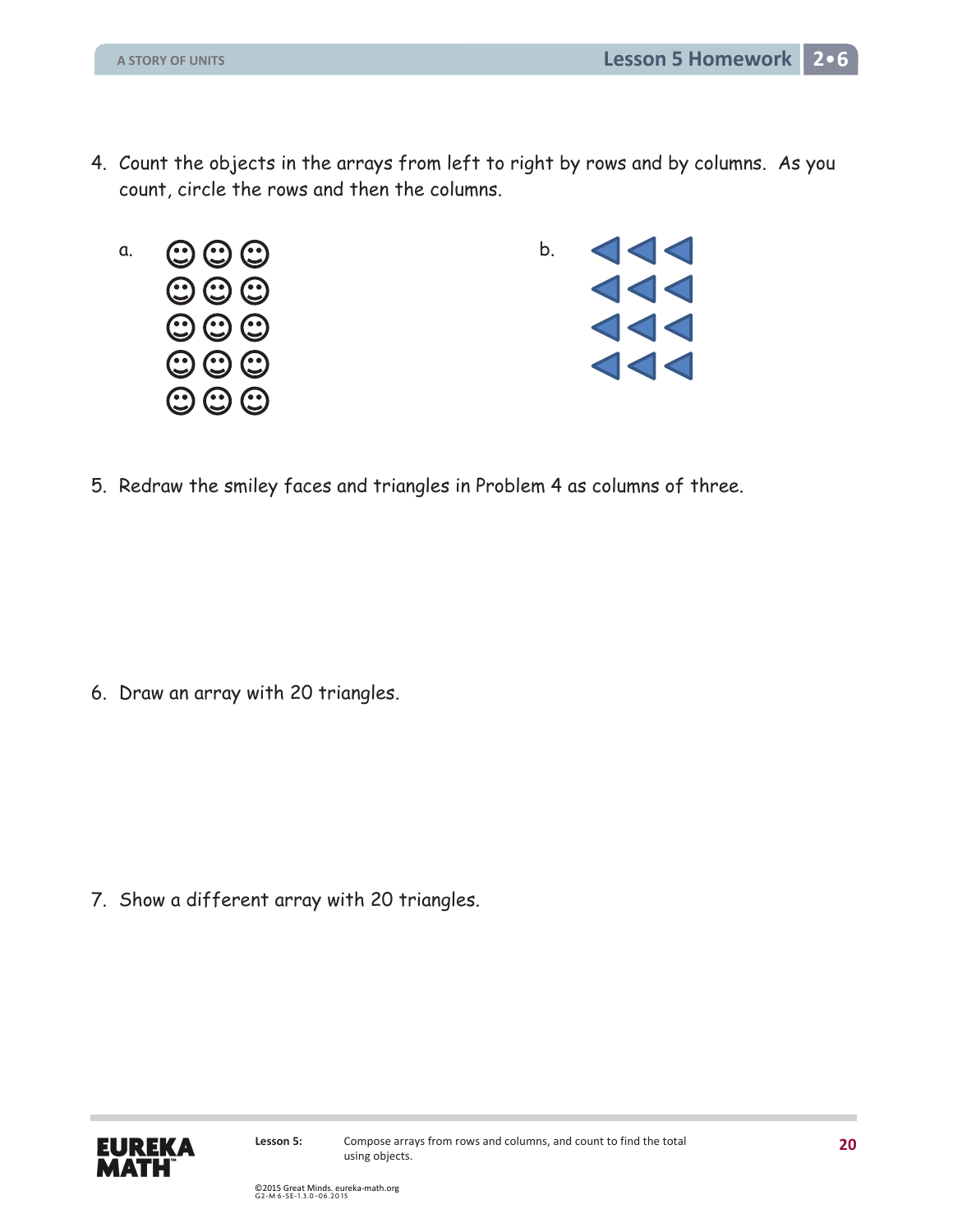4. Count the objects in the arrays from left to right by rows and by columns. As you count, circle the rows and then the columns.

a.

☺ ☺ ☺
☺ ☺ ☺
☺ ☺ ☺
☺ ☺ ☺
☺ ☺ ☺

b.

◀ ◀ ◀
◀ ◀ ◀
◀ ◀ ◀
◀ ◀ ◀

5. Redraw the smiley faces and triangles in Problem 4 as columns of three.

6. Draw an array with 20 triangles.

7. Show a different array with 20 triangles.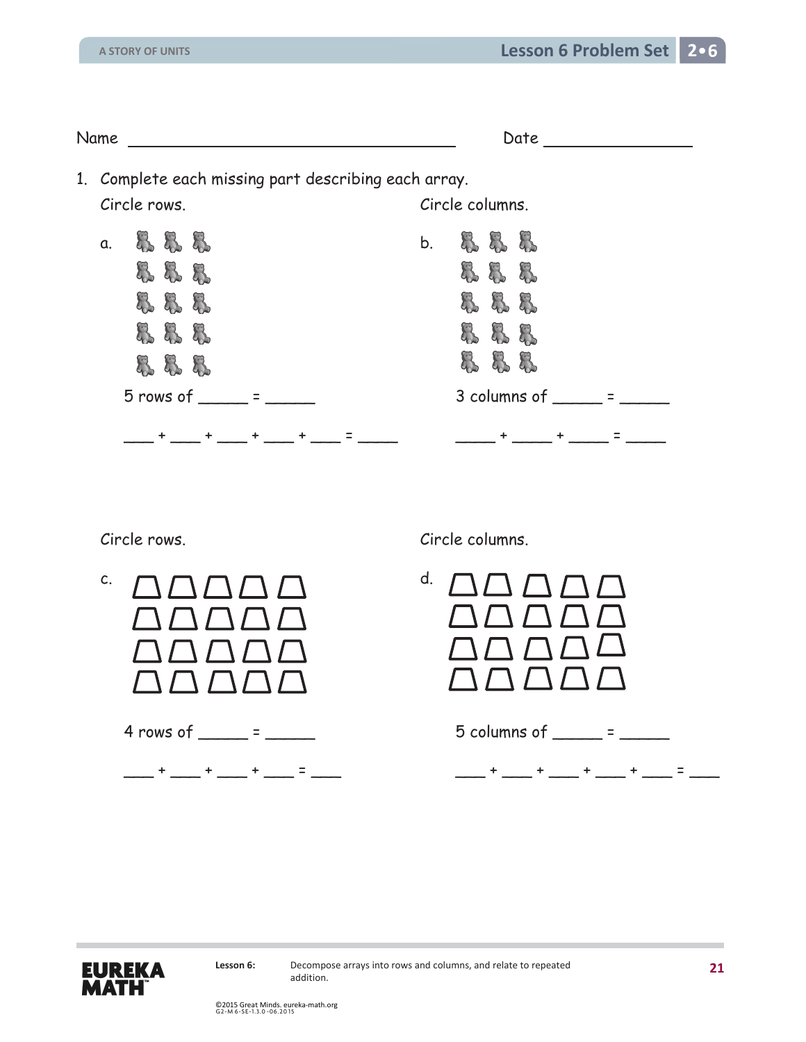Name ___________________________________ Date _______________

1. Complete each missing part describing each array.

Circle rows.

a.

5 rows of _____ = _____

___ + ___ + ___ + ___ + ___ = _____

Circle columns.

b.

3 columns of _____ = _____

_____ + _____ + _____ = _____

Circle rows.

c.

4 rows of _____ = _____

___ + ___ + ___ + ___ = ___

Circle columns.

d.

5 columns of _____ = _____

___ + ___ + ___ + ___ + ___ = ___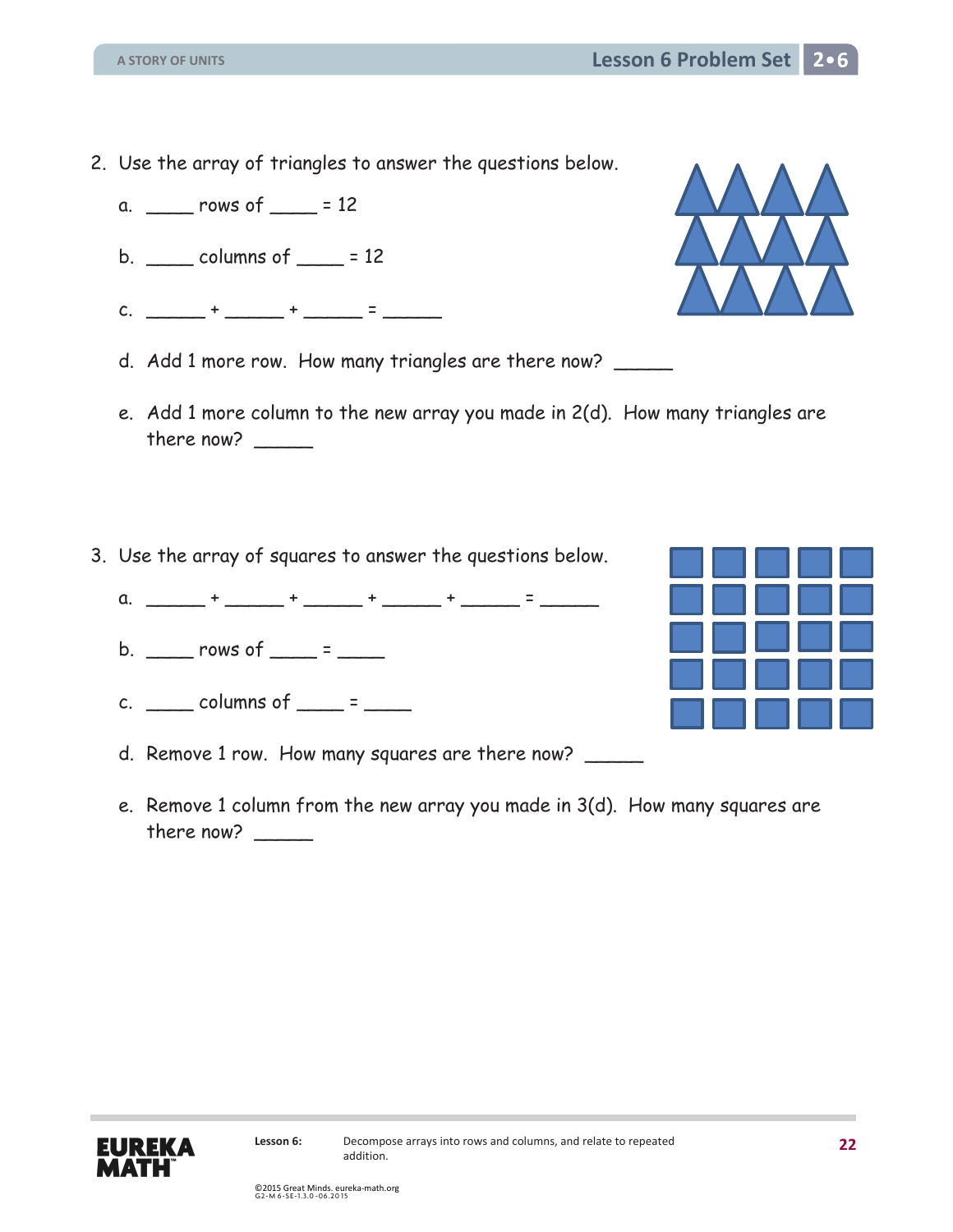2. Use the array of triangles to answer the questions below.

   a. _____ rows of _____ = 12

   b. _____ columns of _____ = 12

   c. ______ + ______ + ______ = ______

   d. Add 1 more row. How many triangles are there now? ______

   e. Add 1 more column to the new array you made in 2(d). How many triangles are there now? ______

3. Use the array of squares to answer the questions below.

   a. ______ + ______ + ______ + ______ + ______ = ______

   b. _____ rows of _____ = _____

   c. _____ columns of _____ = _____

   d. Remove 1 row. How many squares are there now? ______

   e. Remove 1 column from the new array you made in 3(d). How many squares are there now? ______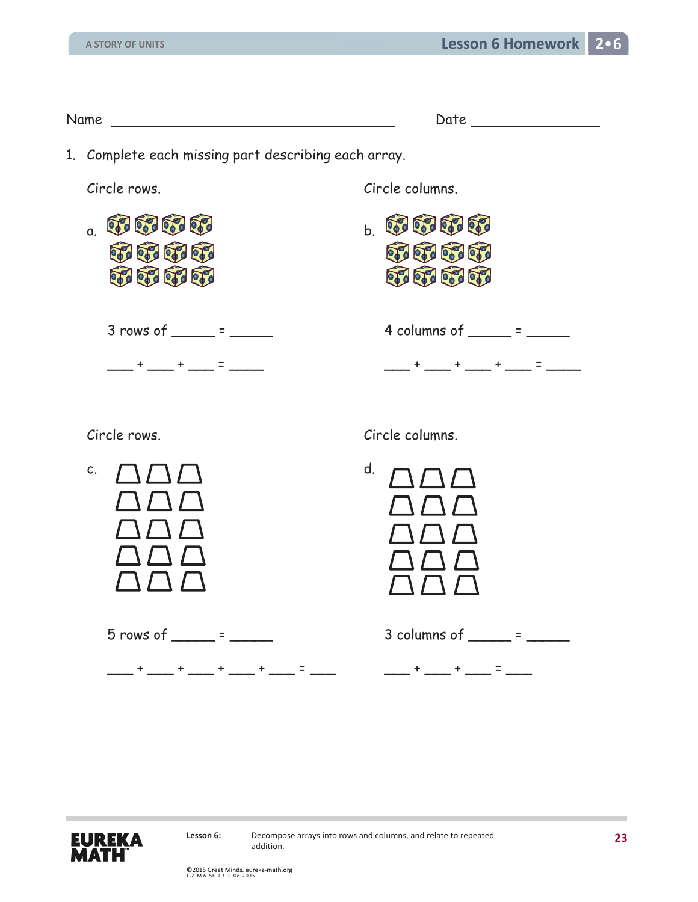Name ______________________________ Date ______________

1. Complete each missing part describing each array.

Circle rows.

a.

3 rows of _____ = _____

___ + ___ + ___ = _____

Circle columns.

b.

4 columns of _____ = _____

___ + ___ + ___ + ___ = _____

Circle rows.

c.

5 rows of _____ = _____

___ + ___ + ___ + ___ + ___ = ___

Circle columns.

d.

3 columns of _____ = _____

___ + ___ + ___ = ___

Lesson 6: Decompose arrays into rows and columns, and relate to repeated addition.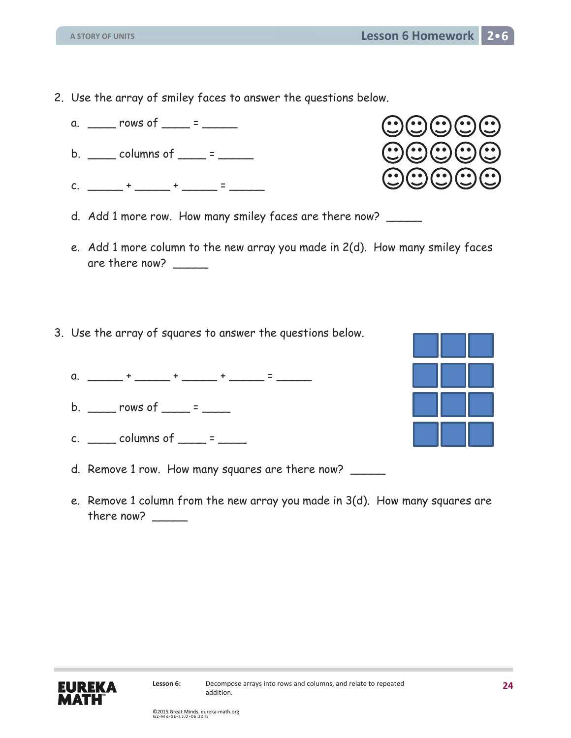2. Use the array of smiley faces to answer the questions below.

   a. ____ rows of ____ = _____

   b. ____ columns of ____ = _____

   c. _____ + _____ + _____ = _____

   d. Add 1 more row. How many smiley faces are there now? _____

   e. Add 1 more column to the new array you made in 2(d). How many smiley faces are there now? _____

3. Use the array of squares to answer the questions below.

   a. _____ + _____ + _____ + _____ = _____

   b. ____ rows of ____ = ____

   c. ____ columns of ____ = ____

   d. Remove 1 row. How many squares are there now? _____

   e. Remove 1 column from the new array you made in 3(d). How many squares are there now? _____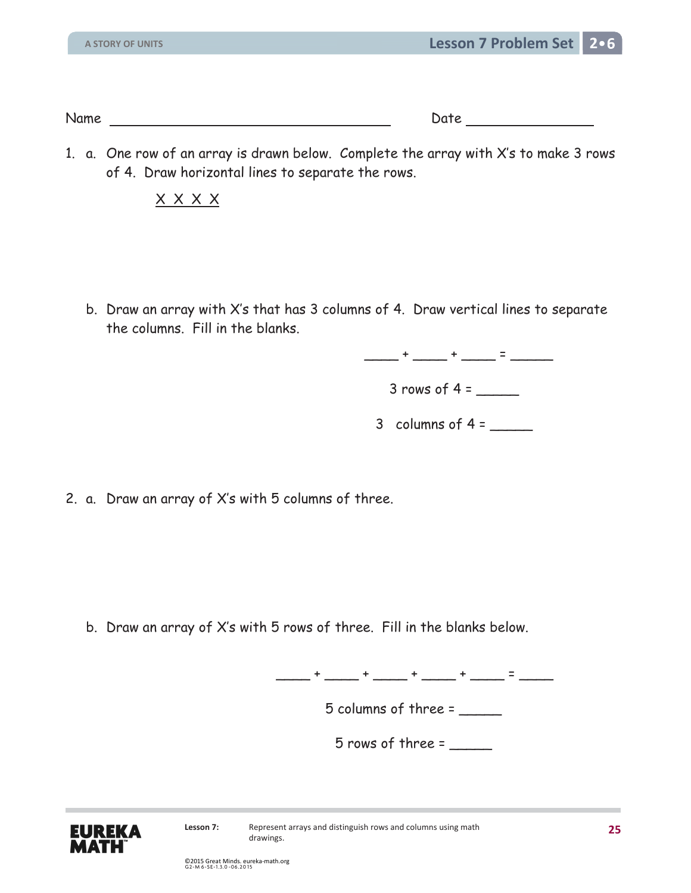Name ______________________________ Date ______________

1. a. One row of an array is drawn below. Complete the array with X's to make 3 rows of 4. Draw horizontal lines to separate the rows.

   X X X X

   b. Draw an array with X's that has 3 columns of 4. Draw vertical lines to separate the columns. Fill in the blanks.

   ____ + ____ + ____ = _____

   3 rows of 4 = _____

   3 columns of 4 = _____

2. a. Draw an array of X's with 5 columns of three.

   b. Draw an array of X's with 5 rows of three. Fill in the blanks below.

   ____ + ____ + ____ + ____ + ____ = ____

   5 columns of three = _____

   5 rows of three = _____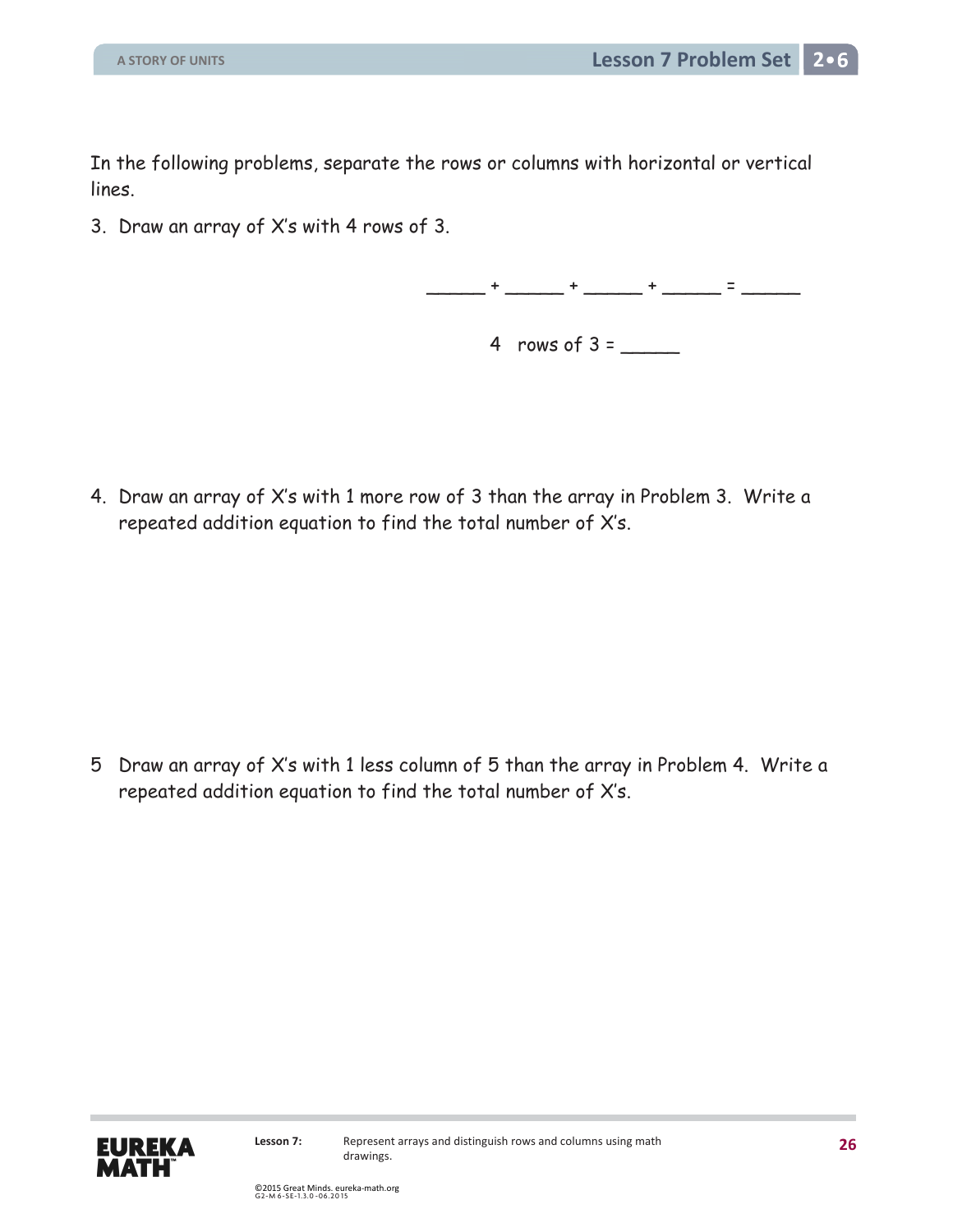In the following problems, separate the rows or columns with horizontal or vertical lines.

3. Draw an array of X's with 4 rows of 3.

_____ + _____ + _____ + _____ = _____

4 rows of 3 = _____

4. Draw an array of X's with 1 more row of 3 than the array in Problem 3. Write a repeated addition equation to find the total number of X's.

5 Draw an array of X's with 1 less column of 5 than the array in Problem 4. Write a repeated addition equation to find the total number of X's.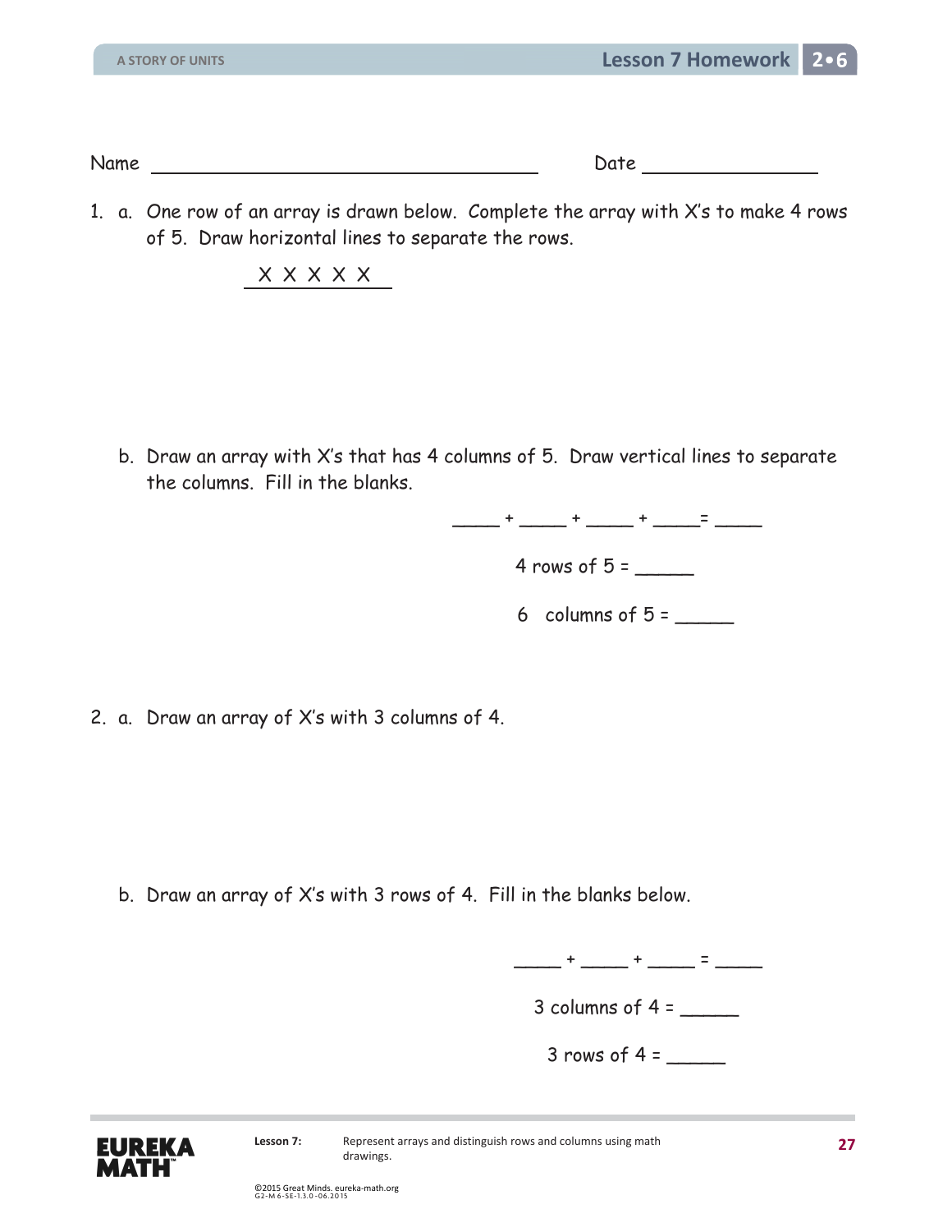Name ______________________________ Date ______________

1. a. One row of an array is drawn below. Complete the array with X's to make 4 rows of 5. Draw horizontal lines to separate the rows.

X X X X X
___________

b. Draw an array with X's that has 4 columns of 5. Draw vertical lines to separate the columns. Fill in the blanks.

____ + ____ + ____ + ____= ____

4 rows of 5 = _____

6 columns of 5 = _____

2. a. Draw an array of X's with 3 columns of 4.

b. Draw an array of X's with 3 rows of 4. Fill in the blanks below.

____ + ____ + ____ = ____

3 columns of 4 = _____

3 rows of 4 = _____

Lesson 7: Represent arrays and distinguish rows and columns using math drawings.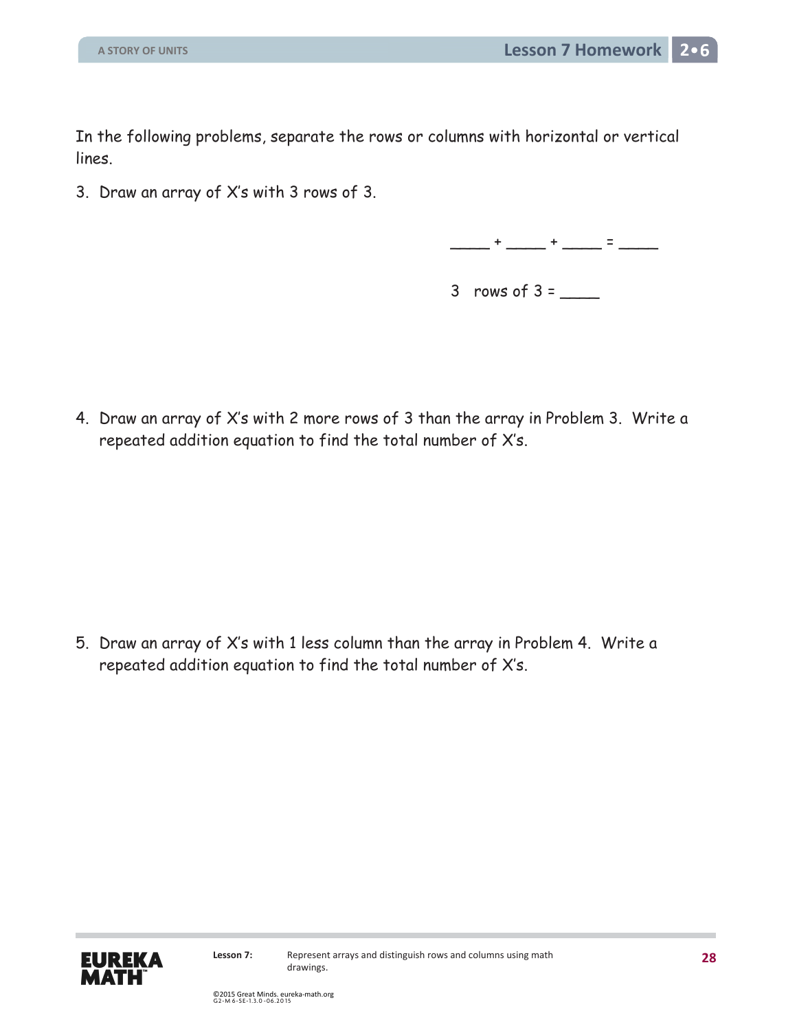In the following problems, separate the rows or columns with horizontal or vertical lines.

3. Draw an array of X's with 3 rows of 3.

 ____ + ____ + ____ = ____

 3 rows of 3 = ____

4. Draw an array of X's with 2 more rows of 3 than the array in Problem 3. Write a repeated addition equation to find the total number of X's.

5. Draw an array of X's with 1 less column than the array in Problem 4. Write a repeated addition equation to find the total number of X's.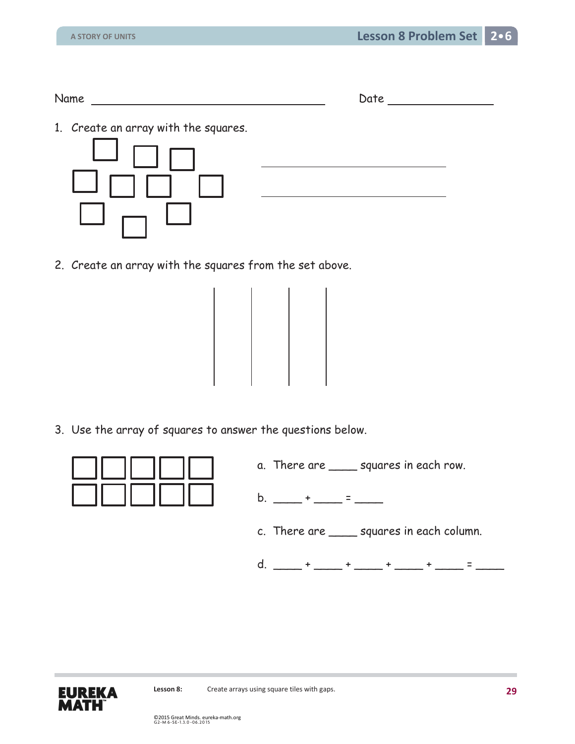Name ______________________ Date ____________

1. Create an array with the squares.

______________________

______________________

2. Create an array with the squares from the set above.

3. Use the array of squares to answer the questions below.

a. There are ____ squares in each row.

b. ____ + ____ = ____

c. There are ____ squares in each column.

d. ____ + ____ + ____ + ____ + ____ = ____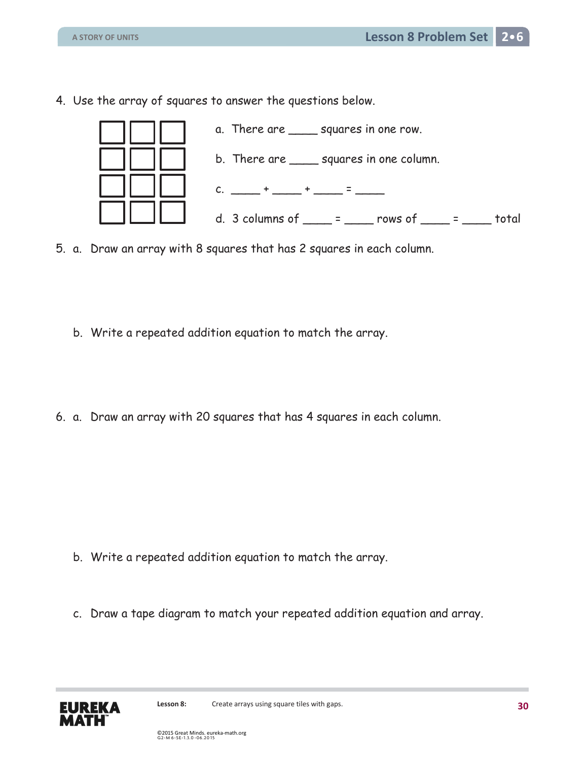4. Use the array of squares to answer the questions below.

   a. There are ____ squares in one row.

   b. There are ____ squares in one column.

   c. ____ + ____ + ____ = ____

   d. 3 columns of ____ = ____ rows of ____ = ____ total

5. a. Draw an array with 8 squares that has 2 squares in each column.

   b. Write a repeated addition equation to match the array.

6. a. Draw an array with 20 squares that has 4 squares in each column.

   b. Write a repeated addition equation to match the array.

   c. Draw a tape diagram to match your repeated addition equation and array.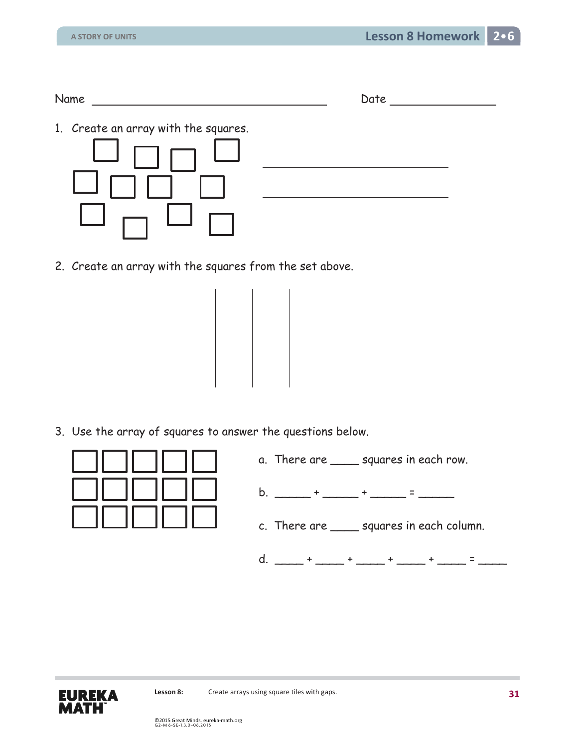Name ______________________________ Date ______________

1. Create an array with the squares.

______________________________

______________________________

2. Create an array with the squares from the set above.

3. Use the array of squares to answer the questions below.

a. There are ____ squares in each row.

b. _____ + _____ + _____ = _____

c. There are ____ squares in each column.

d. ____ + ____ + ____ + ____ + ____ = ____

Lesson 8: Create arrays using square tiles with gaps.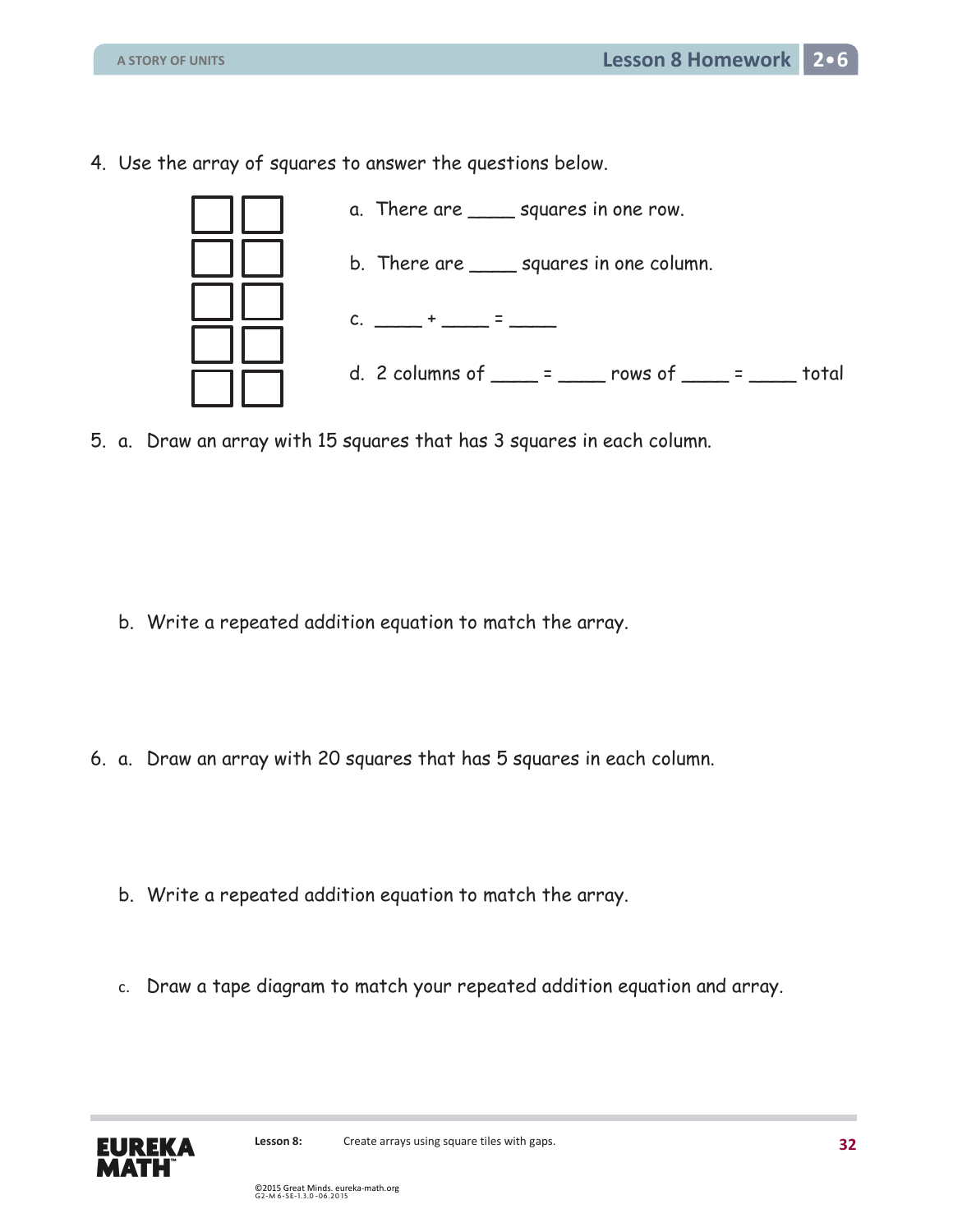4. Use the array of squares to answer the questions below.

   a. There are ____ squares in one row.

   b. There are ____ squares in one column.

   c. ____ + ____ = ____

   d. 2 columns of ____ = ____ rows of ____ = ____ total

5. a. Draw an array with 15 squares that has 3 squares in each column.

   b. Write a repeated addition equation to match the array.

6. a. Draw an array with 20 squares that has 5 squares in each column.

   b. Write a repeated addition equation to match the array.

   c. Draw a tape diagram to match your repeated addition equation and array.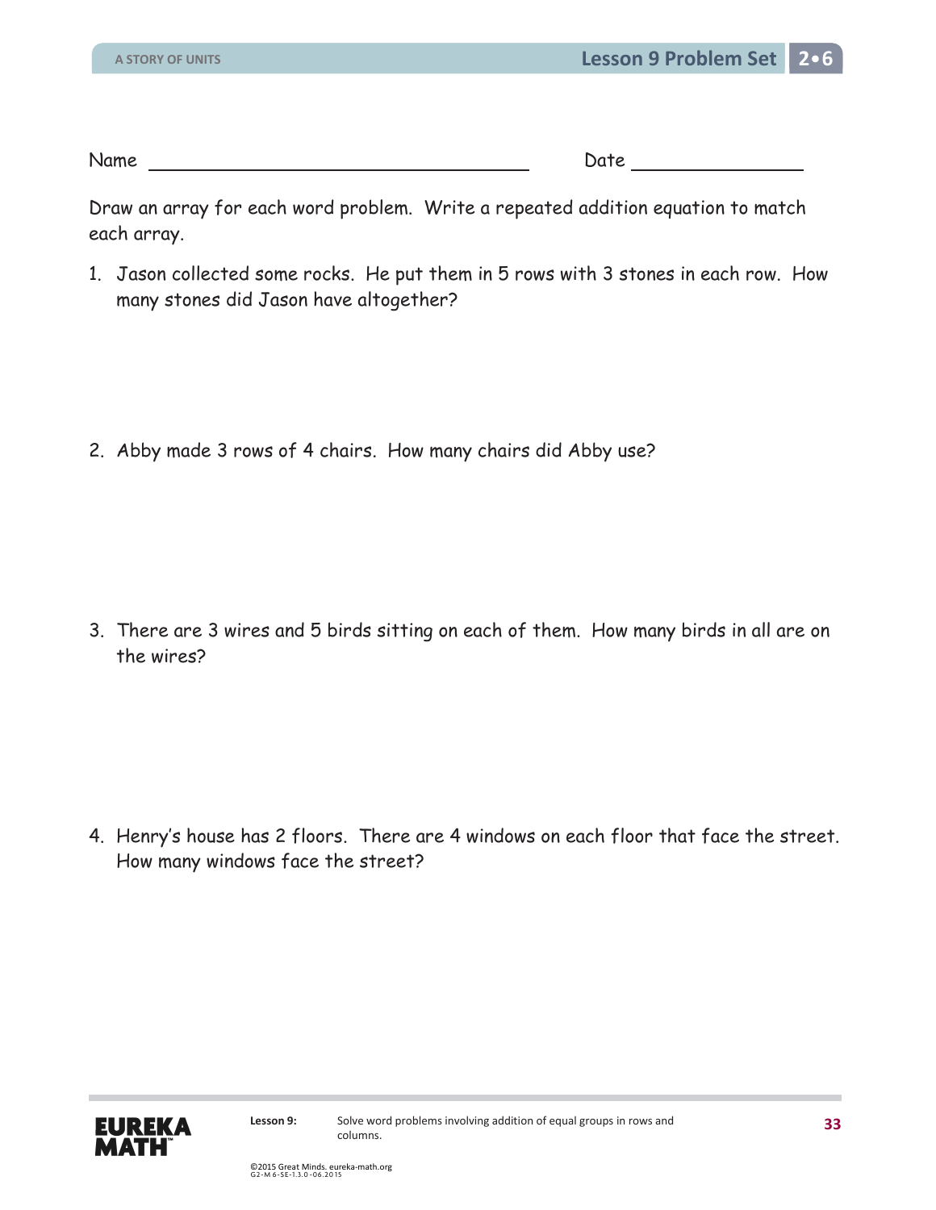Name ________________________________ Date ______________

Draw an array for each word problem. Write a repeated addition equation to match each array.

1. Jason collected some rocks. He put them in 5 rows with 3 stones in each row. How many stones did Jason have altogether?

2. Abby made 3 rows of 4 chairs. How many chairs did Abby use?

3. There are 3 wires and 5 birds sitting on each of them. How many birds in all are on the wires?

4. Henry's house has 2 floors. There are 4 windows on each floor that face the street. How many windows face the street?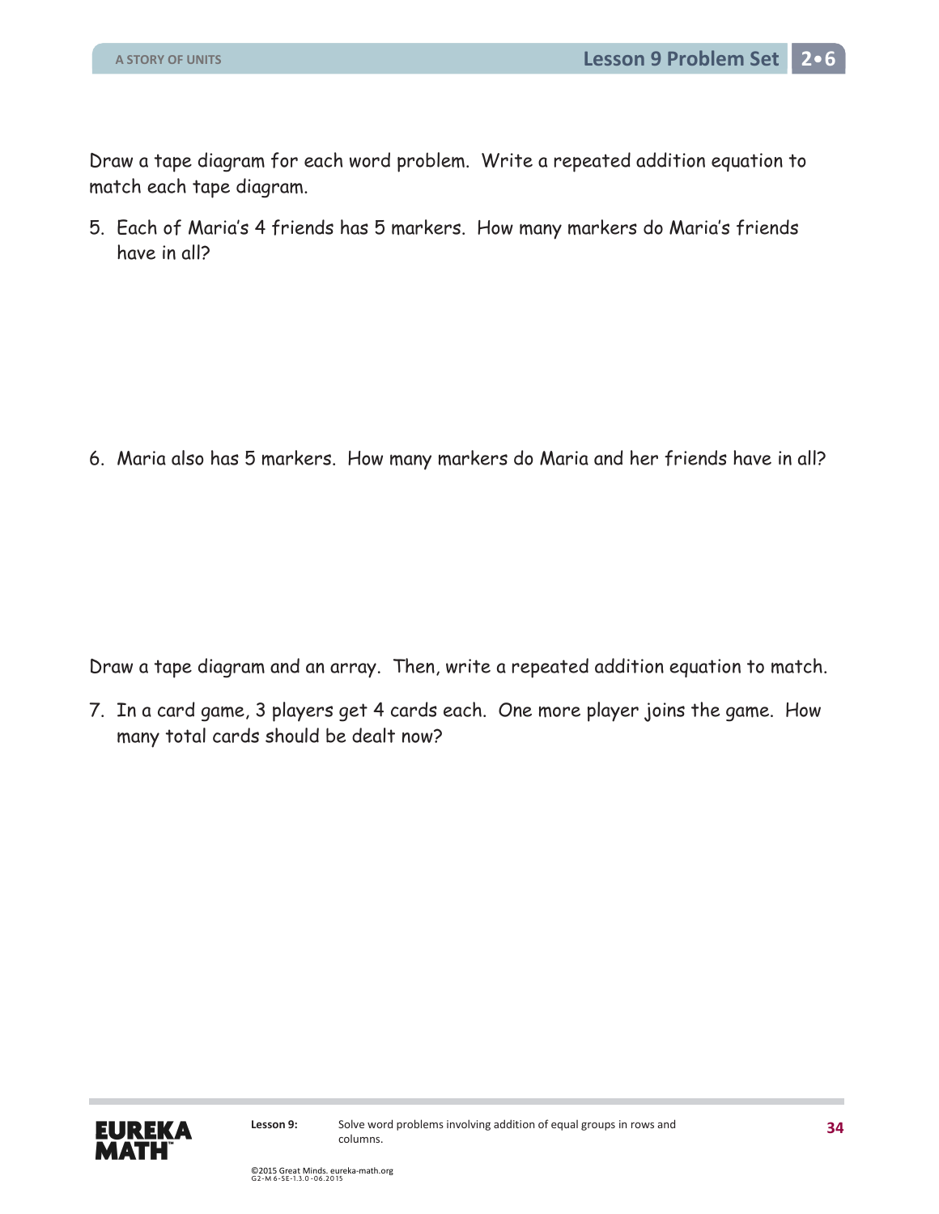Draw a tape diagram for each word problem. Write a repeated addition equation to match each tape diagram.

5. Each of Maria's 4 friends has 5 markers. How many markers do Maria's friends have in all?

6. Maria also has 5 markers. How many markers do Maria and her friends have in all?

Draw a tape diagram and an array. Then, write a repeated addition equation to match.

7. In a card game, 3 players get 4 cards each. One more player joins the game. How many total cards should be dealt now?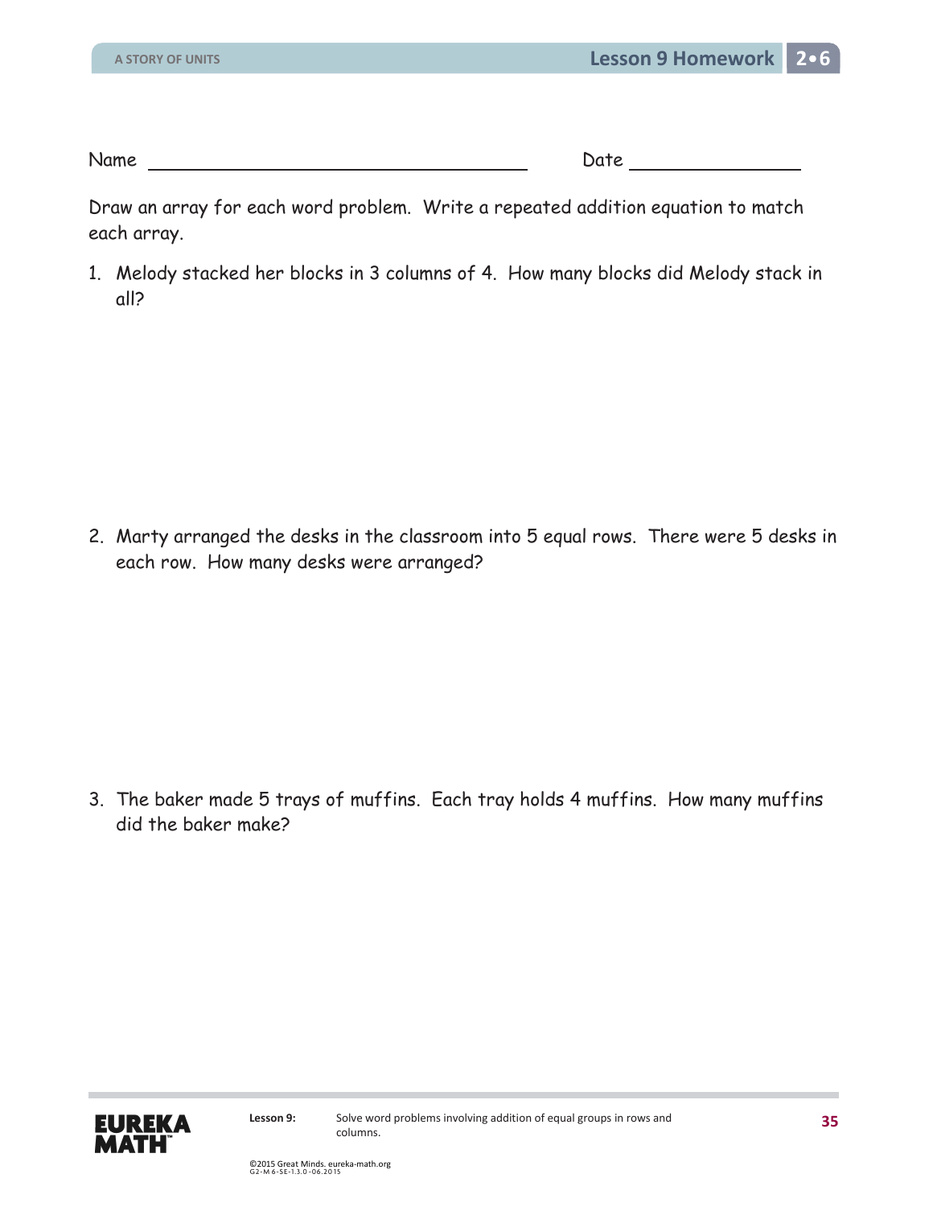Name ______________________________ Date ______________

Draw an array for each word problem. Write a repeated addition equation to match each array.

1. Melody stacked her blocks in 3 columns of 4. How many blocks did Melody stack in all?

2. Marty arranged the desks in the classroom into 5 equal rows. There were 5 desks in each row. How many desks were arranged?

3. The baker made 5 trays of muffins. Each tray holds 4 muffins. How many muffins did the baker make?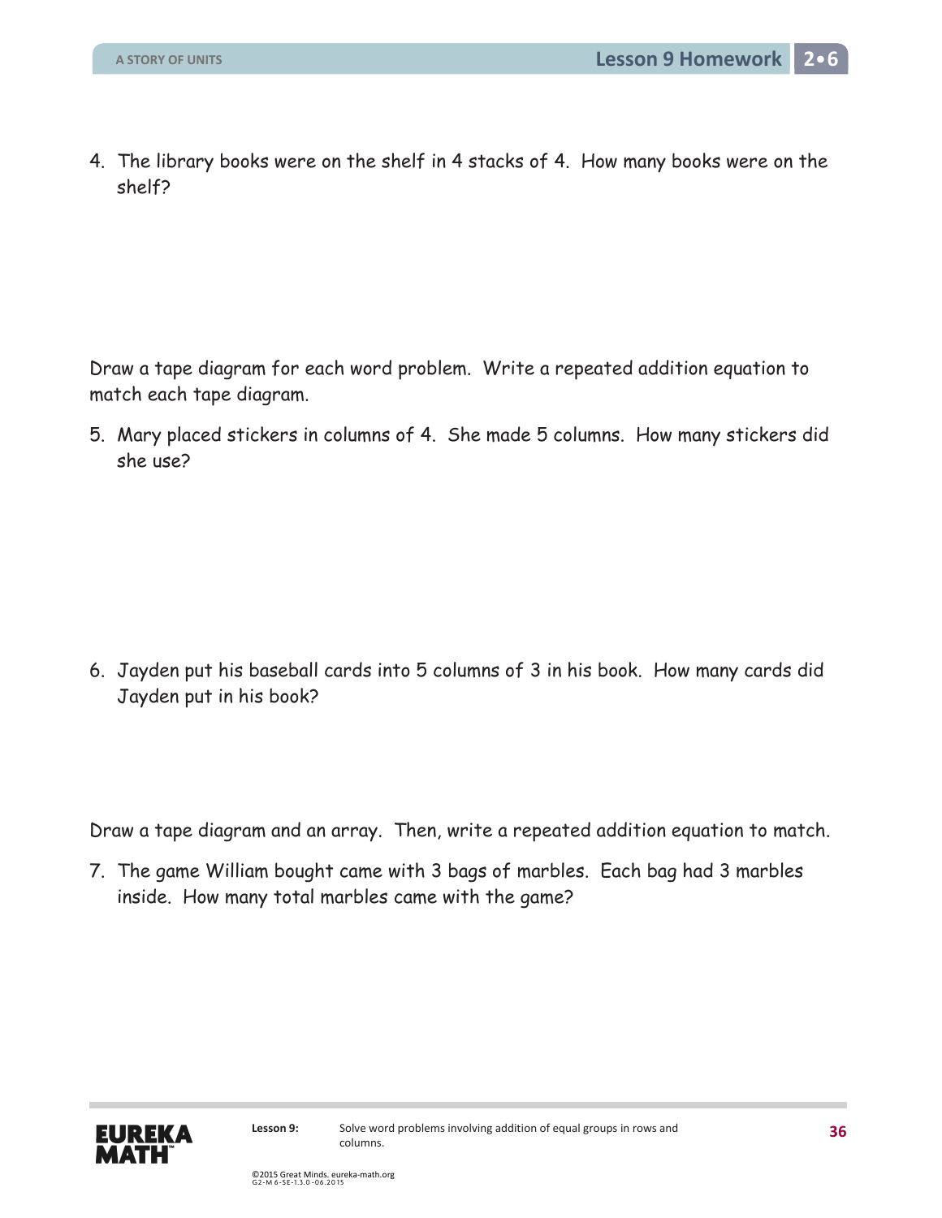4. The library books were on the shelf in 4 stacks of 4. How many books were on the shelf?

Draw a tape diagram for each word problem. Write a repeated addition equation to match each tape diagram.

5. Mary placed stickers in columns of 4. She made 5 columns. How many stickers did she use?

6. Jayden put his baseball cards into 5 columns of 3 in his book. How many cards did Jayden put in his book?

Draw a tape diagram and an array. Then, write a repeated addition equation to match.

7. The game William bought came with 3 bags of marbles. Each bag had 3 marbles inside. How many total marbles came with the game?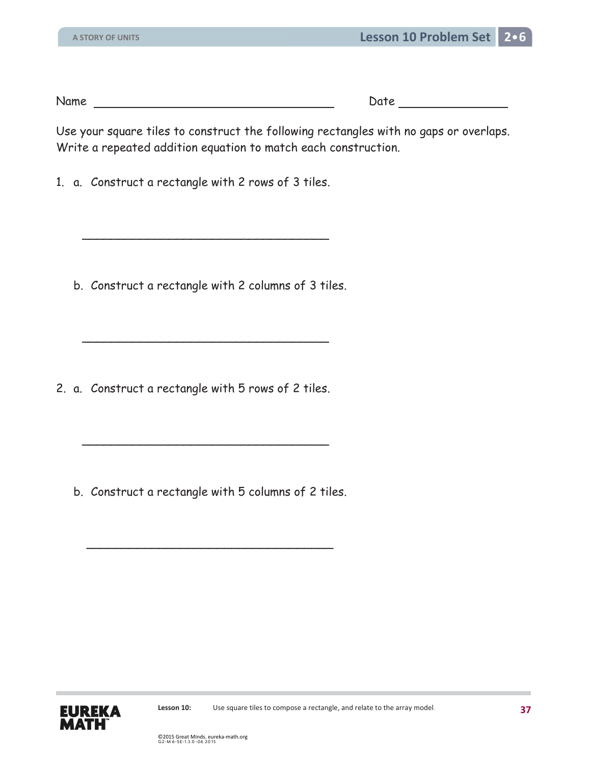Name ______________________________ Date ______________

Use your square tiles to construct the following rectangles with no gaps or overlaps. Write a repeated addition equation to match each construction.

1. a. Construct a rectangle with 2 rows of 3 tiles.

   ______________________________

   b. Construct a rectangle with 2 columns of 3 tiles.

   ______________________________

2. a. Construct a rectangle with 5 rows of 2 tiles.

   ______________________________

   b. Construct a rectangle with 5 columns of 2 tiles.

   ______________________________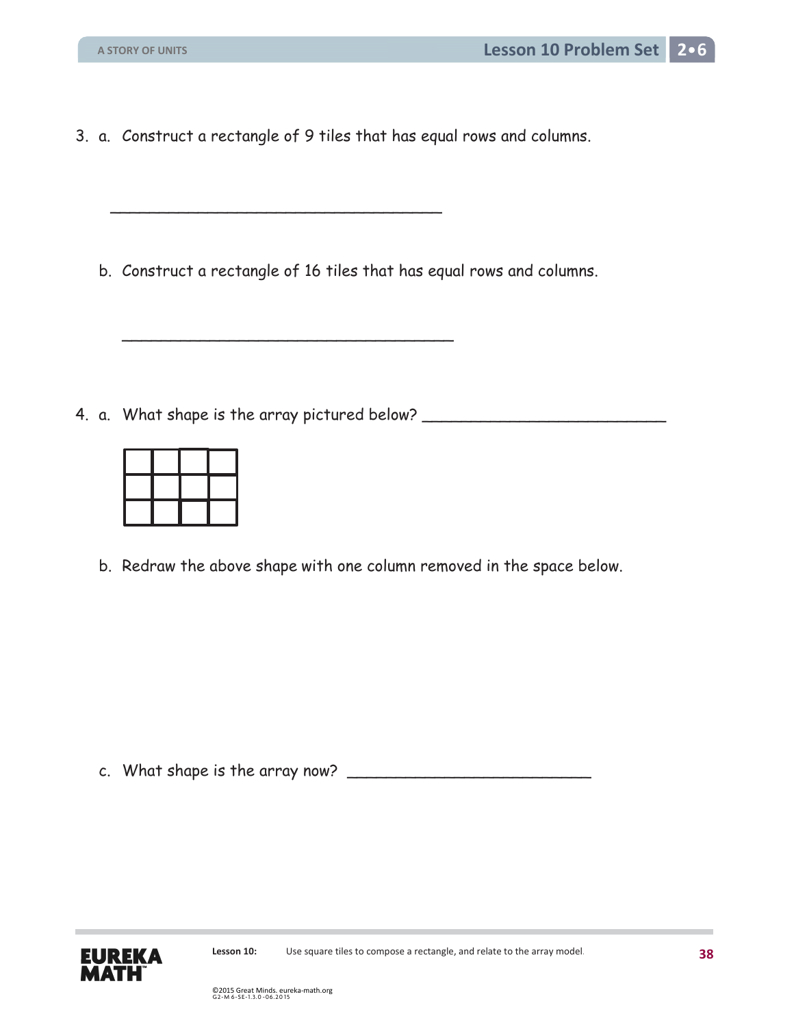3. a. Construct a rectangle of 9 tiles that has equal rows and columns.

   ___________________________________

   b. Construct a rectangle of 16 tiles that has equal rows and columns.

   ___________________________________

4. a. What shape is the array pictured below? __________________________

   |   |   |   |   |
   |---|---|---|---|
   |   |   |   |   |
   |   |   |   |   |

   b. Redraw the above shape with one column removed in the space below.

   c. What shape is the array now? __________________________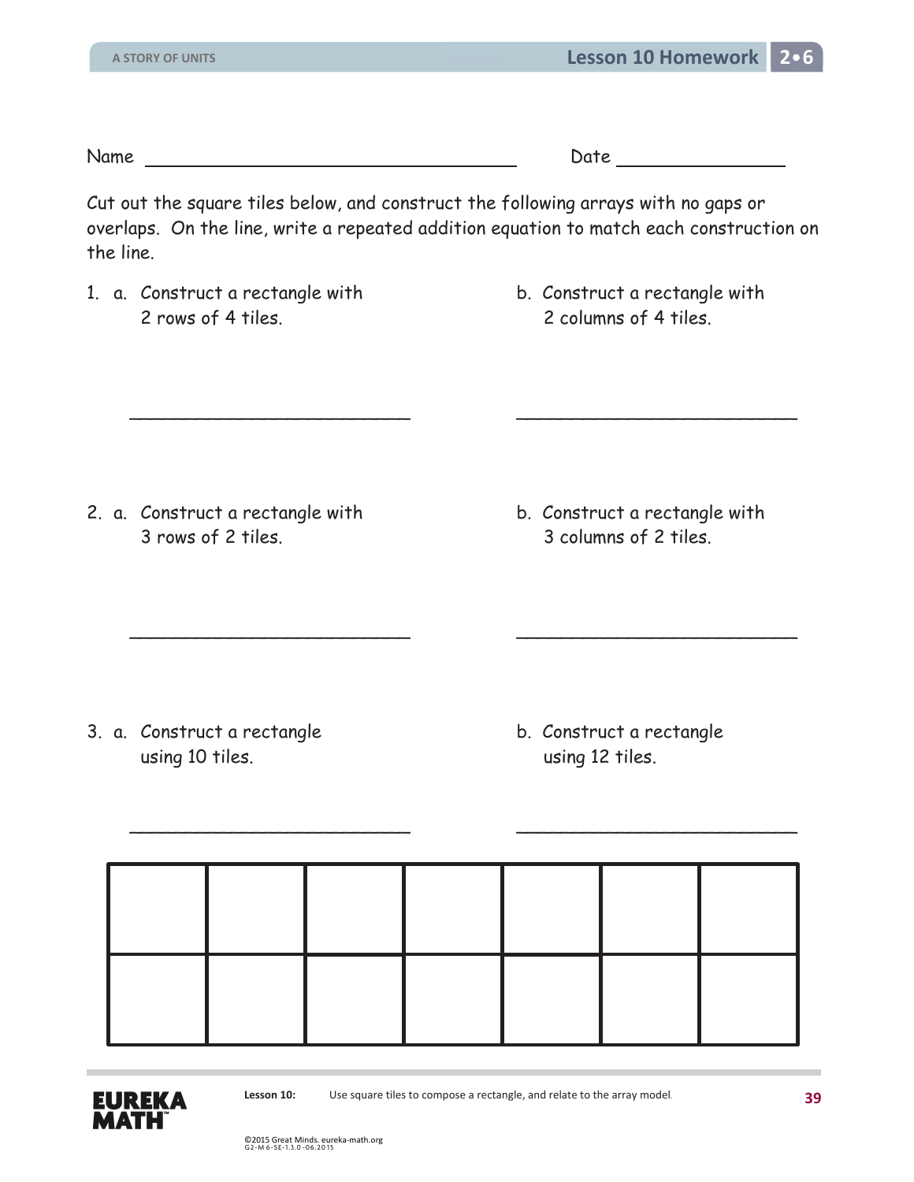Name _______________________________ Date _______________

Cut out the square tiles below, and construct the following arrays with no gaps or overlaps. On the line, write a repeated addition equation to match each construction on the line.

1. a. Construct a rectangle with 2 rows of 4 tiles.

   ___________________________

   b. Construct a rectangle with 2 columns of 4 tiles.

   ___________________________

2. a. Construct a rectangle with 3 rows of 2 tiles.

   ___________________________

   b. Construct a rectangle with 3 columns of 2 tiles.

   ___________________________

3. a. Construct a rectangle using 10 tiles.

   ___________________________

   b. Construct a rectangle using 12 tiles.

   ___________________________

| | | | | | | |
|---|---|---|---|---|---|---|
| | | | | | | |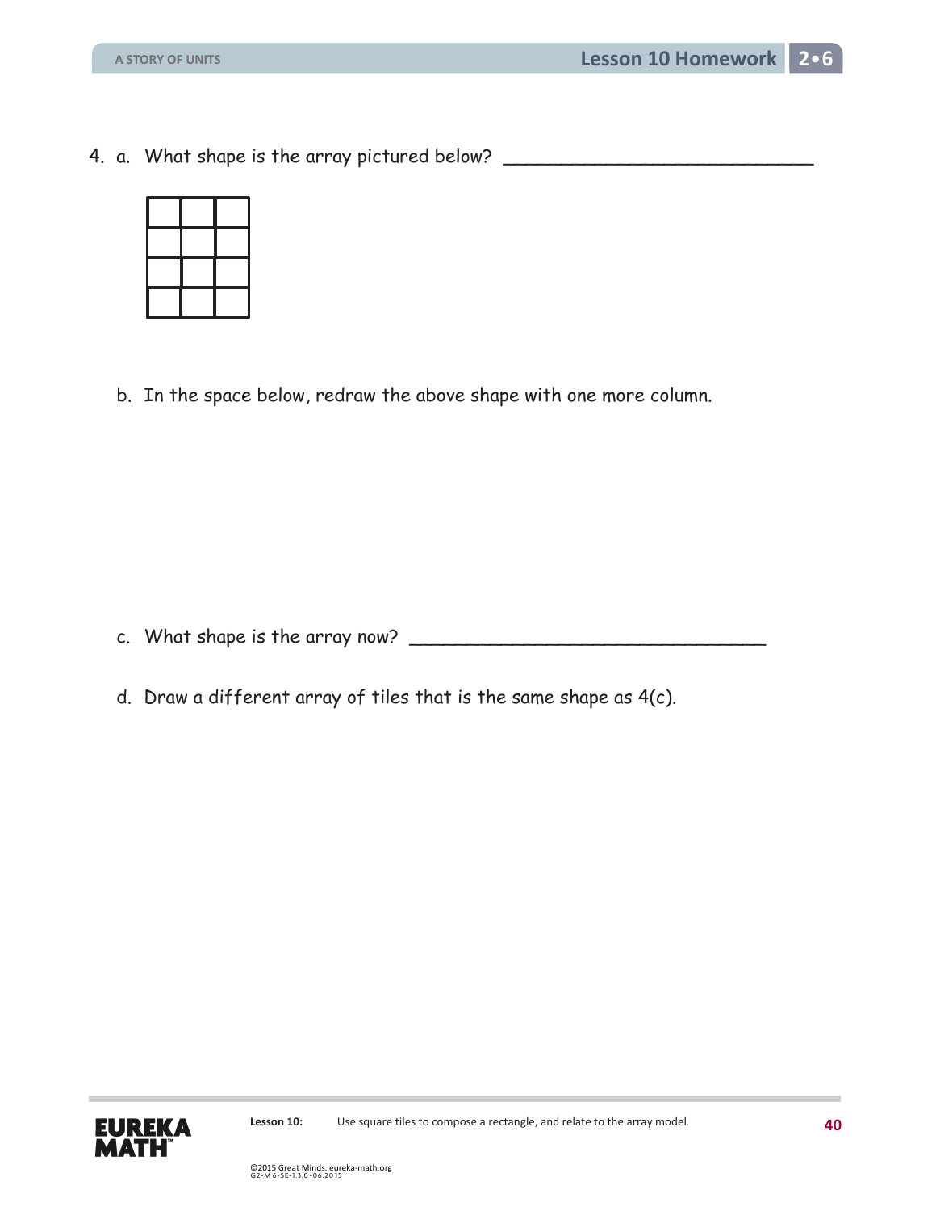4. a. What shape is the array pictured below? ___________________________

b. In the space below, redraw the above shape with one more column.

c. What shape is the array now? ________________________________

d. Draw a different array of tiles that is the same shape as 4(c).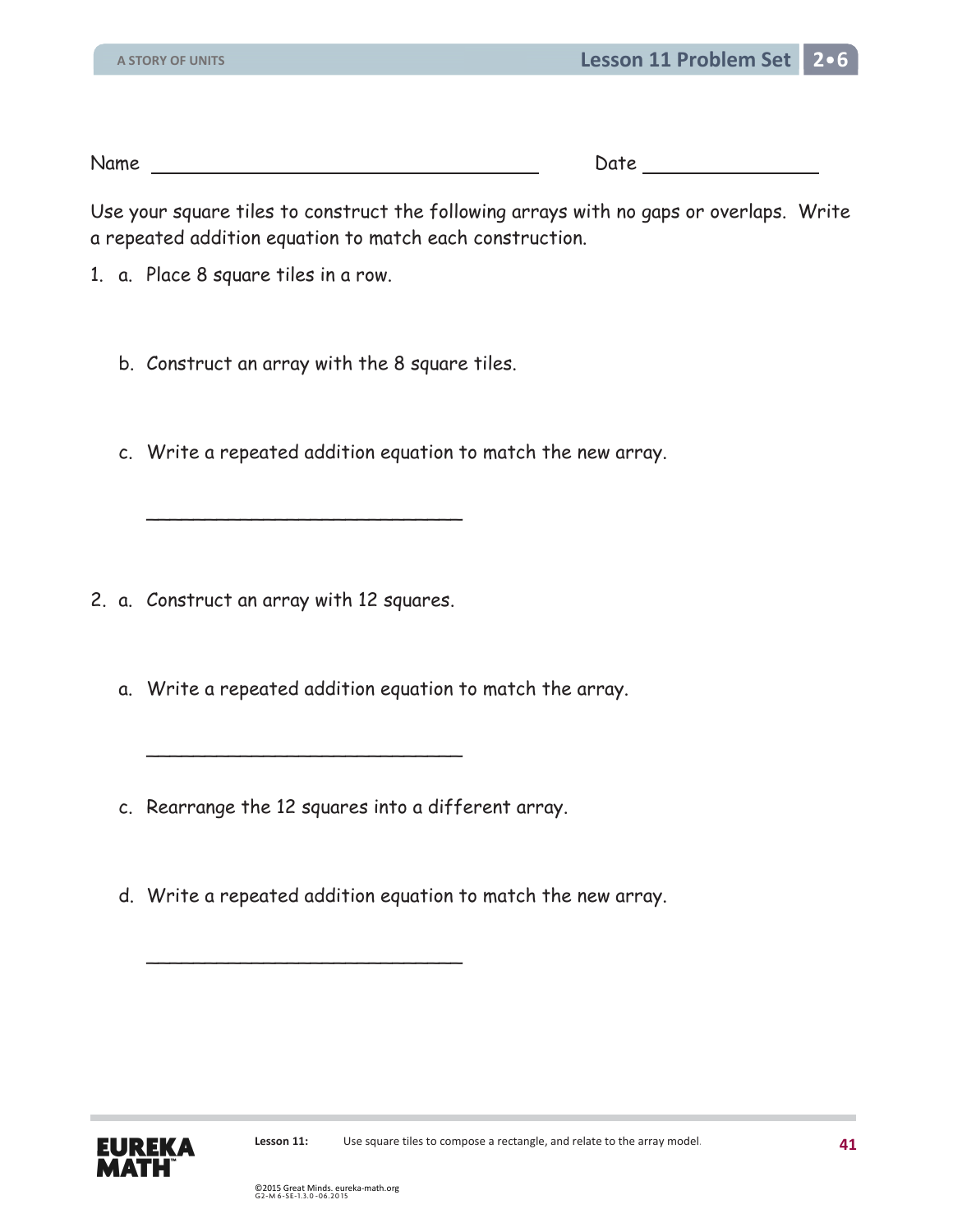Name ___________________________________ Date ________________

Use your square tiles to construct the following arrays with no gaps or overlaps. Write a repeated addition equation to match each construction.

1. a. Place 8 square tiles in a row.

   b. Construct an array with the 8 square tiles.

   c. Write a repeated addition equation to match the new array.

   ____________________________

2. a. Construct an array with 12 squares.

   a. Write a repeated addition equation to match the array.

   ____________________________

   c. Rearrange the 12 squares into a different array.

   d. Write a repeated addition equation to match the new array.

   ____________________________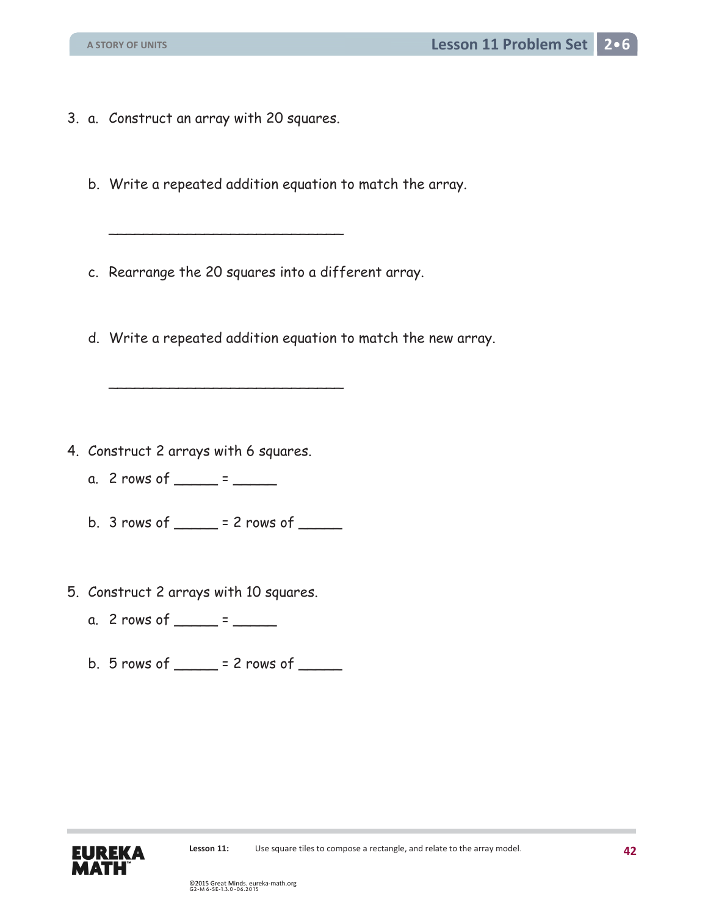3. a. Construct an array with 20 squares.

   b. Write a repeated addition equation to match the array.

   ______________________________

   c. Rearrange the 20 squares into a different array.

   d. Write a repeated addition equation to match the new array.

   ______________________________

4. Construct 2 arrays with 6 squares.

   a. 2 rows of _____ = _____

   b. 3 rows of _____ = 2 rows of _____

5. Construct 2 arrays with 10 squares.

   a. 2 rows of _____ = _____

   b. 5 rows of _____ = 2 rows of _____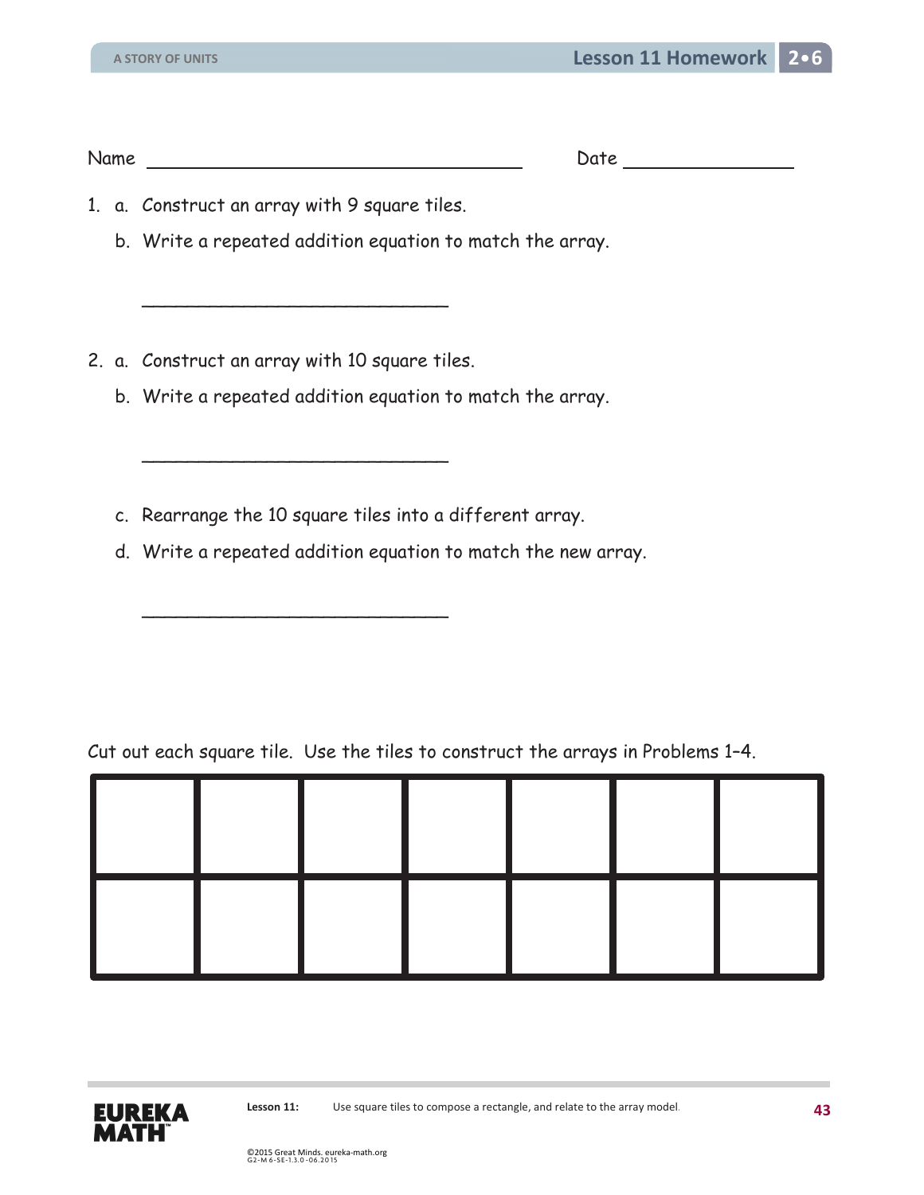Name ______________________________ Date ______________

1. a. Construct an array with 9 square tiles.

   b. Write a repeated addition equation to match the array.

   ______________________________

2. a. Construct an array with 10 square tiles.

   b. Write a repeated addition equation to match the array.

   ______________________________

   c. Rearrange the 10 square tiles into a different array.

   d. Write a repeated addition equation to match the new array.

   ______________________________

Cut out each square tile. Use the tiles to construct the arrays in Problems 1–4.

|   |   |   |   |   |   |   |
|---|---|---|---|---|---|---|
|   |   |   |   |   |   |   |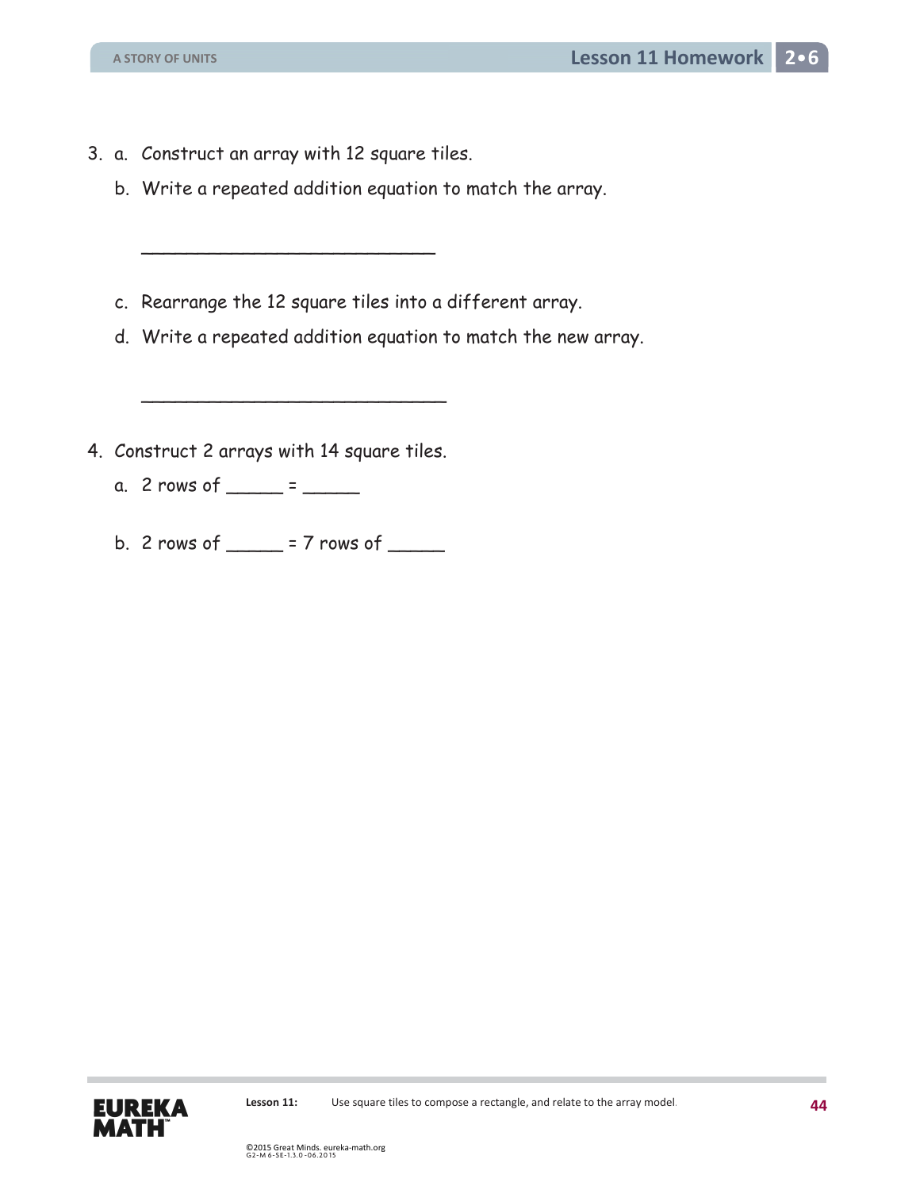3. a. Construct an array with 12 square tiles.

   b. Write a repeated addition equation to match the array.

   ____________________________

   c. Rearrange the 12 square tiles into a different array.

   d. Write a repeated addition equation to match the new array.

   _____________________________

4. Construct 2 arrays with 14 square tiles.

   a. 2 rows of _____ = _____

   b. 2 rows of _____ = 7 rows of _____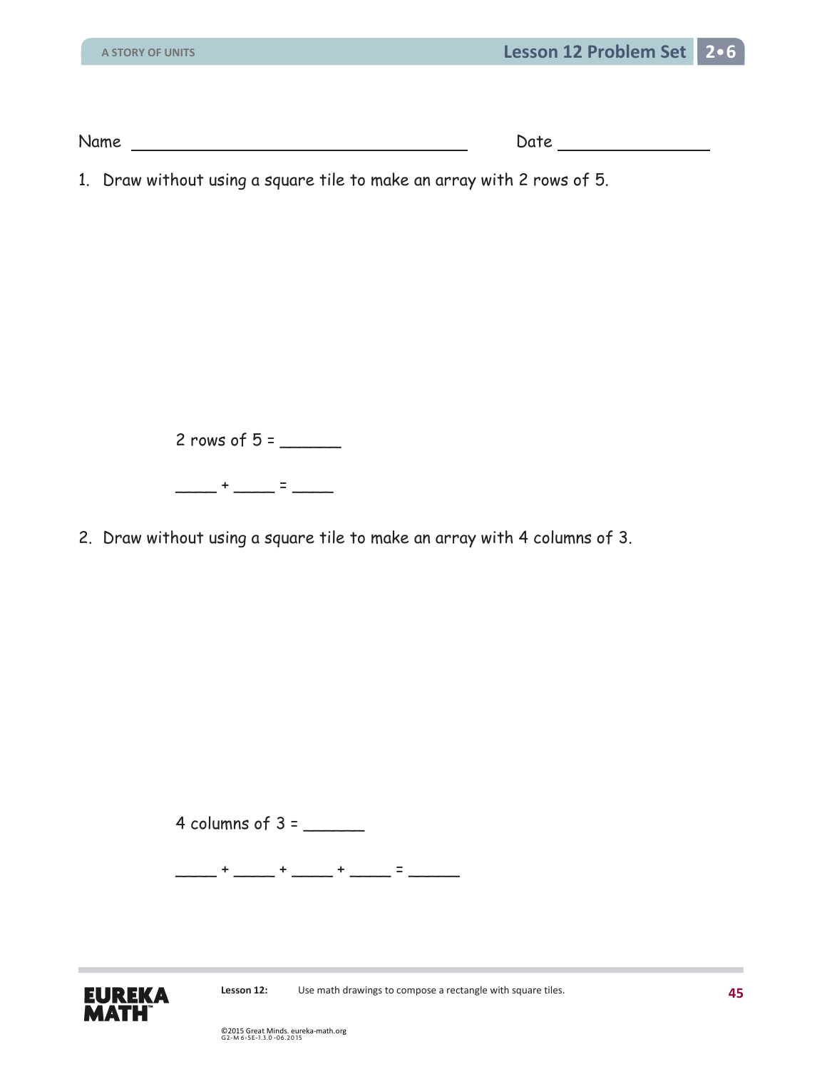Name ______________________________ Date ______________

1. Draw without using a square tile to make an array with 2 rows of 5.

2 rows of 5 = ______

_____ + _____ = _____

2. Draw without using a square tile to make an array with 4 columns of 3.

4 columns of 3 = ______

_____ + _____ + _____ + _____ = ______

Lesson 12: Use math drawings to compose a rectangle with square tiles.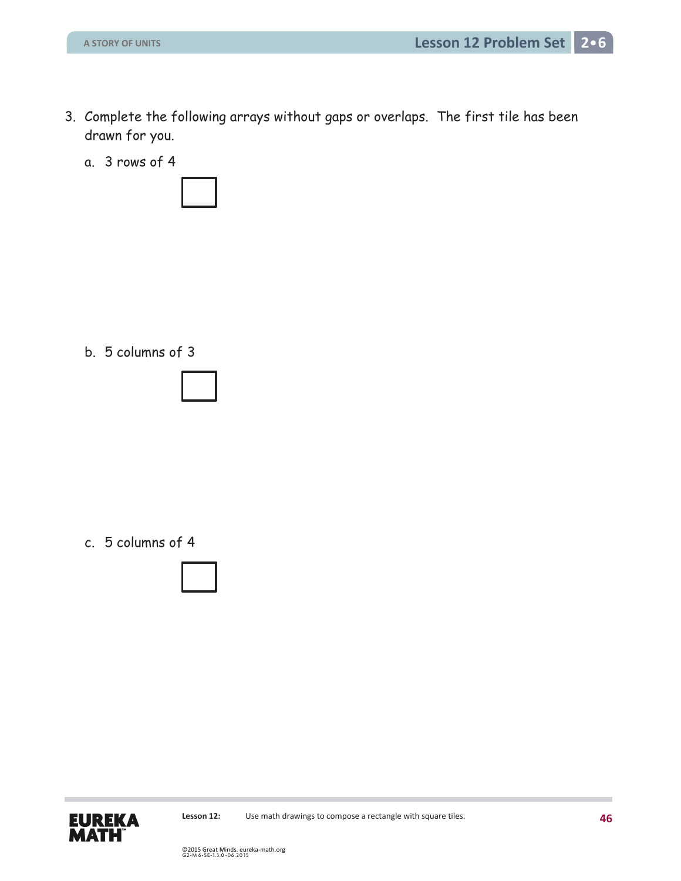3. Complete the following arrays without gaps or overlaps. The first tile has been drawn for you.

   a. 3 rows of 4

   b. 5 columns of 3

   c. 5 columns of 4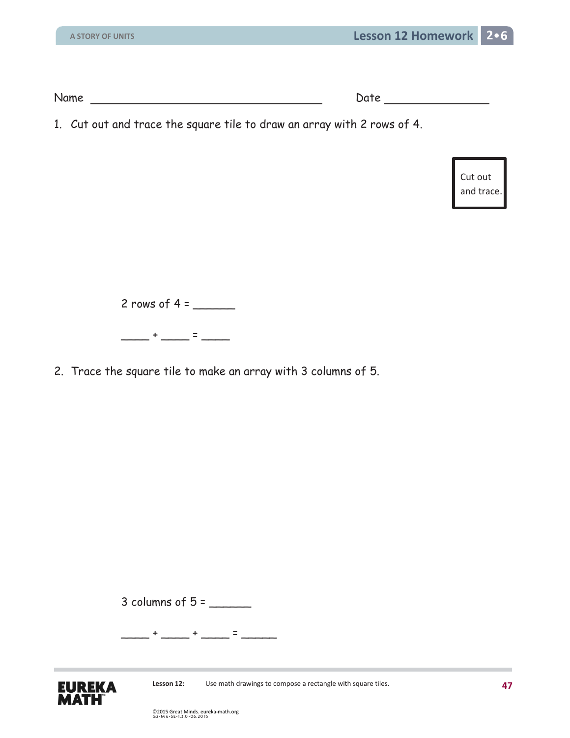Name \_\_\_\_\_\_\_\_\_\_\_\_\_\_\_\_\_\_\_\_\_\_\_\_\_\_\_\_\_\_\_\_ Date \_\_\_\_\_\_\_\_\_\_\_\_\_\_\_\_

1. Cut out and trace the square tile to draw an array with 2 rows of 4.

Cut out and trace.

2 rows of 4 = \_\_\_\_\_\_

\_\_\_\_\_ + \_\_\_\_\_ = \_\_\_\_\_

2. Trace the square tile to make an array with 3 columns of 5.

3 columns of 5 = \_\_\_\_\_\_

\_\_\_\_\_ + \_\_\_\_\_ + \_\_\_\_\_ = \_\_\_\_\_\_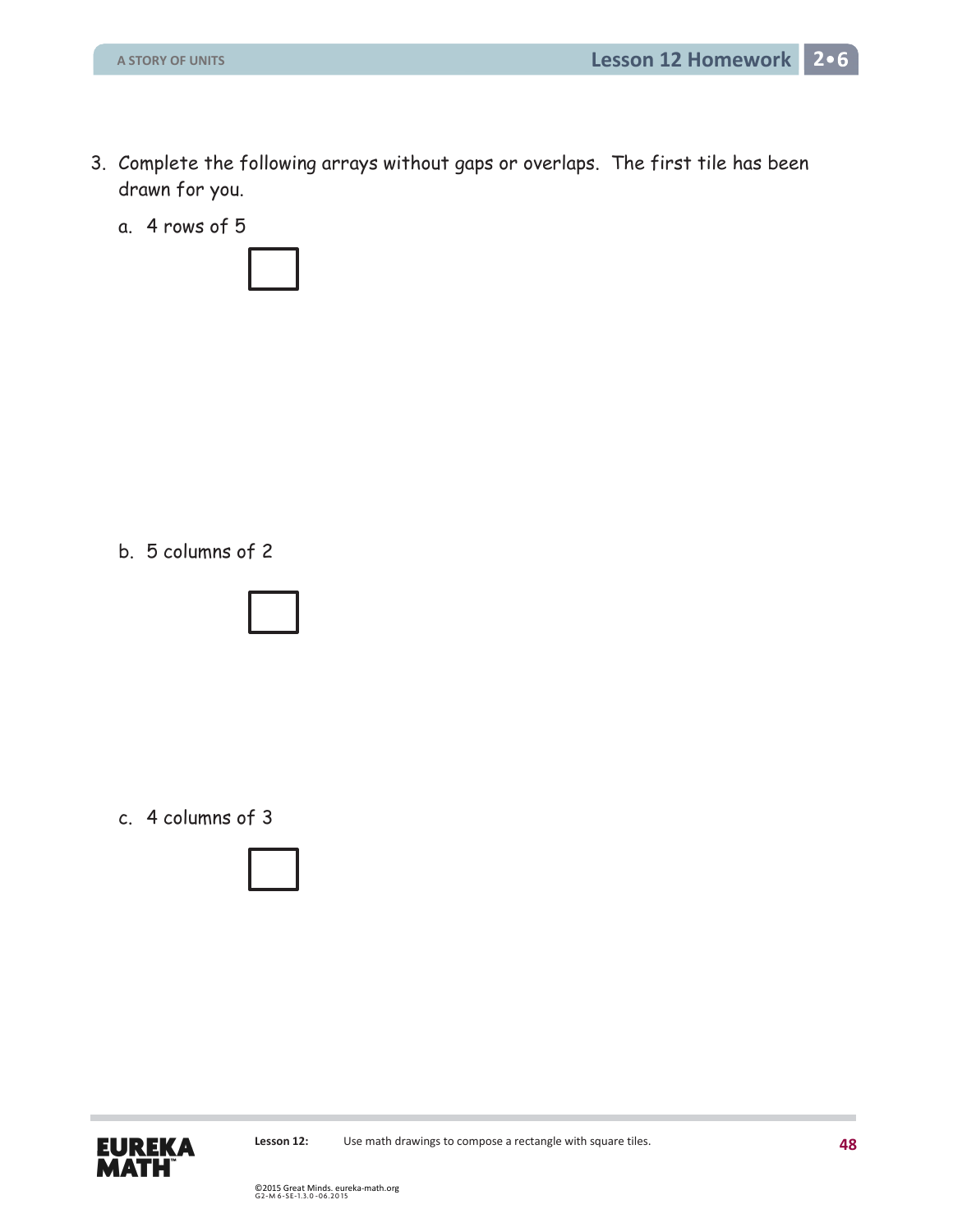3. Complete the following arrays without gaps or overlaps. The first tile has been drawn for you.

   a. 4 rows of 5

   b. 5 columns of 2

   c. 4 columns of 3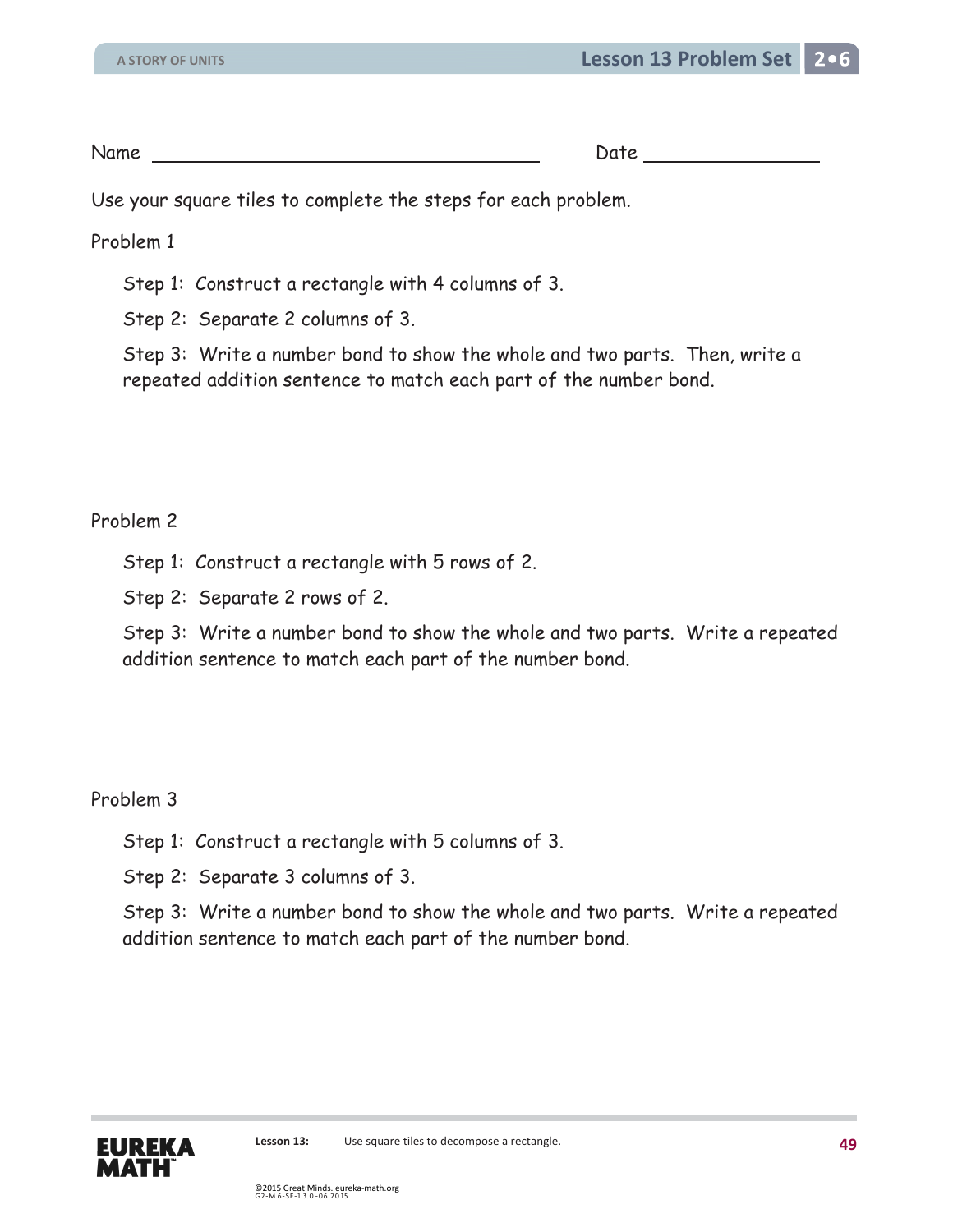## Lesson 13 Problem Set

Name ______________________________ Date ______________

Use your square tiles to complete the steps for each problem.

Problem 1

Step 1: Construct a rectangle with 4 columns of 3.

Step 2: Separate 2 columns of 3.

Step 3: Write a number bond to show the whole and two parts. Then, write a repeated addition sentence to match each part of the number bond.

Problem 2

Step 1: Construct a rectangle with 5 rows of 2.

Step 2: Separate 2 rows of 2.

Step 3: Write a number bond to show the whole and two parts. Write a repeated addition sentence to match each part of the number bond.

Problem 3

Step 1: Construct a rectangle with 5 columns of 3.

Step 2: Separate 3 columns of 3.

Step 3: Write a number bond to show the whole and two parts. Write a repeated addition sentence to match each part of the number bond.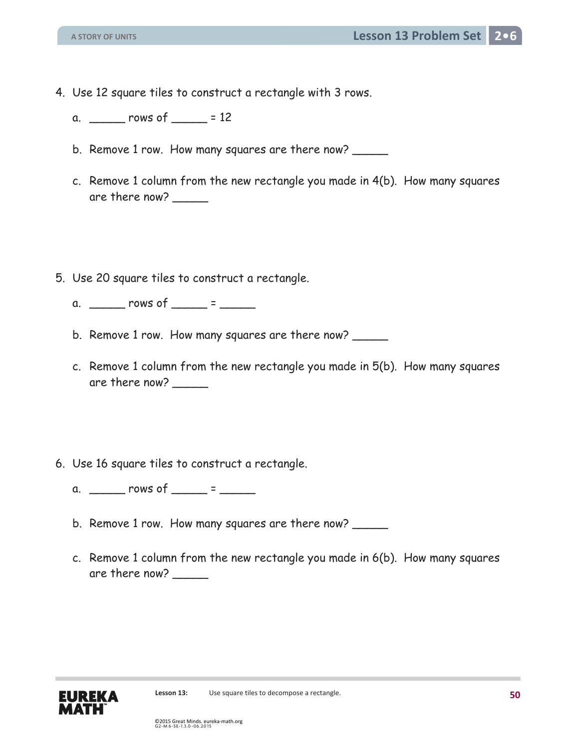4. Use 12 square tiles to construct a rectangle with 3 rows.

   a. _____ rows of _____ = 12

   b. Remove 1 row. How many squares are there now? _____

   c. Remove 1 column from the new rectangle you made in 4(b). How many squares are there now? _____

5. Use 20 square tiles to construct a rectangle.

   a. _____ rows of _____ = _____

   b. Remove 1 row. How many squares are there now? _____

   c. Remove 1 column from the new rectangle you made in 5(b). How many squares are there now? _____

6. Use 16 square tiles to construct a rectangle.

   a. _____ rows of _____ = _____

   b. Remove 1 row. How many squares are there now? _____

   c. Remove 1 column from the new rectangle you made in 6(b). How many squares are there now? _____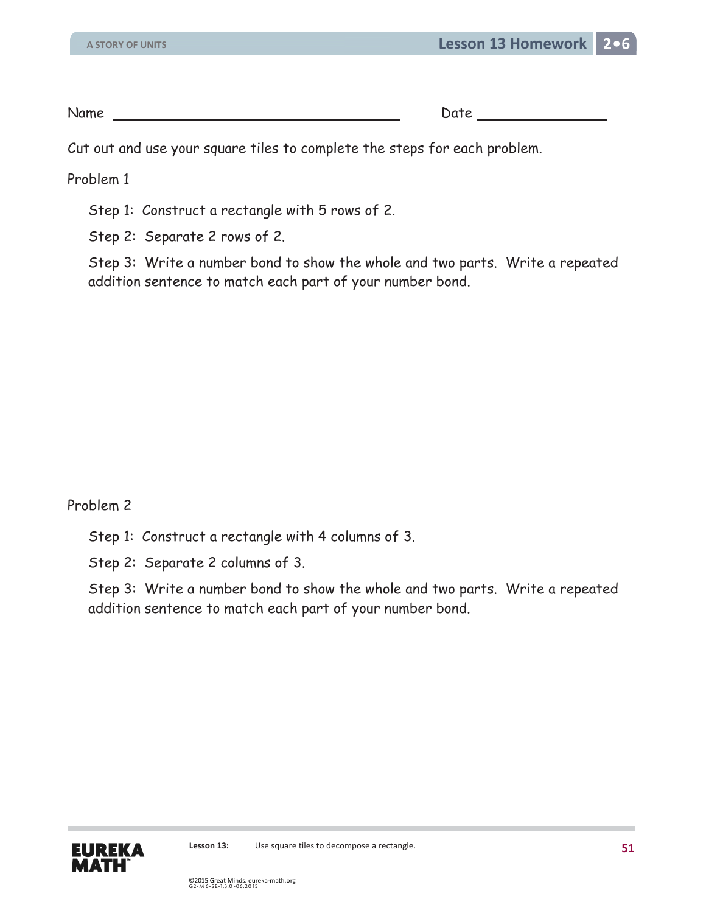Name ____________________________ Date ______________

Cut out and use your square tiles to complete the steps for each problem.

Problem 1

Step 1: Construct a rectangle with 5 rows of 2.

Step 2: Separate 2 rows of 2.

Step 3: Write a number bond to show the whole and two parts. Write a repeated addition sentence to match each part of your number bond.

Problem 2

Step 1: Construct a rectangle with 4 columns of 3.

Step 2: Separate 2 columns of 3.

Step 3: Write a number bond to show the whole and two parts. Write a repeated addition sentence to match each part of your number bond.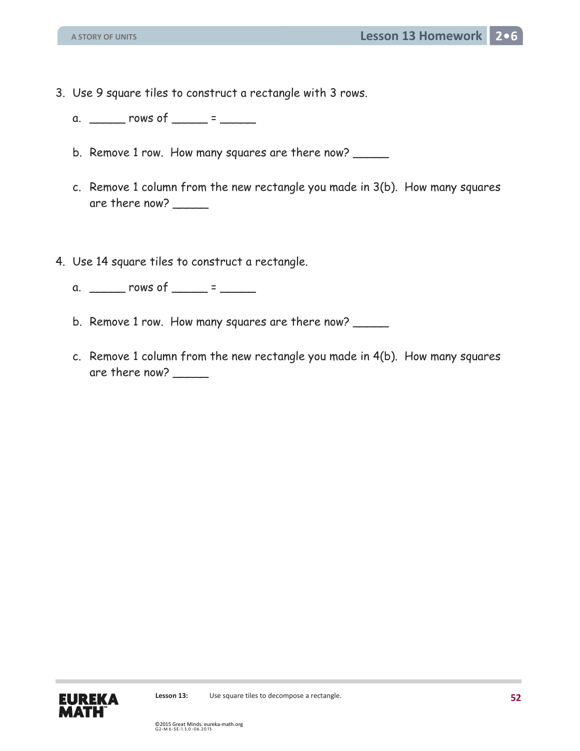3. Use 9 square tiles to construct a rectangle with 3 rows.

   a. _____ rows of _____ = _____

   b. Remove 1 row. How many squares are there now? _____

   c. Remove 1 column from the new rectangle you made in 3(b). How many squares are there now? _____

4. Use 14 square tiles to construct a rectangle.

   a. _____ rows of _____ = _____

   b. Remove 1 row. How many squares are there now? _____

   c. Remove 1 column from the new rectangle you made in 4(b). How many squares are there now? _____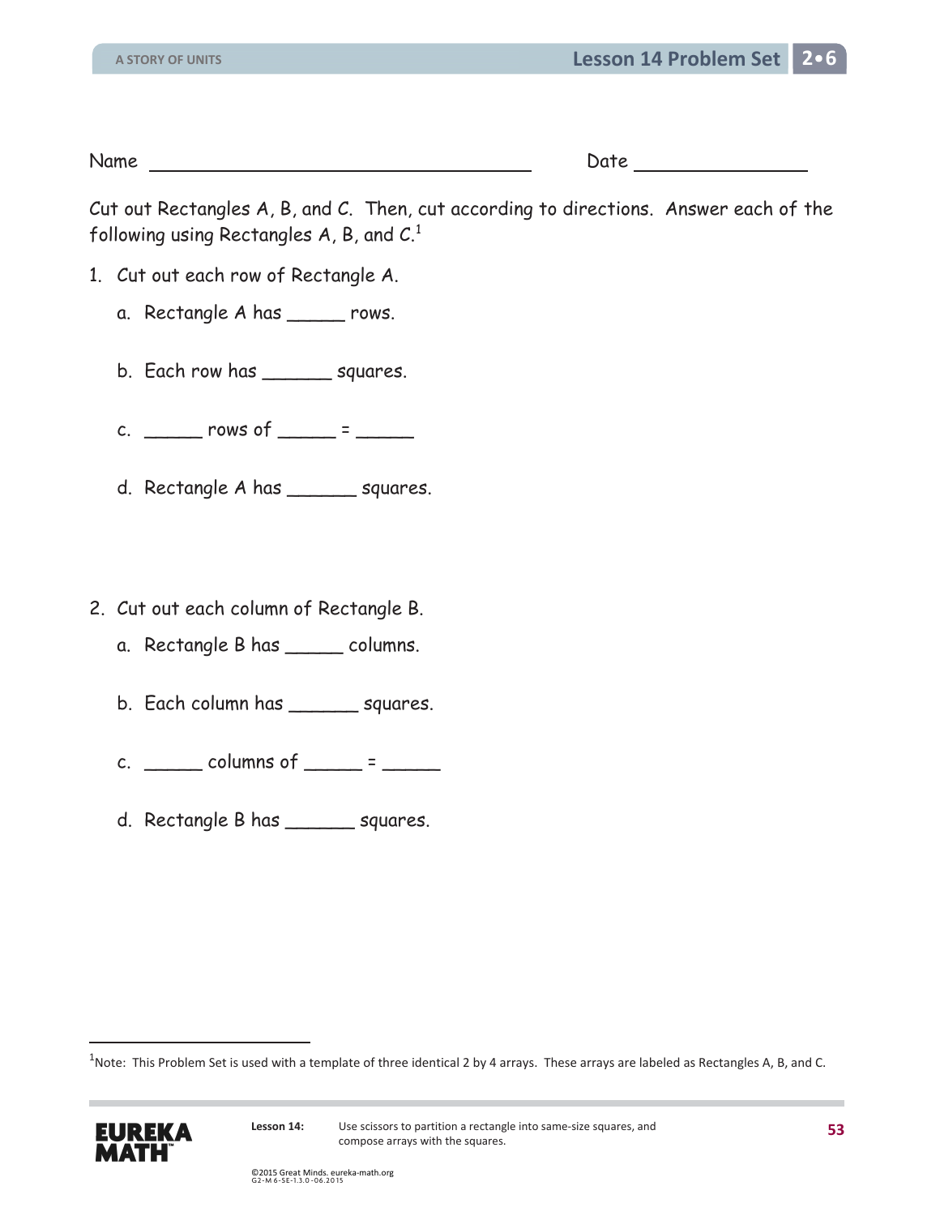Name ______________________________ Date ______________

Cut out Rectangles A, B, and C. Then, cut according to directions. Answer each of the following using Rectangles A, B, and C.[1]

1. Cut out each row of Rectangle A.

   a. Rectangle A has _____ rows.

   b. Each row has ______ squares.

   c. _____ rows of _____ = _____

   d. Rectangle A has ______ squares.

2. Cut out each column of Rectangle B.

   a. Rectangle B has _____ columns.

   b. Each column has ______ squares.

   c. _____ columns of _____ = _____

   d. Rectangle B has ______ squares.

---

[1]Note: This Problem Set is used with a template of three identical 2 by 4 arrays. These arrays are labeled as Rectangles A, B, and C.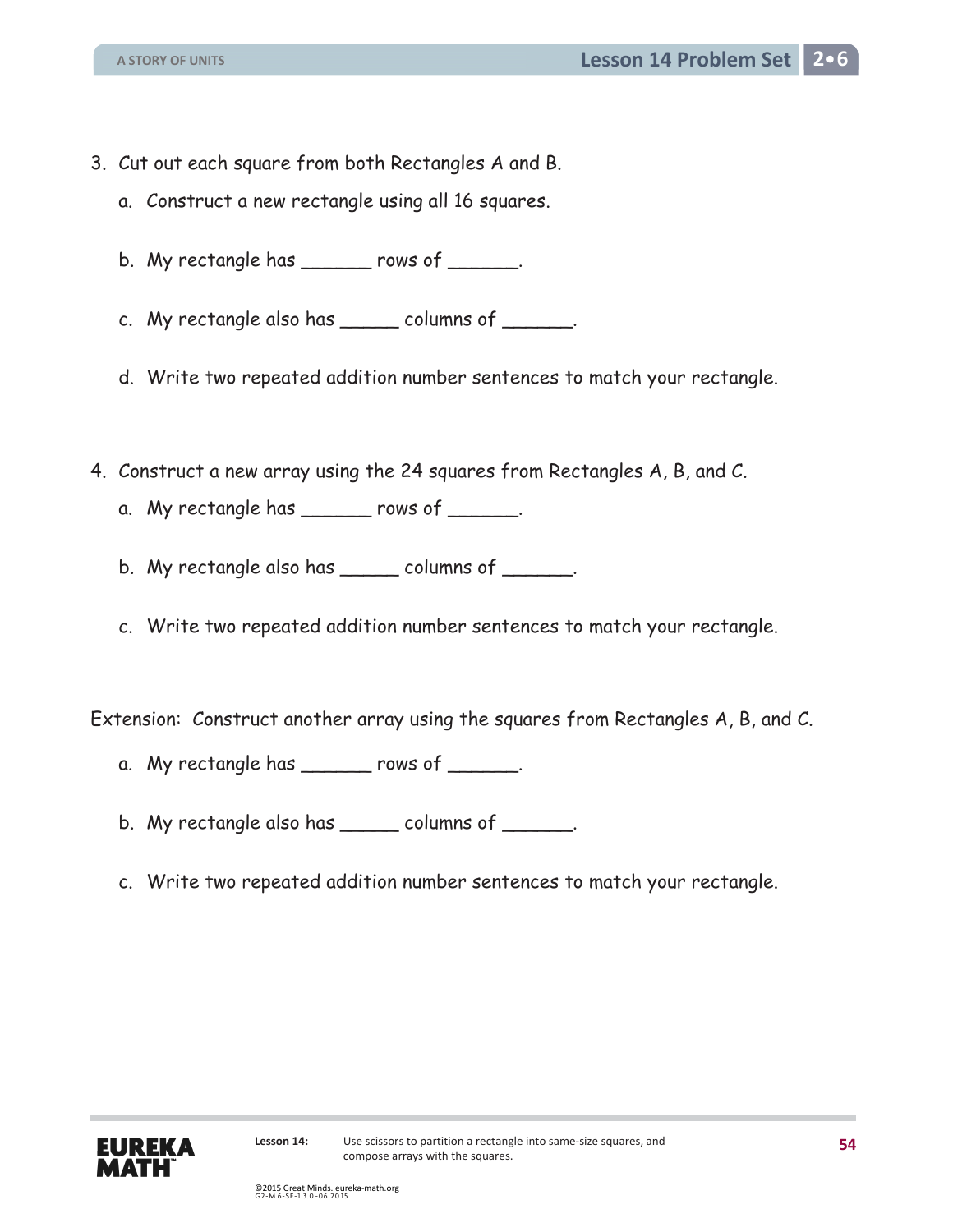3. Cut out each square from both Rectangles A and B.

   a. Construct a new rectangle using all 16 squares.

   b. My rectangle has ______ rows of ______.

   c. My rectangle also has _____ columns of ______.

   d. Write two repeated addition number sentences to match your rectangle.

4. Construct a new array using the 24 squares from Rectangles A, B, and C.

   a. My rectangle has ______ rows of ______.

   b. My rectangle also has _____ columns of ______.

   c. Write two repeated addition number sentences to match your rectangle.

Extension: Construct another array using the squares from Rectangles A, B, and C.

   a. My rectangle has ______ rows of ______.

   b. My rectangle also has _____ columns of ______.

   c. Write two repeated addition number sentences to match your rectangle.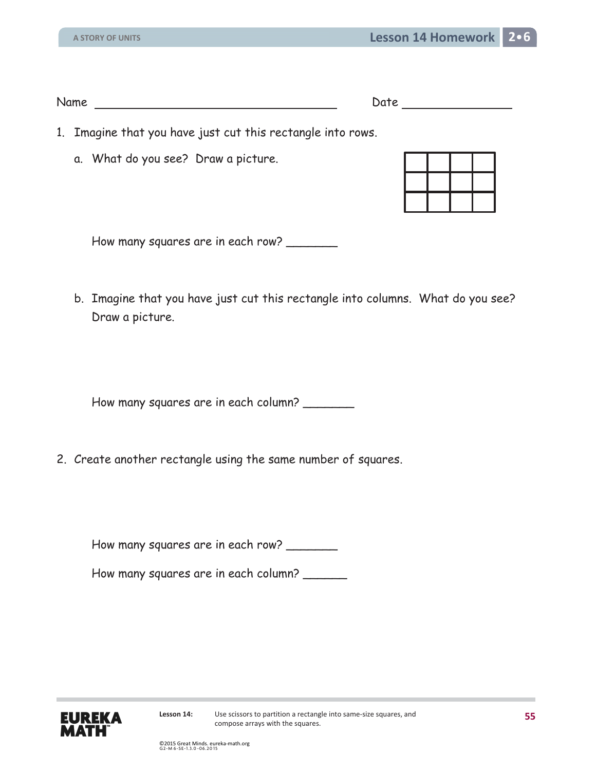Name ________________________ Date ____________

1. Imagine that you have just cut this rectangle into rows.

   a. What do you see? Draw a picture.

   How many squares are in each row? _______

   b. Imagine that you have just cut this rectangle into columns. What do you see? Draw a picture.

   How many squares are in each column? _______

2. Create another rectangle using the same number of squares.

   How many squares are in each row? _______

   How many squares are in each column? ______

Lesson 14: Use scissors to partition a rectangle into same-size squares, and compose arrays with the squares.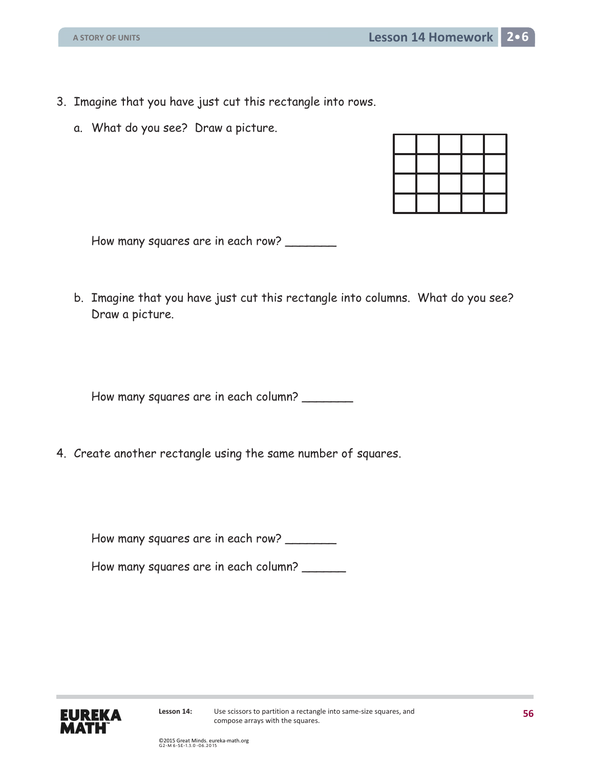3. Imagine that you have just cut this rectangle into rows.

   a. What do you see? Draw a picture.

   How many squares are in each row? _______

   b. Imagine that you have just cut this rectangle into columns. What do you see? Draw a picture.

   How many squares are in each column? _______

4. Create another rectangle using the same number of squares.

   How many squares are in each row? _______

   How many squares are in each column? ______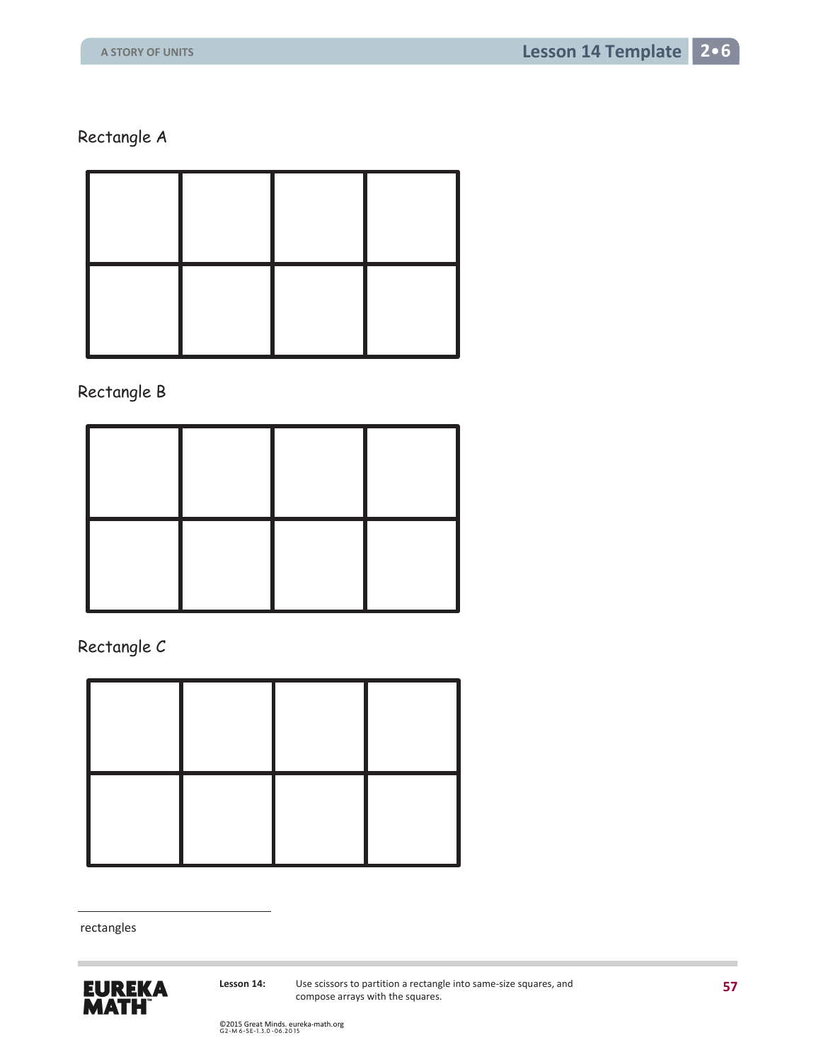Rectangle A

| | | | |
|---|---|---|---|
| | | | |
| | | | |

Rectangle B

| | | | |
|---|---|---|---|
| | | | |
| | | | |

Rectangle C

| | | | |
|---|---|---|---|
| | | | |
| | | | |

rectangles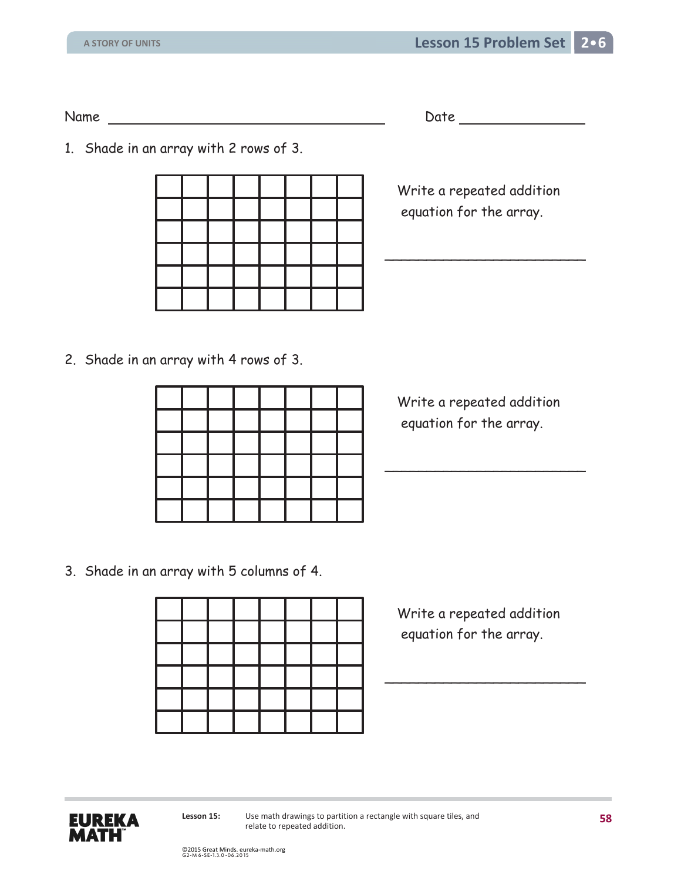Name ______________________________ Date ______________

1. Shade in an array with 2 rows of 3.

| | | | | | | | |
|---|---|---|---|---|---|---|---|
| | | | | | | | |
| | | | | | | | |
| | | | | | | | |
| | | | | | | | |
| | | | | | | | |
| | | | | | | | |

Write a repeated addition equation for the array.

______________________________

2. Shade in an array with 4 rows of 3.

| | | | | | | | |
|---|---|---|---|---|---|---|---|
| | | | | | | | |
| | | | | | | | |
| | | | | | | | |
| | | | | | | | |
| | | | | | | | |
| | | | | | | | |

Write a repeated addition equation for the array.

______________________________

3. Shade in an array with 5 columns of 4.

| | | | | | | | |
|---|---|---|---|---|---|---|---|
| | | | | | | | |
| | | | | | | | |
| | | | | | | | |
| | | | | | | | |
| | | | | | | | |
| | | | | | | | |

Write a repeated addition equation for the array.

______________________________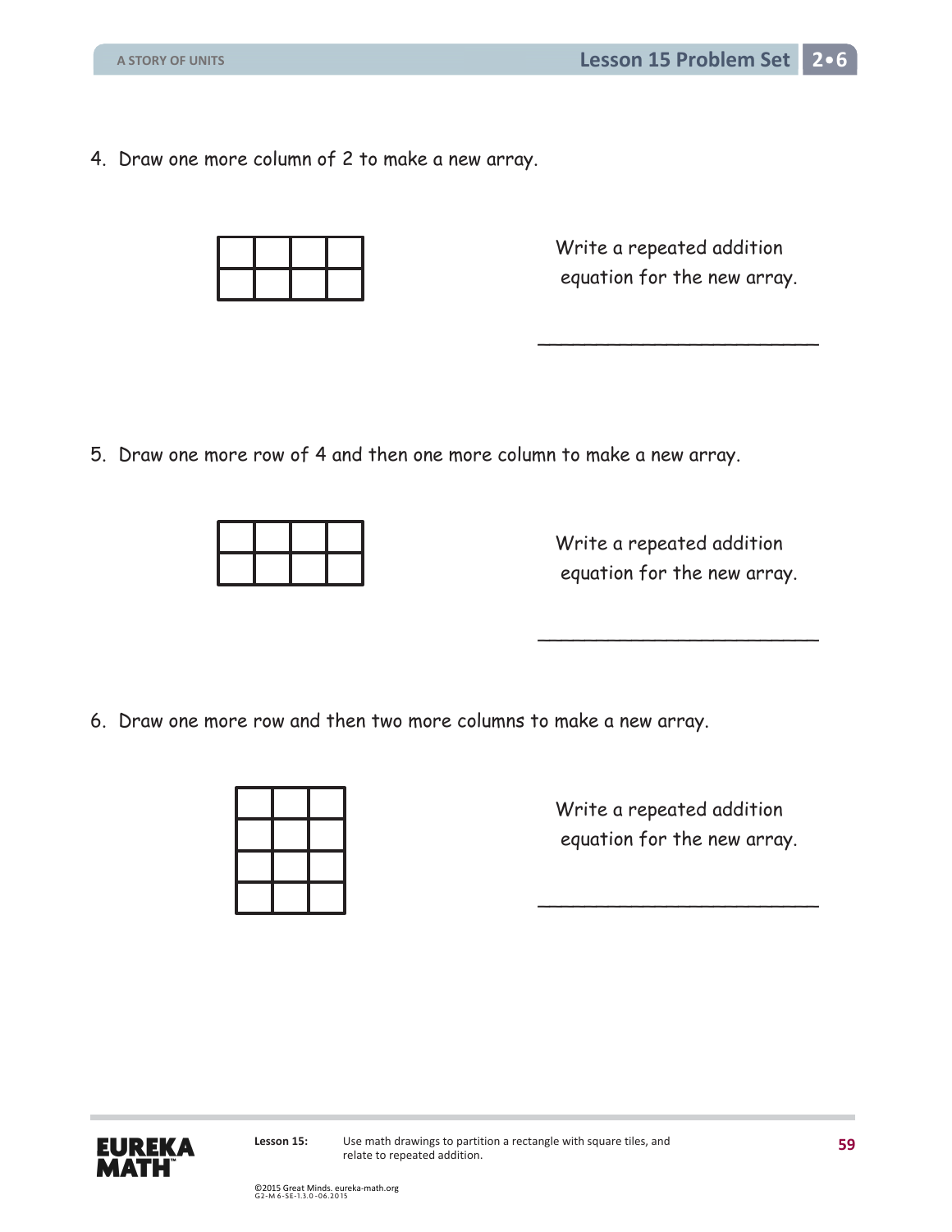4. Draw one more column of 2 to make a new array.

Write a repeated addition equation for the new array.

_______________________

5. Draw one more row of 4 and then one more column to make a new array.

Write a repeated addition equation for the new array.

_______________________

6. Draw one more row and then two more columns to make a new array.

Write a repeated addition equation for the new array.

_______________________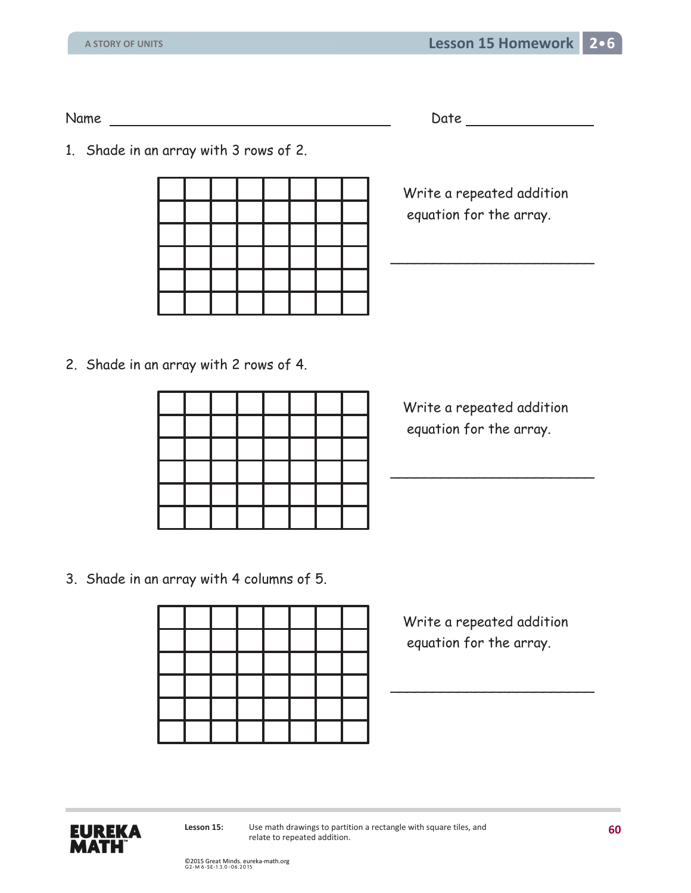Name ______________________________ Date ______________

1. Shade in an array with 3 rows of 2.

|  |  |  |  |  |  |  |  |
|---|---|---|---|---|---|---|---|
|  |  |  |  |  |  |  |  |
|  |  |  |  |  |  |  |  |
|  |  |  |  |  |  |  |  |
|  |  |  |  |  |  |  |  |
|  |  |  |  |  |  |  |  |

Write a repeated addition equation for the array.

______________________________

2. Shade in an array with 2 rows of 4.

|  |  |  |  |  |  |  |  |
|---|---|---|---|---|---|---|---|
|  |  |  |  |  |  |  |  |
|  |  |  |  |  |  |  |  |
|  |  |  |  |  |  |  |  |
|  |  |  |  |  |  |  |  |
|  |  |  |  |  |  |  |  |

Write a repeated addition equation for the array.

______________________________

3. Shade in an array with 4 columns of 5.

|  |  |  |  |  |  |  |  |
|---|---|---|---|---|---|---|---|
|  |  |  |  |  |  |  |  |
|  |  |  |  |  |  |  |  |
|  |  |  |  |  |  |  |  |
|  |  |  |  |  |  |  |  |
|  |  |  |  |  |  |  |  |

Write a repeated addition equation for the array.

______________________________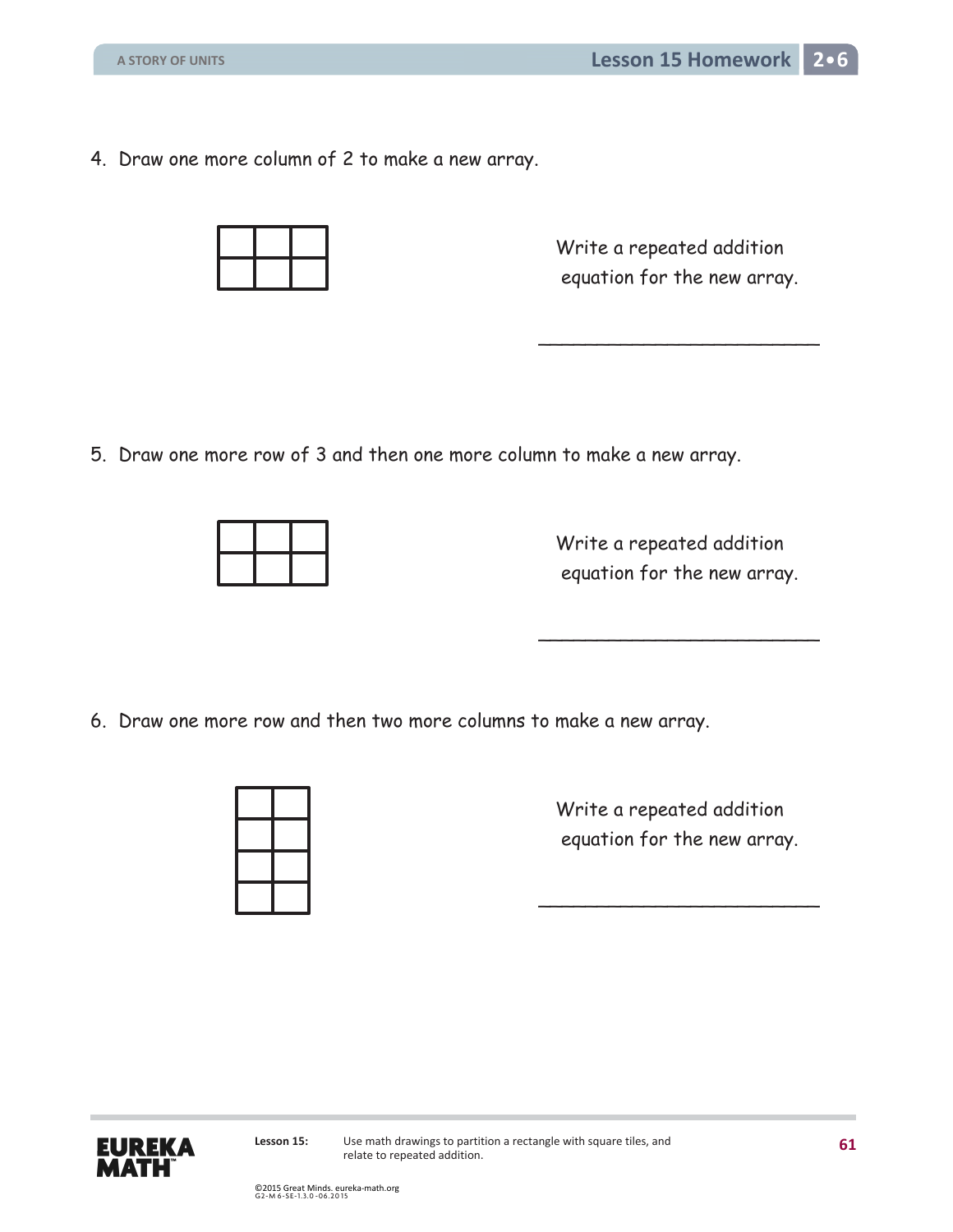4. Draw one more column of 2 to make a new array.

Write a repeated addition equation for the new array.

\_\_\_\_\_\_\_\_\_\_\_\_\_\_\_\_\_\_\_\_\_\_\_\_

5. Draw one more row of 3 and then one more column to make a new array.

Write a repeated addition equation for the new array.

\_\_\_\_\_\_\_\_\_\_\_\_\_\_\_\_\_\_\_\_\_\_\_\_

6. Draw one more row and then two more columns to make a new array.

Write a repeated addition equation for the new array.

\_\_\_\_\_\_\_\_\_\_\_\_\_\_\_\_\_\_\_\_\_\_\_\_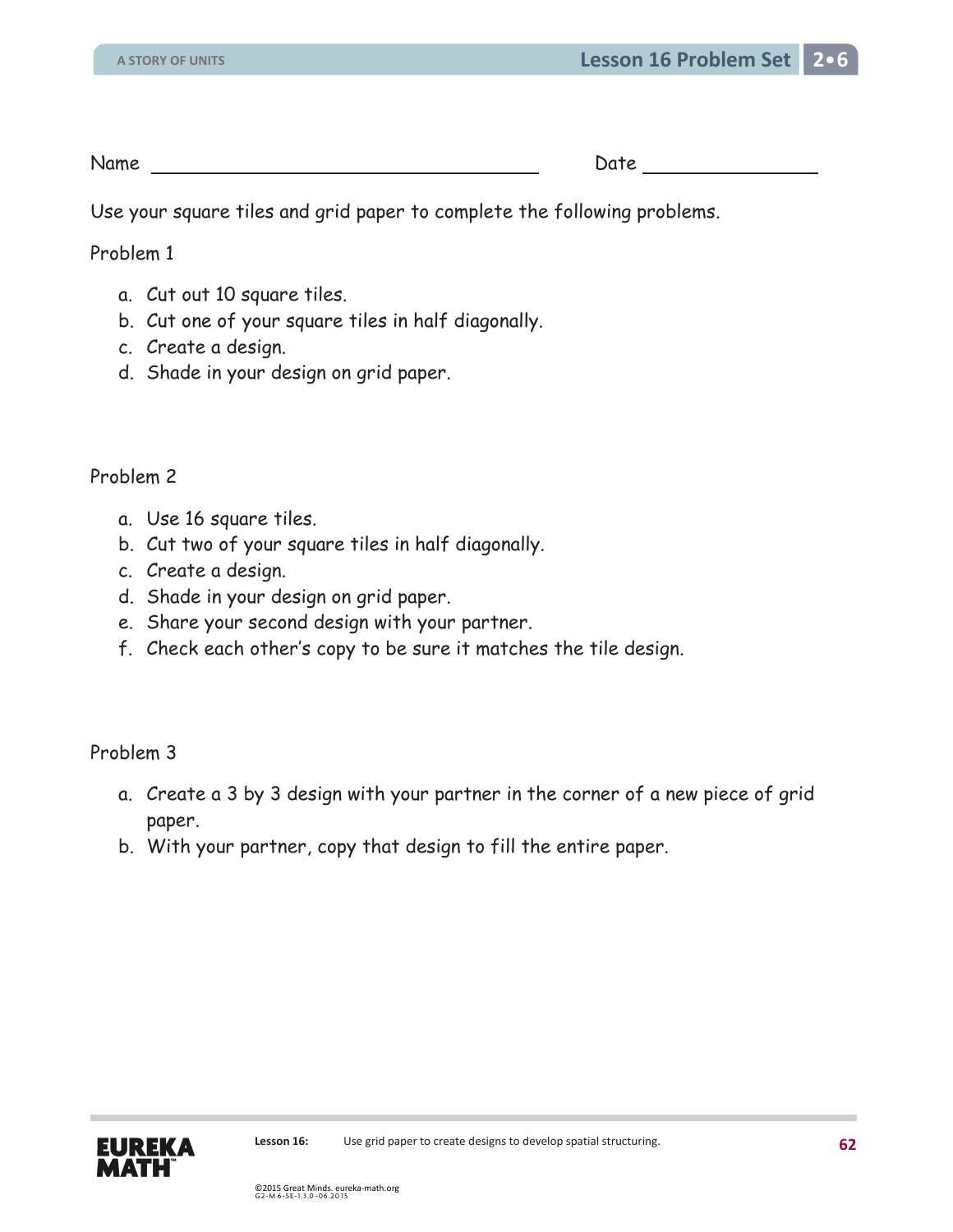Name ______________________________ Date ______________

Use your square tiles and grid paper to complete the following problems.

Problem 1

a. Cut out 10 square tiles.
b. Cut one of your square tiles in half diagonally.
c. Create a design.
d. Shade in your design on grid paper.

Problem 2

a. Use 16 square tiles.
b. Cut two of your square tiles in half diagonally.
c. Create a design.
d. Shade in your design on grid paper.
e. Share your second design with your partner.
f. Check each other's copy to be sure it matches the tile design.

Problem 3

a. Create a 3 by 3 design with your partner in the corner of a new piece of grid paper.
b. With your partner, copy that design to fill the entire paper.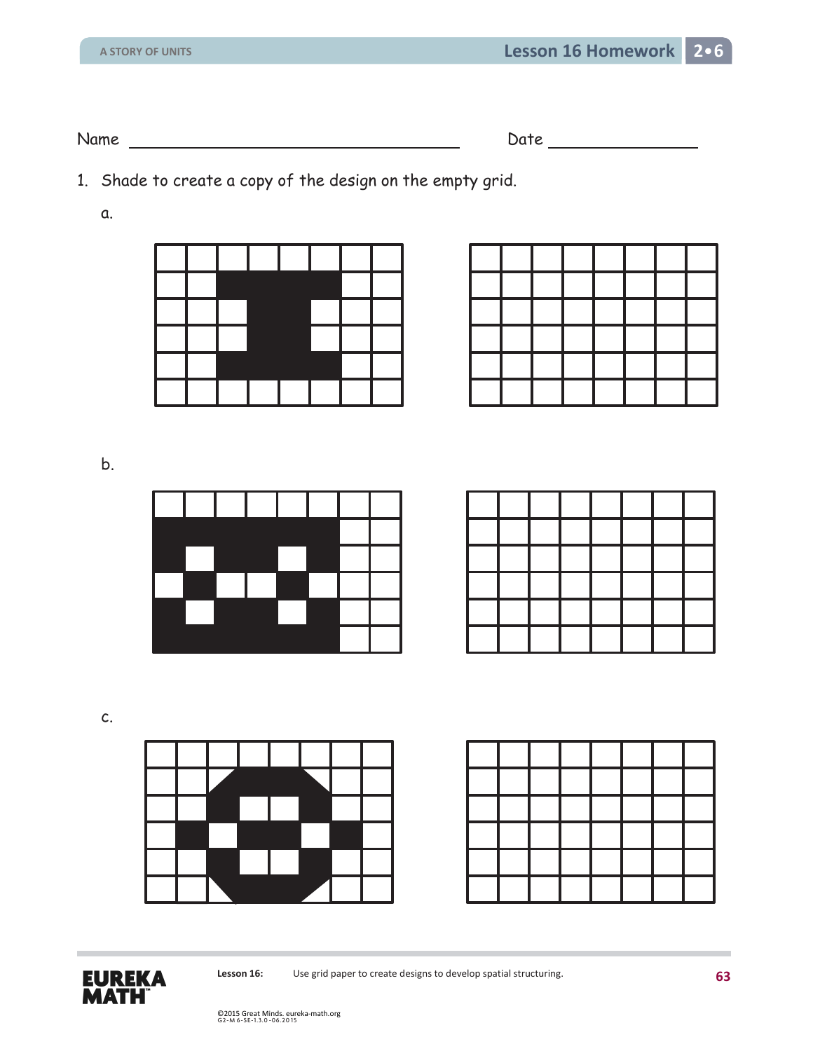Name ______________________________ Date ______________

1. Shade to create a copy of the design on the empty grid.

a.

b.

c.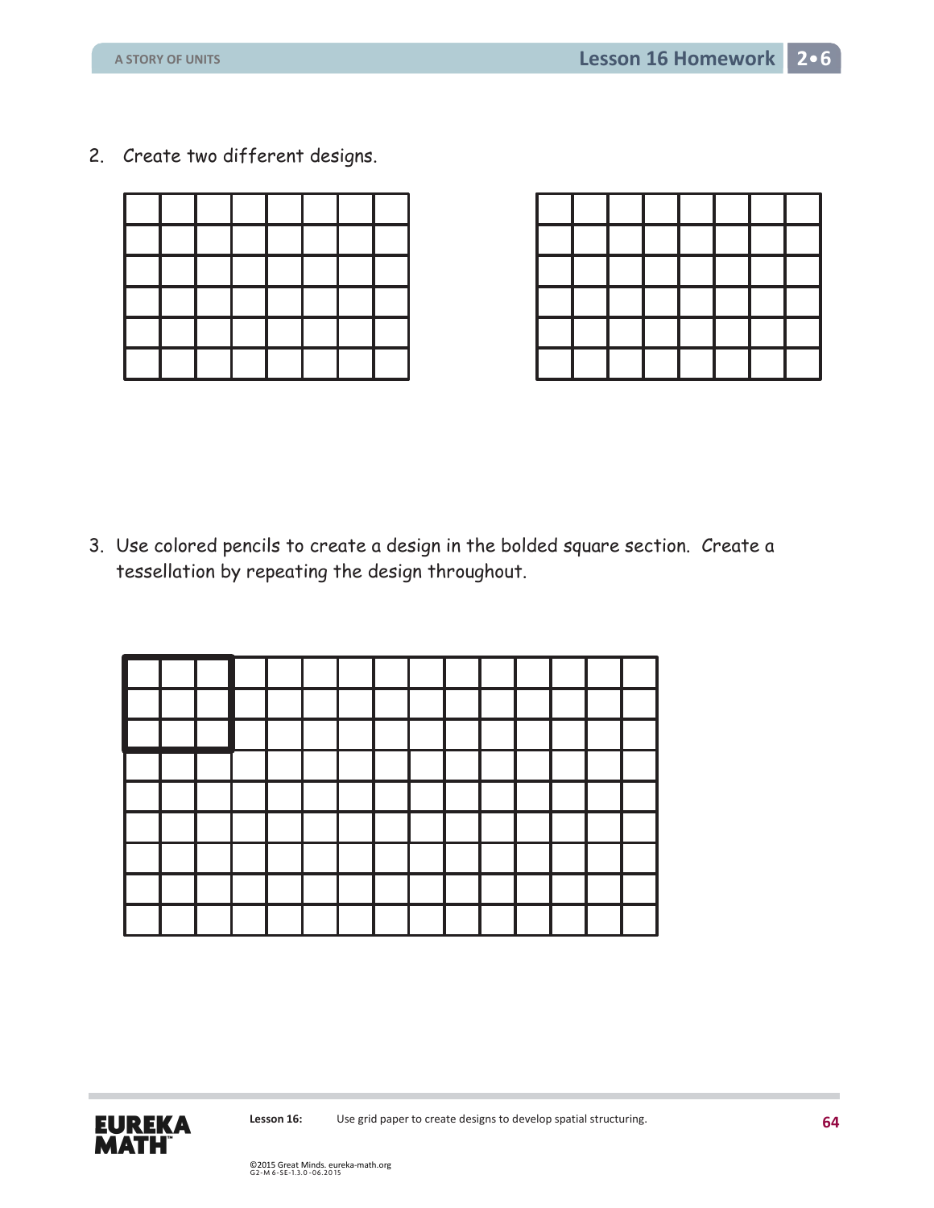2. Create two different designs.

|   |   |   |   |   |   |   |   |
|---|---|---|---|---|---|---|---|
|   |   |   |   |   |   |   |   |
|   |   |   |   |   |   |   |   |
|   |   |   |   |   |   |   |   |
|   |   |   |   |   |   |   |   |
|   |   |   |   |   |   |   |   |
|   |   |   |   |   |   |   |   |

|   |   |   |   |   |   |   |   |
|---|---|---|---|---|---|---|---|
|   |   |   |   |   |   |   |   |
|   |   |   |   |   |   |   |   |
|   |   |   |   |   |   |   |   |
|   |   |   |   |   |   |   |   |
|   |   |   |   |   |   |   |   |
|   |   |   |   |   |   |   |   |

3. Use colored pencils to create a design in the bolded square section. Create a tessellation by repeating the design throughout.

|   |   |   |   |   |   |   |   |   |   |   |   |   |   |   |
|---|---|---|---|---|---|---|---|---|---|---|---|---|---|---|
|   |   |   |   |   |   |   |   |   |   |   |   |   |   |   |
|   |   |   |   |   |   |   |   |   |   |   |   |   |   |   |
|   |   |   |   |   |   |   |   |   |   |   |   |   |   |   |
|   |   |   |   |   |   |   |   |   |   |   |   |   |   |   |
|   |   |   |   |   |   |   |   |   |   |   |   |   |   |   |
|   |   |   |   |   |   |   |   |   |   |   |   |   |   |   |
|   |   |   |   |   |   |   |   |   |   |   |   |   |   |   |
|   |   |   |   |   |   |   |   |   |   |   |   |   |   |   |
|   |   |   |   |   |   |   |   |   |   |   |   |   |   |   |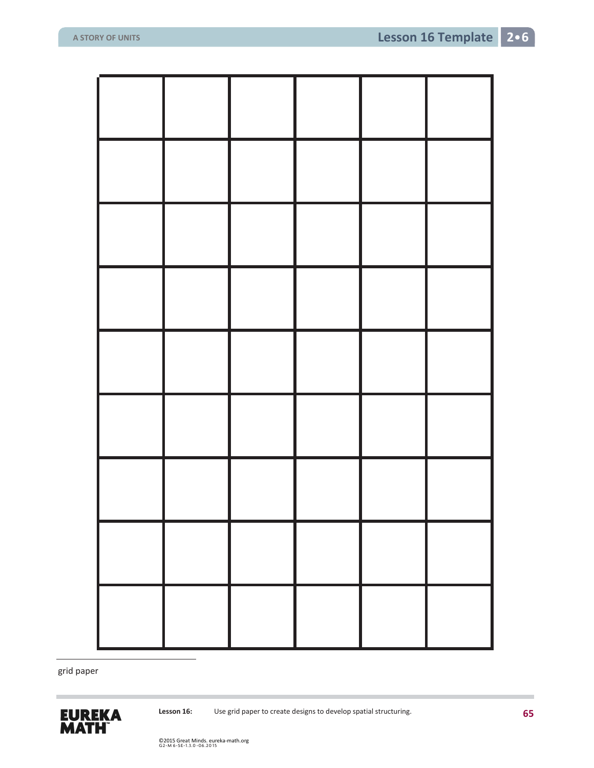|  |  |  |  |  |  |
| --- | --- | --- | --- | --- | --- |
|  |  |  |  |  |  |
|  |  |  |  |  |  |
|  |  |  |  |  |  |
|  |  |  |  |  |  |
|  |  |  |  |  |  |
|  |  |  |  |  |  |
|  |  |  |  |  |  |
|  |  |  |  |  |  |
|  |  |  |  |  |  |

grid paper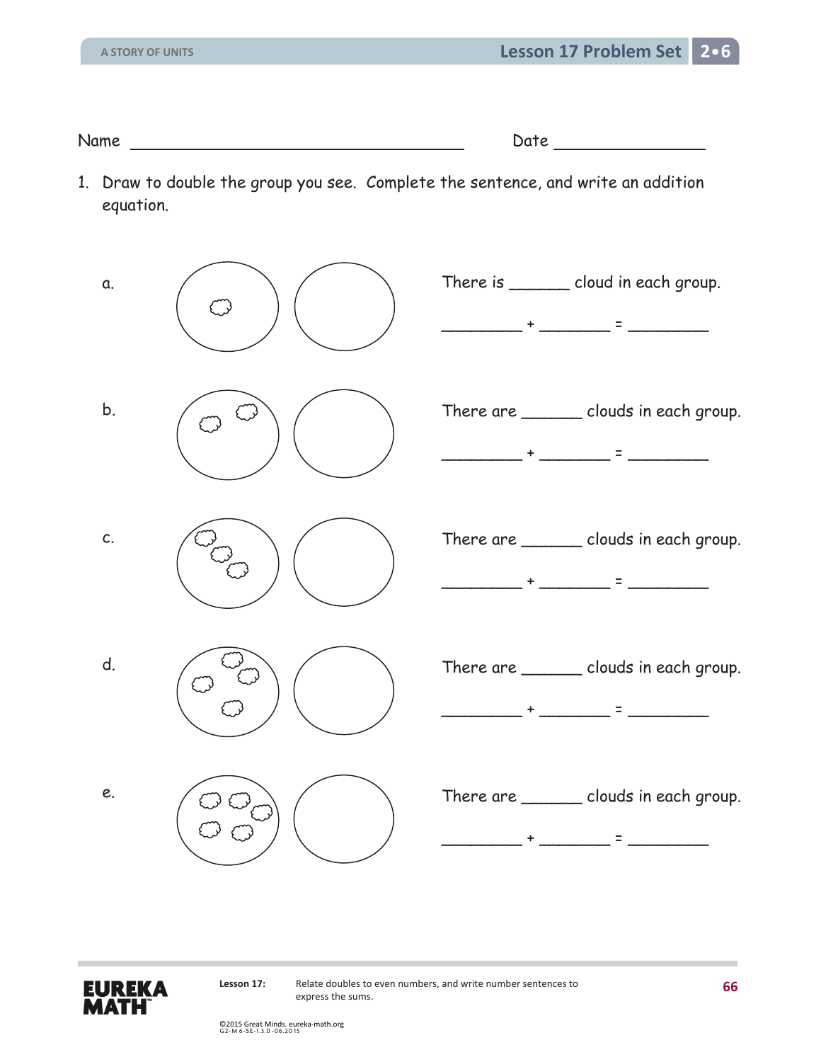Name ______________________________ Date ______________

1. Draw to double the group you see. Complete the sentence, and write an addition equation.

a. There is ______ cloud in each group.

_________ + ________ = _________

b. There are ______ clouds in each group.

_________ + ________ = _________

c. There are ______ clouds in each group.

_________ + ________ = _________

d. There are ______ clouds in each group.

_________ + ________ = _________

e. There are ______ clouds in each group.

_________ + ________ = _________

Lesson 17: Relate doubles to even numbers, and write number sentences to express the sums.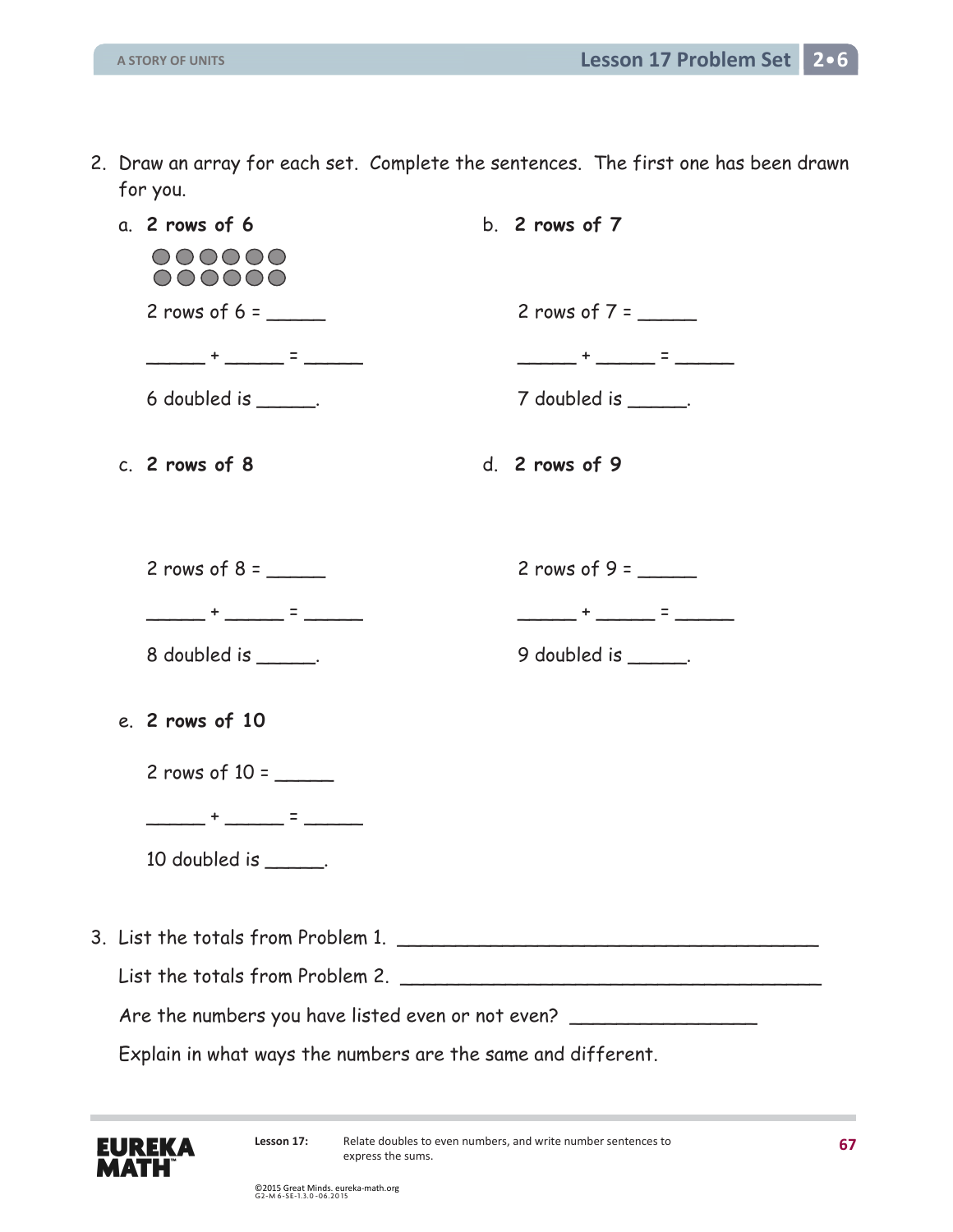2. Draw an array for each set. Complete the sentences. The first one has been drawn for you.

a. **2 rows of 6**

2 rows of 6 = _____

_____ + _____ = _____

6 doubled is _____.

b. **2 rows of 7**

2 rows of 7 = _____

_____ + _____ = _____

7 doubled is _____.

c. **2 rows of 8**

2 rows of 8 = _____

_____ + _____ = _____

8 doubled is _____.

d. **2 rows of 9**

2 rows of 9 = _____

_____ + _____ = _____

9 doubled is _____.

e. **2 rows of 10**

2 rows of 10 = _____

_____ + _____ = _____

10 doubled is _____.

3. List the totals from Problem 1. ___________________________________

List the totals from Problem 2. ___________________________________

Are the numbers you have listed even or not even? _______________

Explain in what ways the numbers are the same and different.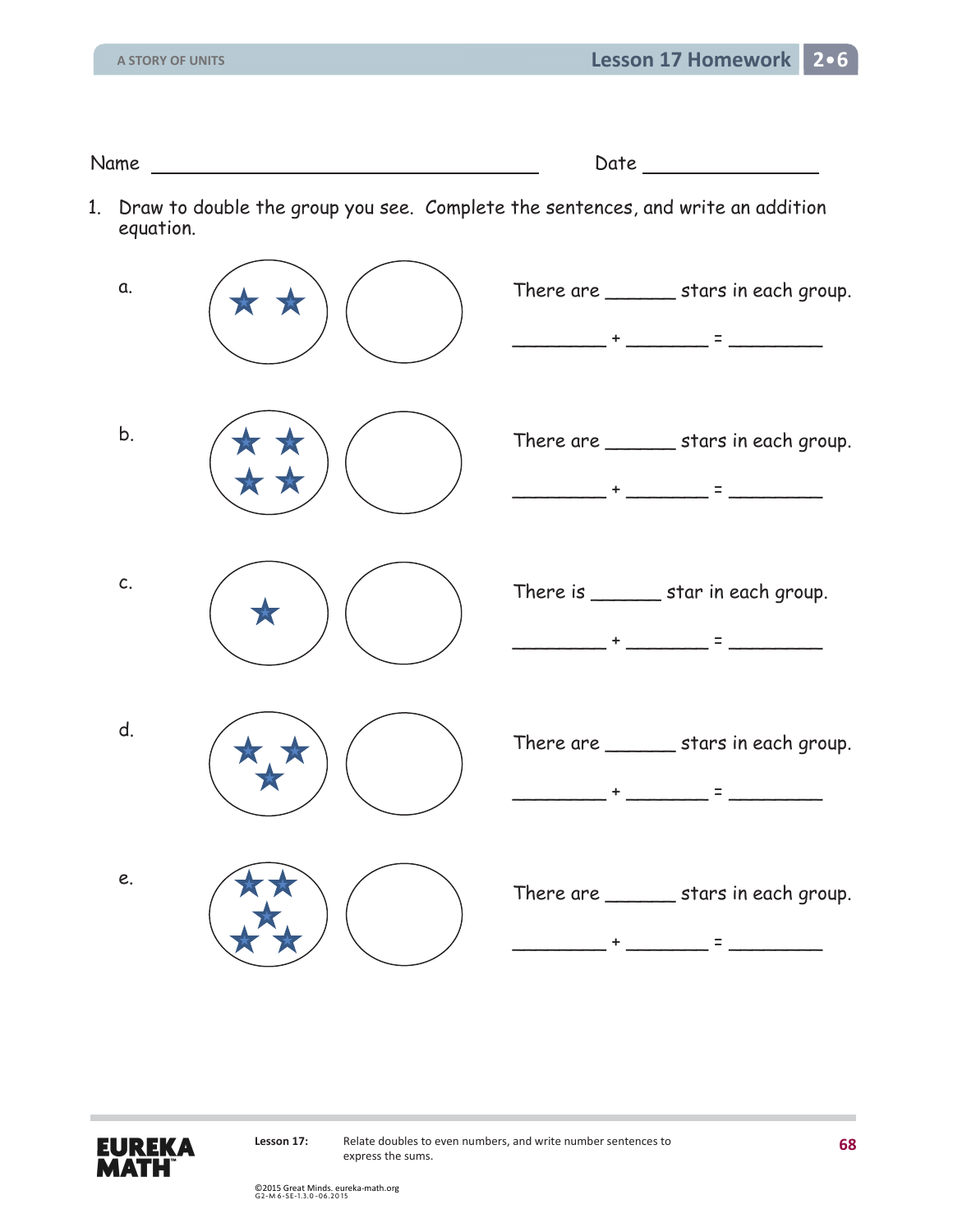Name ______________________________ Date ______________

1. Draw to double the group you see. Complete the sentences, and write an addition equation.

a. There are ______ stars in each group.

_________ + ________ = _________

b. There are ______ stars in each group.

_________ + ________ = _________

c. There is ______ star in each group.

_________ + ________ = _________

d. There are ______ stars in each group.

_________ + ________ = _________

e. There are ______ stars in each group.

_________ + ________ = _________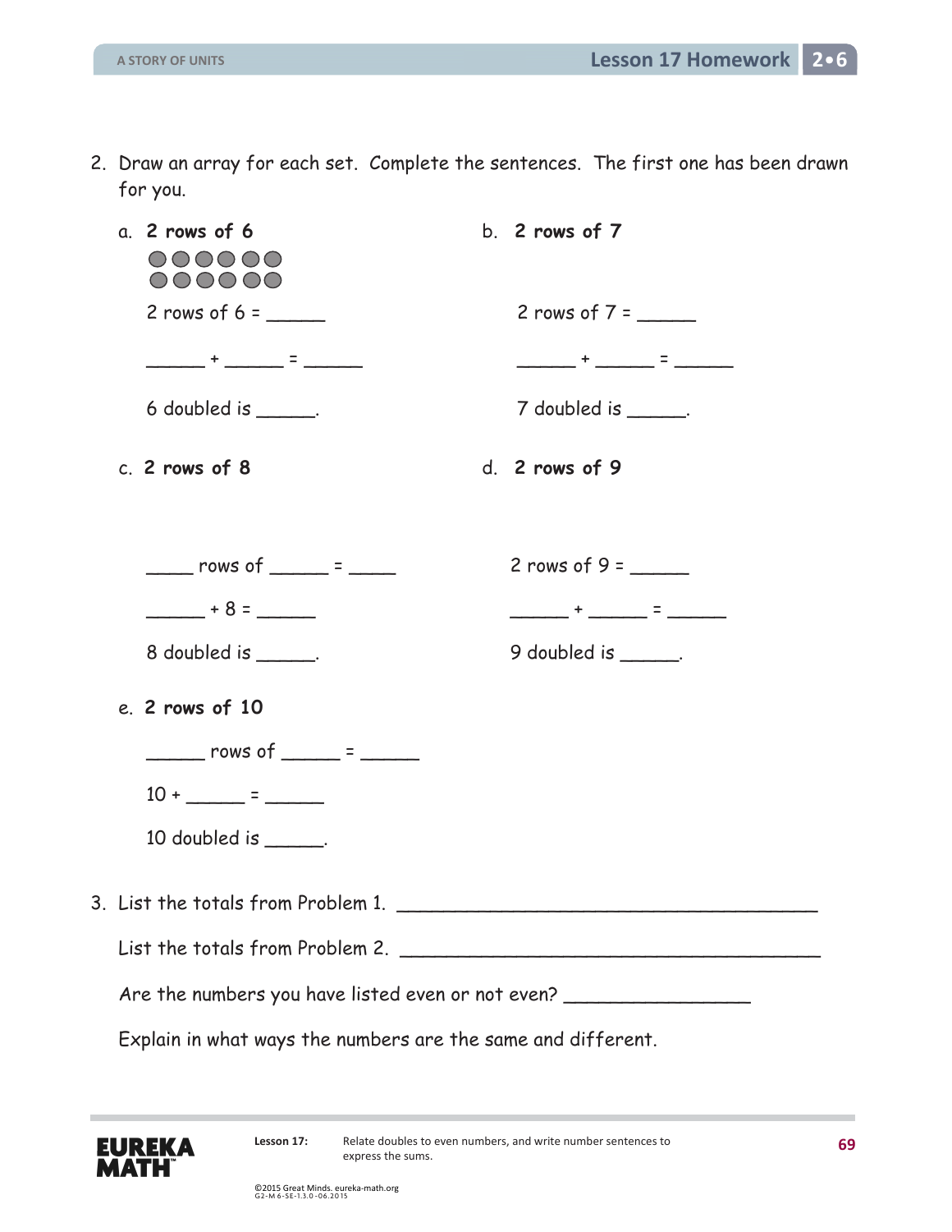2. Draw an array for each set. Complete the sentences. The first one has been drawn for you.

a. **2 rows of 6**

2 rows of 6 = _____

_____ + _____ = _____

6 doubled is _____.

b. **2 rows of 7**

2 rows of 7 = _____

_____ + _____ = _____

7 doubled is _____.

c. **2 rows of 8**

____ rows of _____ = ____

_____ + 8 = _____

8 doubled is _____.

d. **2 rows of 9**

2 rows of 9 = _____

_____ + _____ = _____

9 doubled is _____.

e. **2 rows of 10**

_____ rows of _____ = _____

10 + _____ = _____

10 doubled is _____.

3. List the totals from Problem 1. ____________________________________

List the totals from Problem 2. ____________________________________

Are the numbers you have listed even or not even? _______________

Explain in what ways the numbers are the same and different.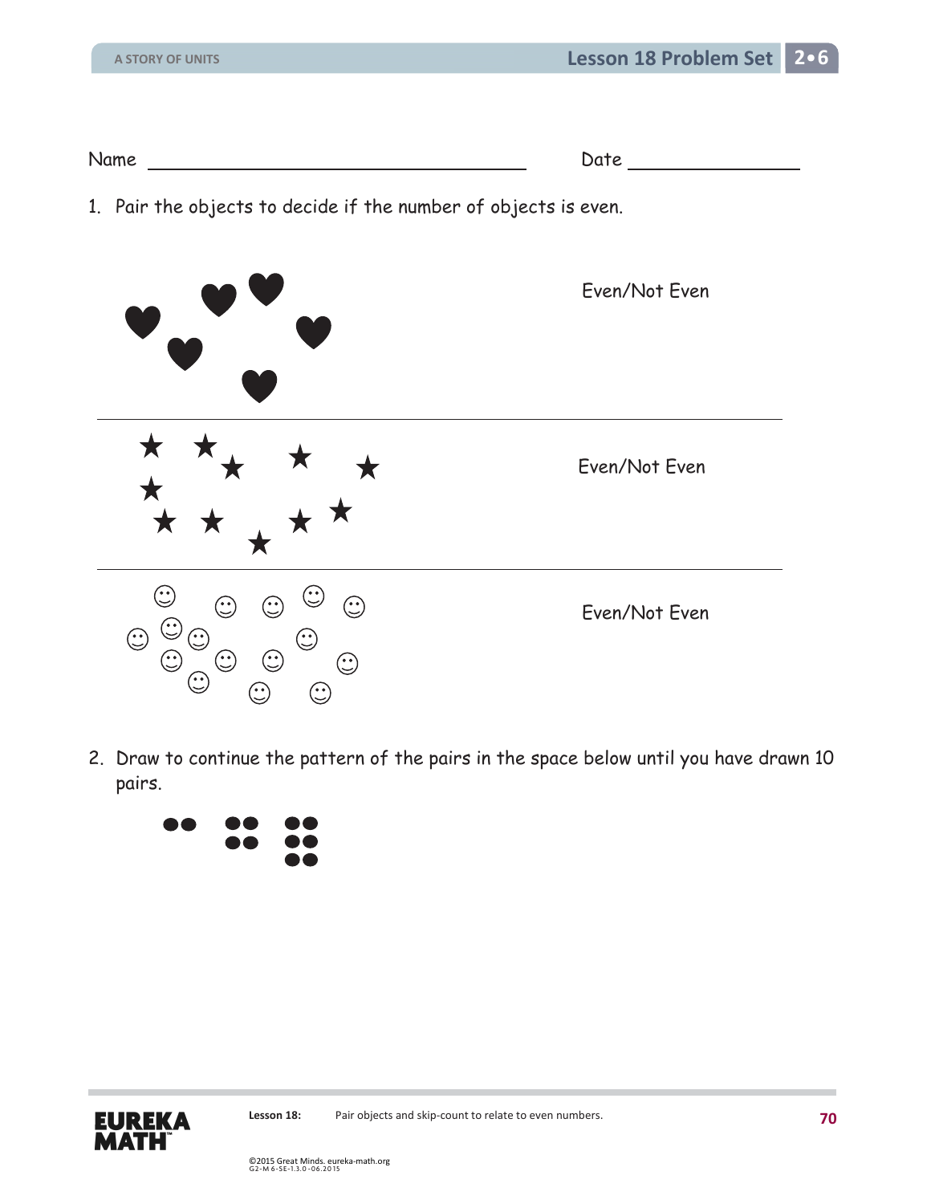Name ______________________________ Date ______________

1. Pair the objects to decide if the number of objects is even.

Even/Not Even

Even/Not Even

Even/Not Even

2. Draw to continue the pattern of the pairs in the space below until you have drawn 10 pairs.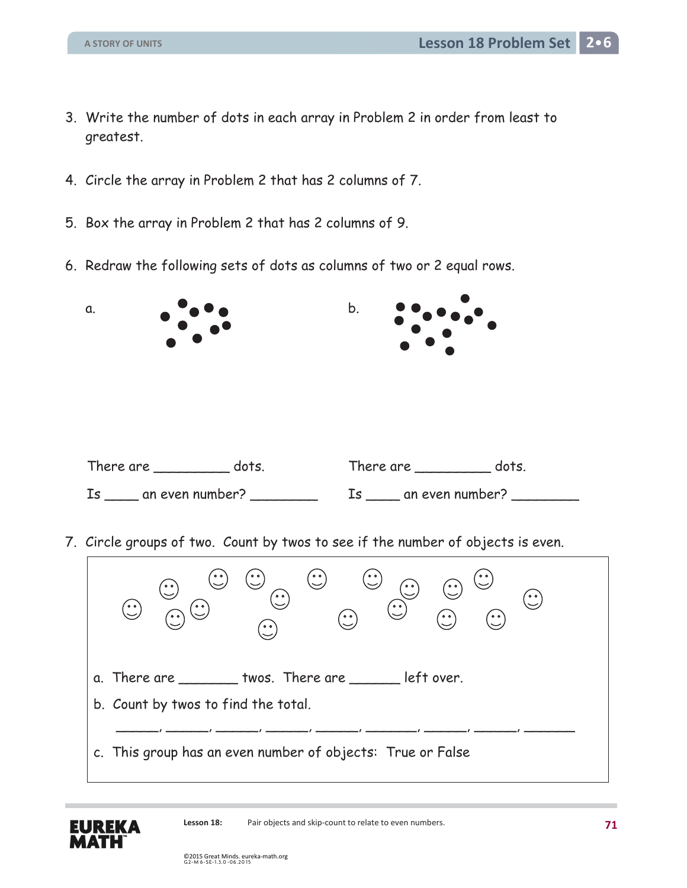3. Write the number of dots in each array in Problem 2 in order from least to greatest.

4. Circle the array in Problem 2 that has 2 columns of 7.

5. Box the array in Problem 2 that has 2 columns of 9.

6. Redraw the following sets of dots as columns of two or 2 equal rows.

a.

There are _________ dots.

Is ____ an even number? ________

b.

There are _________ dots.

Is ____ an even number? ________

7. Circle groups of two. Count by twos to see if the number of objects is even.

a. There are _______ twos. There are ______ left over.

b. Count by twos to find the total.

______, ______, ______, ______, ______, _______, ______, ______, _______

c. This group has an even number of objects: True or False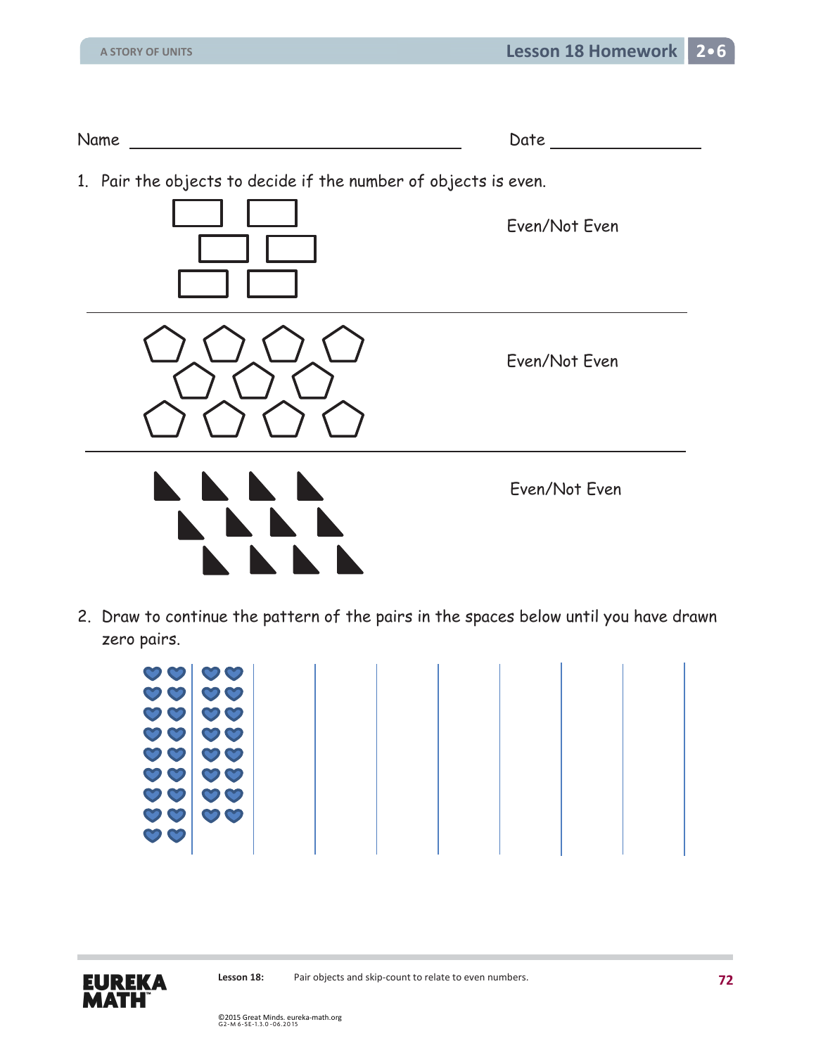Name ______________________________ Date ________________

1. Pair the objects to decide if the number of objects is even.

Even/Not Even

Even/Not Even

Even/Not Even

2. Draw to continue the pattern of the pairs in the spaces below until you have drawn zero pairs.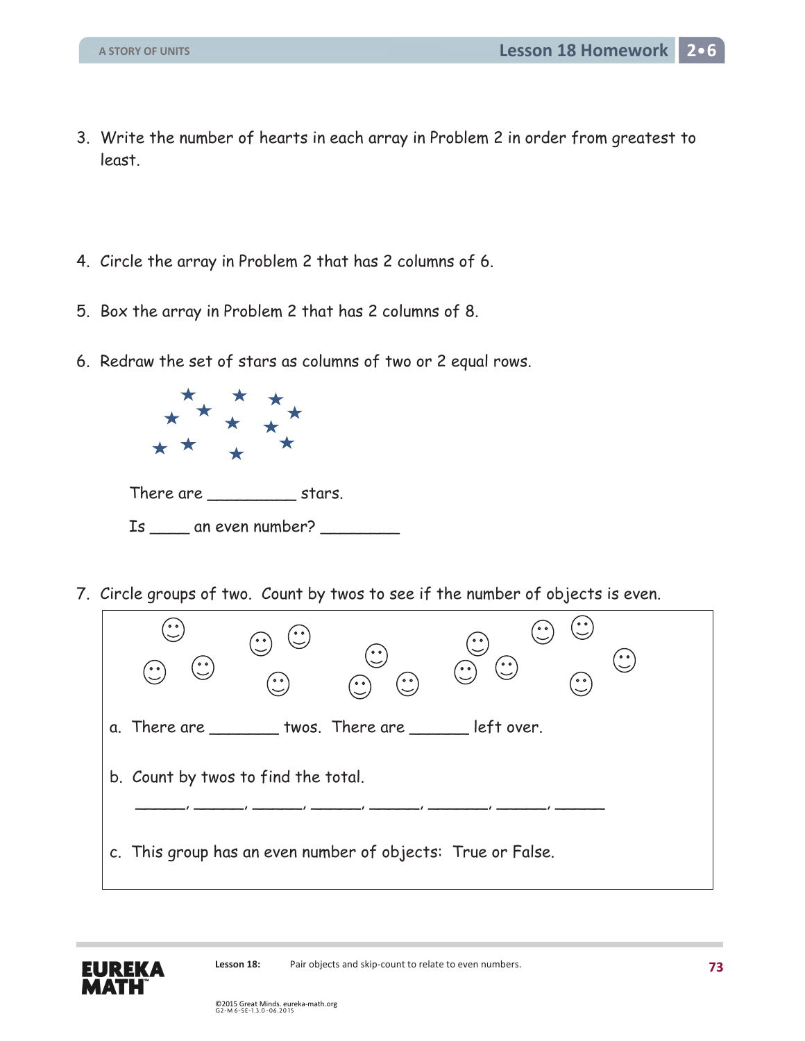3. Write the number of hearts in each array in Problem 2 in order from greatest to least.

4. Circle the array in Problem 2 that has 2 columns of 6.

5. Box the array in Problem 2 that has 2 columns of 8.

6. Redraw the set of stars as columns of two or 2 equal rows.

   There are __________ stars.

   Is _____ an even number? _________

7. Circle groups of two. Count by twos to see if the number of objects is even.

   a. There are ________ twos. There are _______ left over.

   b. Count by twos to find the total.

   ______, ______, ______, ______, ______, _______, ______, ______

   c. This group has an even number of objects: True or False.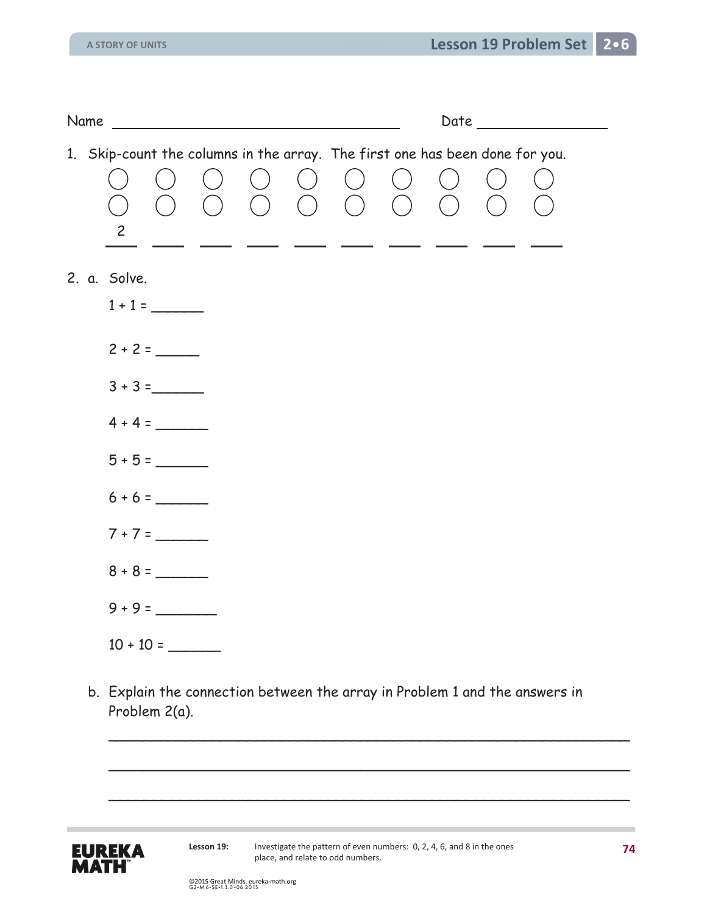Name ______________________________ Date ______________

1. Skip-count the columns in the array. The first one has been done for you.

| ○ | ○ | ○ | ○ | ○ | ○ | ○ | ○ | ○ | ○ |
|---|---|---|---|---|---|---|---|---|---|
| ○ | ○ | ○ | ○ | ○ | ○ | ○ | ○ | ○ | ○ |
| 2 | ___ | ___ | ___ | ___ | ___ | ___ | ___ | ___ | ___ |

2. a. Solve.

   1 + 1 = ______

   2 + 2 = ______

   3 + 3 = ______

   4 + 4 = ______

   5 + 5 = ______

   6 + 6 = ______

   7 + 7 = ______

   8 + 8 = ______

   9 + 9 = ______

   10 + 10 = ______

   b. Explain the connection between the array in Problem 1 and the answers in Problem 2(a).

   ____________________________________________________________

   ____________________________________________________________

   ____________________________________________________________

Lesson 19: Investigate the pattern of even numbers: 0, 2, 4, 6, and 8 in the ones place, and relate to odd numbers.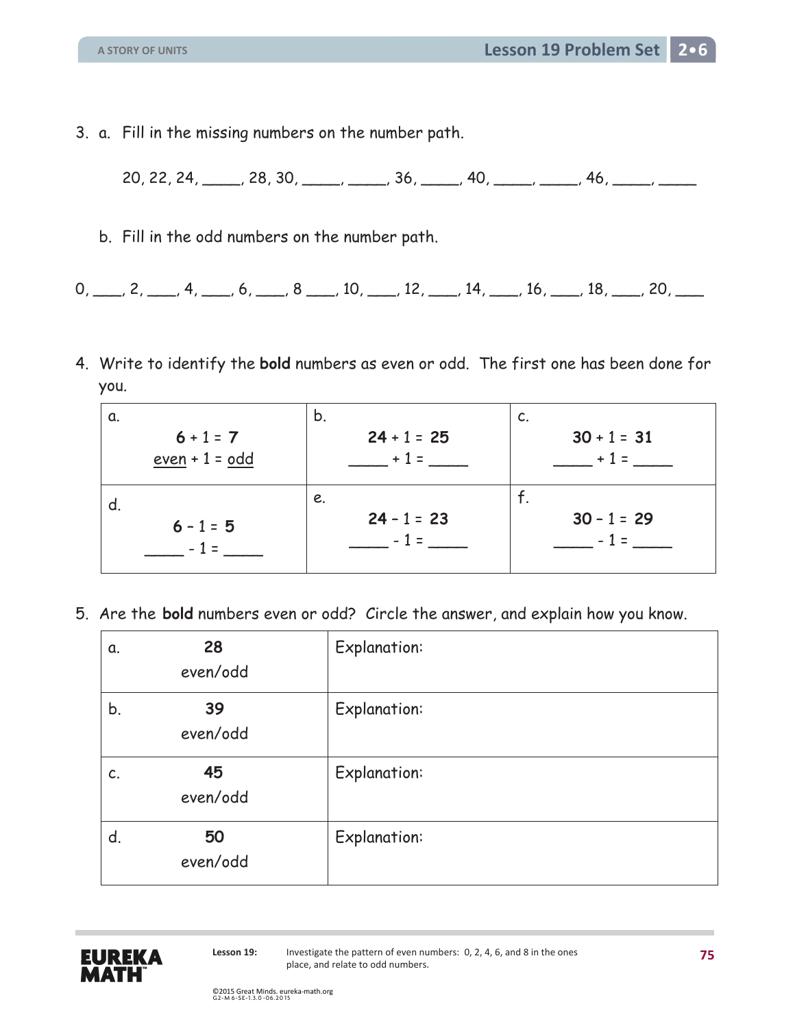3. a. Fill in the missing numbers on the number path.

   20, 22, 24, _____, 28, 30, _____, _____, 36, _____, 40, _____, _____, 46, _____, _____

   b. Fill in the odd numbers on the number path.

0, ____, 2, ____, 4, ____, 6, ____, 8 ____, 10, ____, 12, ____, 14, ____, 16, ____, 18, ____, 20, ____

4. Write to identify the **bold** numbers as even or odd. The first one has been done for you.

| a. **6** + 1 = **7**<br>even + 1 = odd | b. **24** + 1 = **25**<br>_____ + 1 = _____ | c. **30** + 1 = **31**<br>_____ + 1 = _____ |
|---|---|---|
| d. **6** – 1 = **5**<br>_____ - 1 = _____ | e. **24** – 1 = **23**<br>_____ - 1 = _____ | f. **30** – 1 = **29**<br>_____ - 1 = _____ |

5. Are the **bold** numbers even or odd? Circle the answer, and explain how you know.

| | |
|---|---|
| a. **28**<br>even/odd | Explanation: |
| b. **39**<br>even/odd | Explanation: |
| c. **45**<br>even/odd | Explanation: |
| d. **50**<br>even/odd | Explanation: |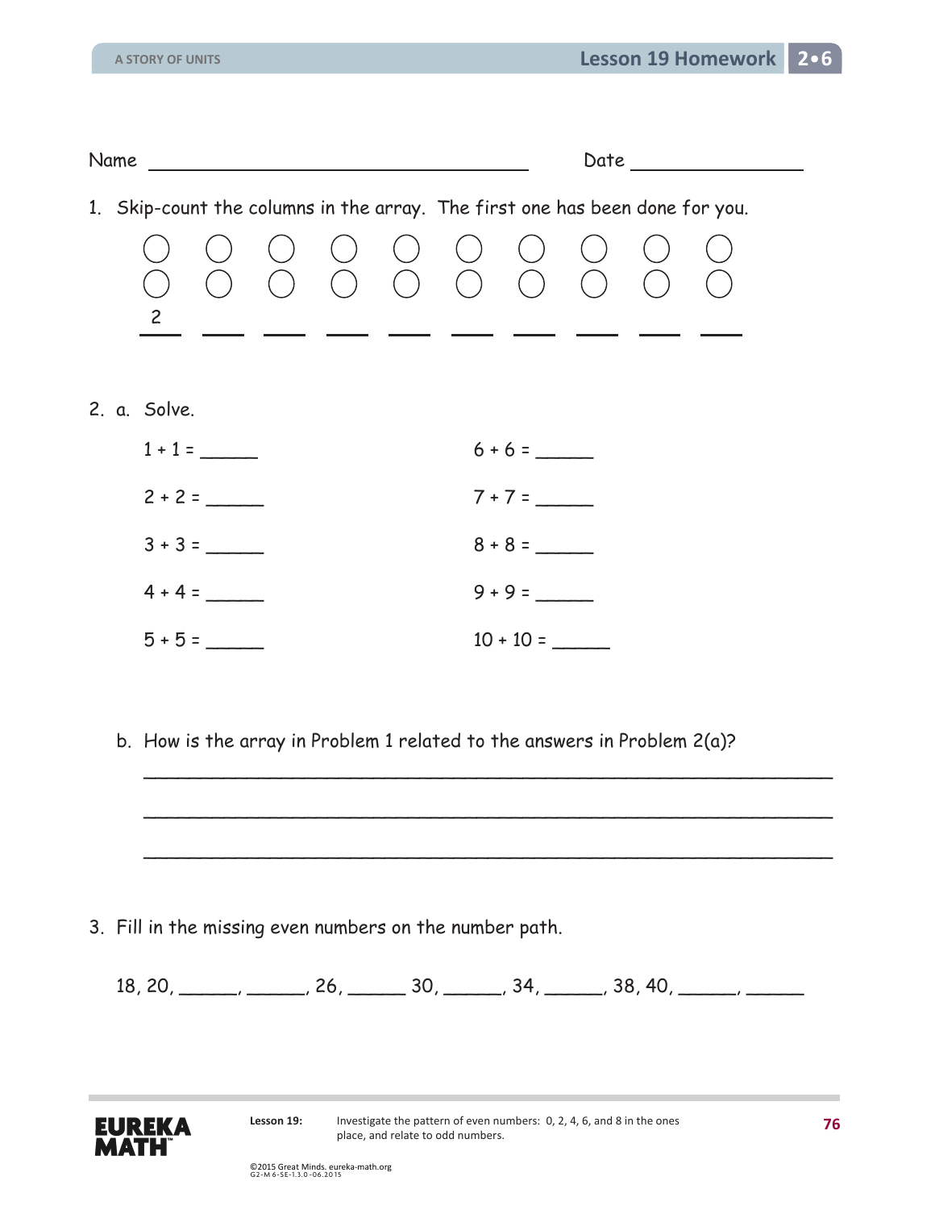Name ______________________________ Date ______________

1. Skip-count the columns in the array. The first one has been done for you.

○ ○ ○ ○ ○ ○ ○ ○ ○ ○
○ ○ ○ ○ ○ ○ ○ ○ ○ ○

2 ___ ___ ___ ___ ___ ___ ___ ___ ___

2. a. Solve.

| | |
|---|---|
| 1 + 1 = _____ | 6 + 6 = _____ |
| 2 + 2 = _____ | 7 + 7 = _____ |
| 3 + 3 = _____ | 8 + 8 = _____ |
| 4 + 4 = _____ | 9 + 9 = _____ |
| 5 + 5 = _____ | 10 + 10 = _____ |

b. How is the array in Problem 1 related to the answers in Problem 2(a)?

_______________________________________________________________

_______________________________________________________________

_______________________________________________________________

3. Fill in the missing even numbers on the number path.

18, 20, _____, _____, 26, _____ 30, _____, 34, _____, 38, 40, _____, _____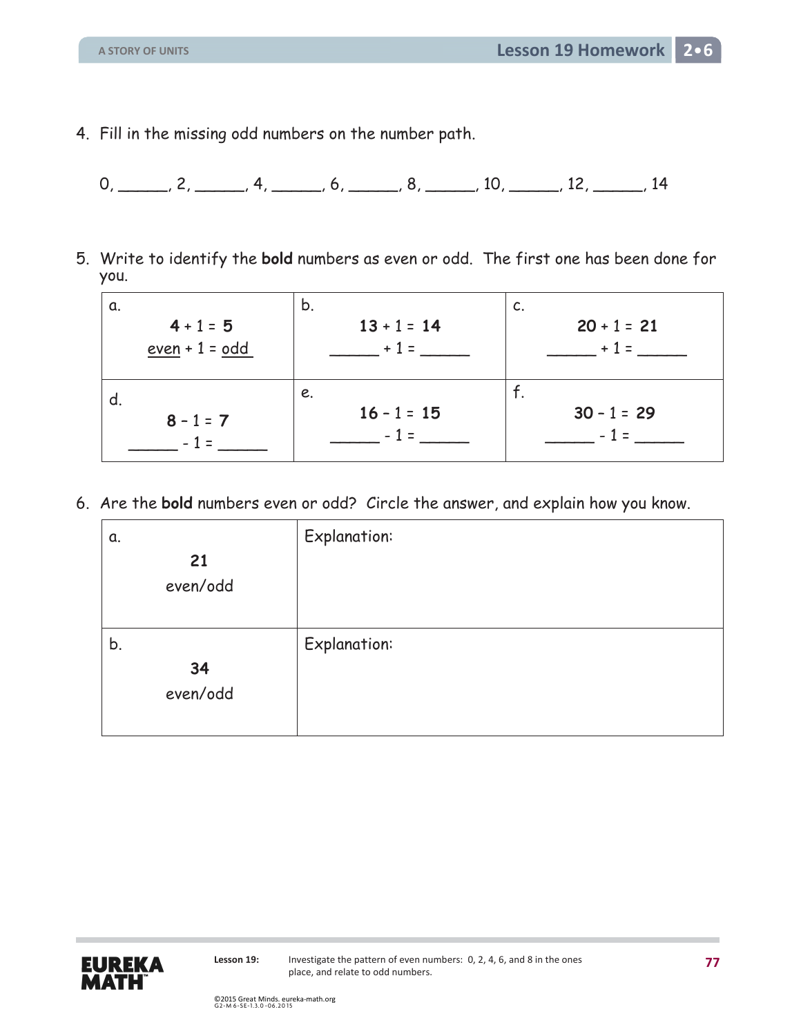4. Fill in the missing odd numbers on the number path.

   0, ______, 2, ______, 4, ______, 6, ______, 8, ______, 10, ______, 12, ______, 14

5. Write to identify the **bold** numbers as even or odd. The first one has been done for you.

| a. | b. | c. |
|---|---|---|
| **4** + 1 = **5**<br>even + 1 = odd | **13** + 1 = **14**<br>______ + 1 = ______ | **20** + 1 = **21**<br>______ + 1 = ______ |
| d.<br>**8** – 1 = **7**<br>______ - 1 = ______ | e.<br>**16** – 1 = **15**<br>______ - 1 = ______ | f.<br>**30** – 1 = **29**<br>______ - 1 = ______ |

6. Are the **bold** numbers even or odd? Circle the answer, and explain how you know.

| | |
|---|---|
| a.<br>**21**<br>even/odd | Explanation: |
| b.<br>**34**<br>even/odd | Explanation: |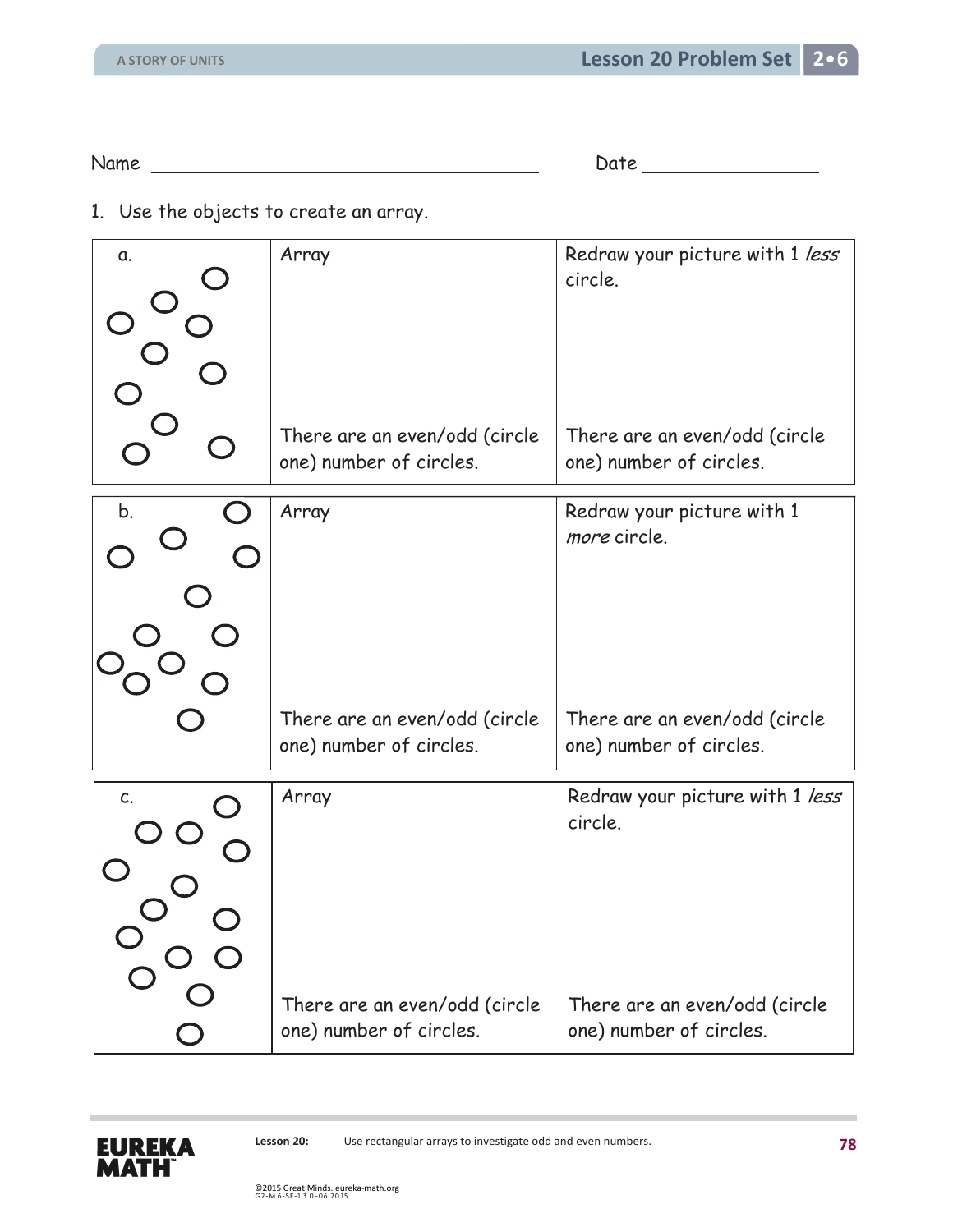Name _________________________ Date _____________

1. Use the objects to create an array.

| a. | Array<br><br>There are an even/odd (circle one) number of circles. | Redraw your picture with 1 *less* circle.<br><br>There are an even/odd (circle one) number of circles. |
|---|---|---|

| b. | Array<br><br>There are an even/odd (circle one) number of circles. | Redraw your picture with 1 *more* circle.<br><br>There are an even/odd (circle one) number of circles. |
|---|---|---|

| c. | Array<br><br>There are an even/odd (circle one) number of circles. | Redraw your picture with 1 *less* circle.<br><br>There are an even/odd (circle one) number of circles. |
|---|---|---|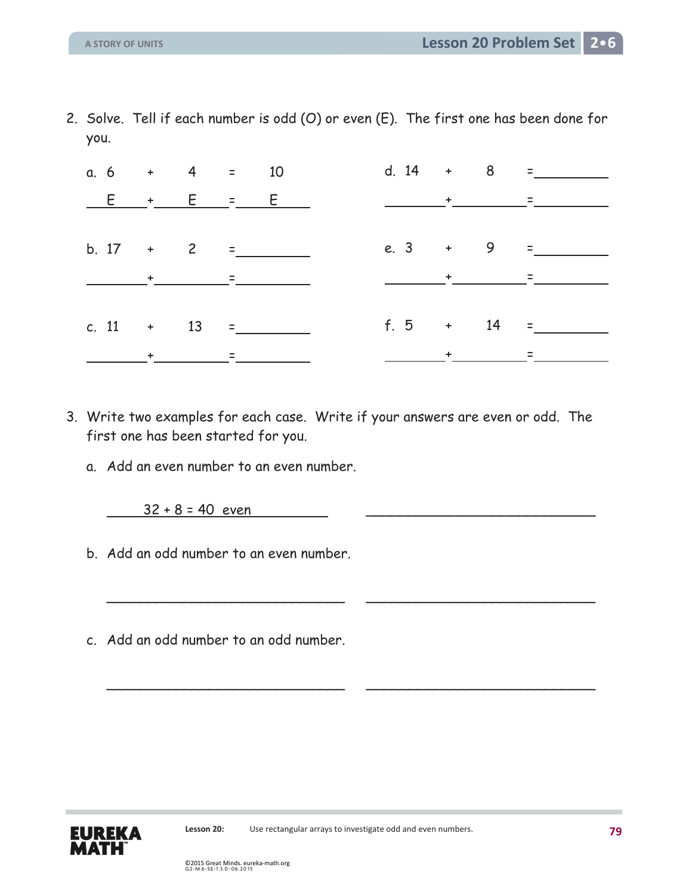2. Solve. Tell if each number is odd (O) or even (E). The first one has been done for you.

a. 6 + 4 = 10

E + E = E

b. 17 + 2 = ______

______ + ______ = ______

c. 11 + 13 = ______

______ + ______ = ______

d. 14 + 8 = ______

______ + ______ = ______

e. 3 + 9 = ______

______ + ______ = ______

f. 5 + 14 = ______

______ + ______ = ______

3. Write two examples for each case. Write if your answers are even or odd. The first one has been started for you.

a. Add an even number to an even number.

32 + 8 = 40 even ______________________________

b. Add an odd number to an even number.

______________________________ ______________________________

c. Add an odd number to an odd number.

______________________________ ______________________________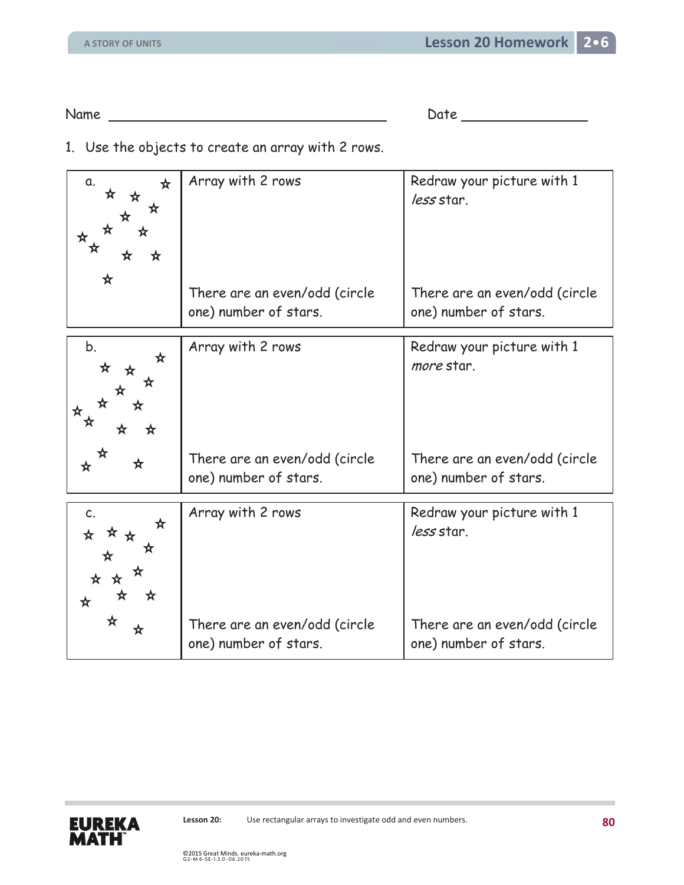Name ______________________________ Date ______________

1. Use the objects to create an array with 2 rows.

| a. ☆ ☆ ☆ ☆ ☆ ☆ ☆ ☆ ☆ ☆ ☆ ☆ | Array with 2 rows<br><br>There are an even/odd (circle one) number of stars. | Redraw your picture with 1 *less* star.<br><br>There are an even/odd (circle one) number of stars. |
|---|---|---|
| **b.** ☆ ☆ ☆ ☆ ☆ ☆ ☆ ☆ ☆ ☆ ☆ ☆ ☆ ☆ ☆ | **Array with 2 rows**<br><br>**There are an even/odd (circle one) number of stars.** | **Redraw your picture with 1 *more* star.**<br><br>**There are an even/odd (circle one) number of stars.** |
| **c.** ☆ ☆ ☆ ☆ ☆ ☆ ☆ ☆ ☆ ☆ ☆ ☆ ☆ ☆ | **Array with 2 rows**<br><br>**There are an even/odd (circle one) number of stars.** | **Redraw your picture with 1 *less* star.**<br><br>**There are an even/odd (circle one) number of stars.** |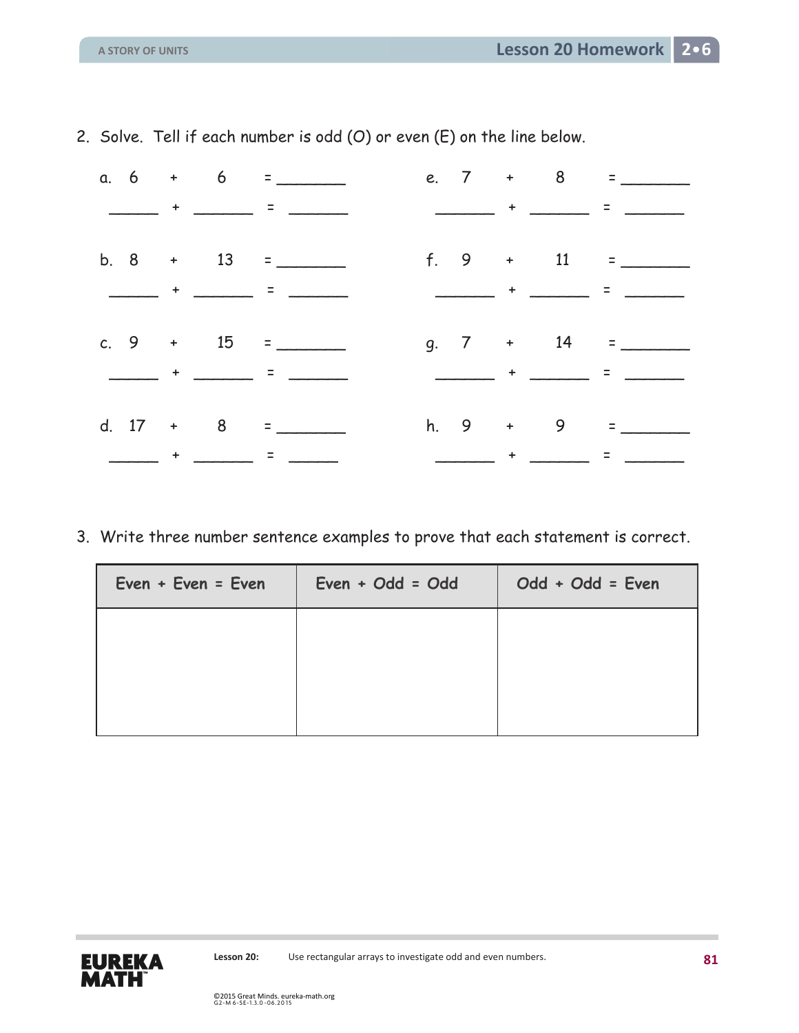2. Solve. Tell if each number is odd (O) or even (E) on the line below.

a. 6 + 6 = _______

_____ + ______ = ______

b. 8 + 13 = _______

_____ + ______ = ______

c. 9 + 15 = _______

_____ + ______ = ______

d. 17 + 8 = _______

_____ + ______ = _____

e. 7 + 8 = _______

______ + ______ = ______

f. 9 + 11 = _______

______ + ______ = ______

g. 7 + 14 = _______

______ + ______ = ______

h. 9 + 9 = _______

______ + ______ = ______

3. Write three number sentence examples to prove that each statement is correct.

| Even + Even = Even | Even + Odd = Odd | Odd + Odd = Even |
|---|---|---|
| | | |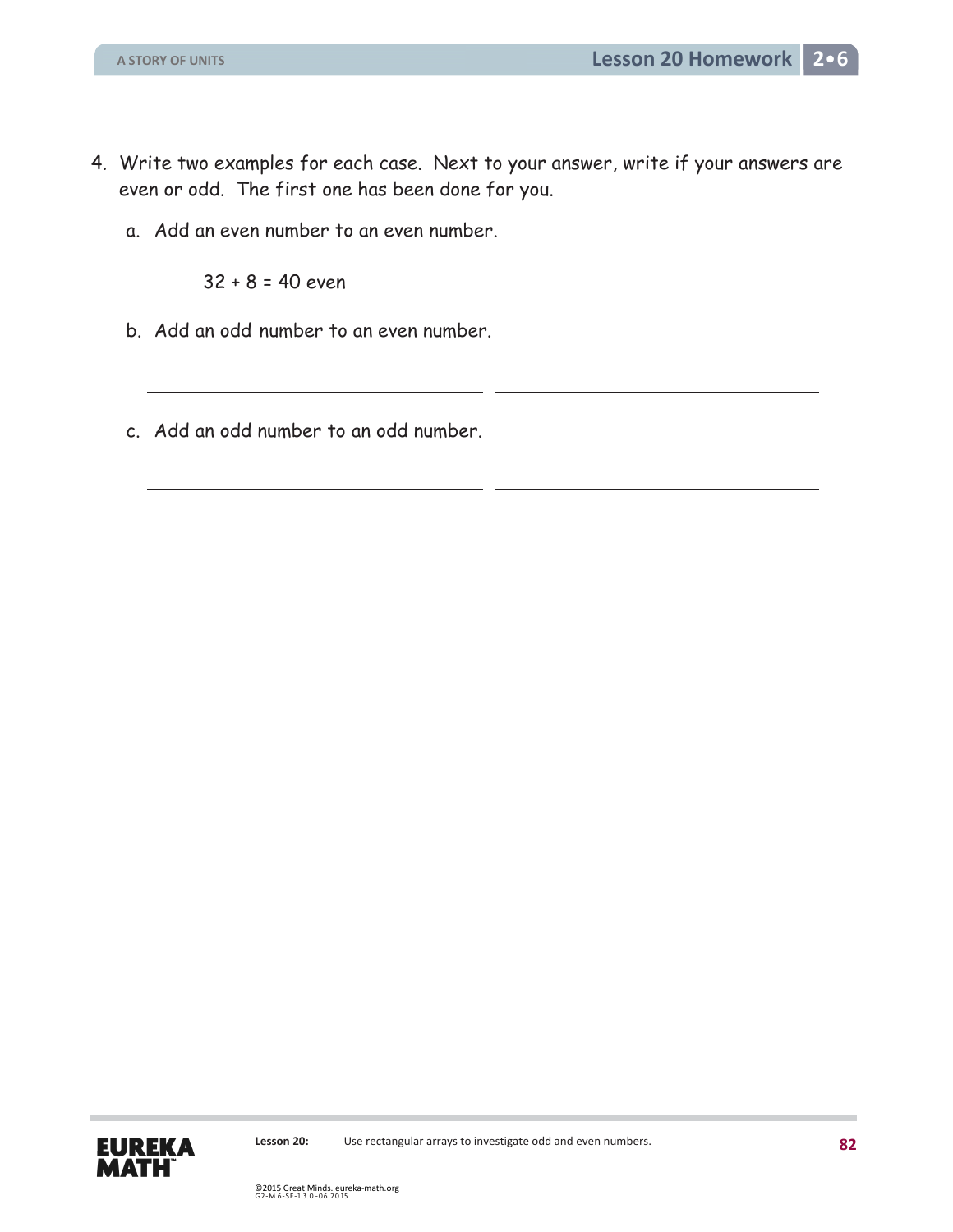4. Write two examples for each case. Next to your answer, write if your answers are even or odd. The first one has been done for you.

   a. Add an even number to an even number.

      $32 + 8 = 40$ even ______________________ ______________________

   b. Add an odd number to an even number.

      ______________________ ______________________

   c. Add an odd number to an odd number.

      ______________________ ______________________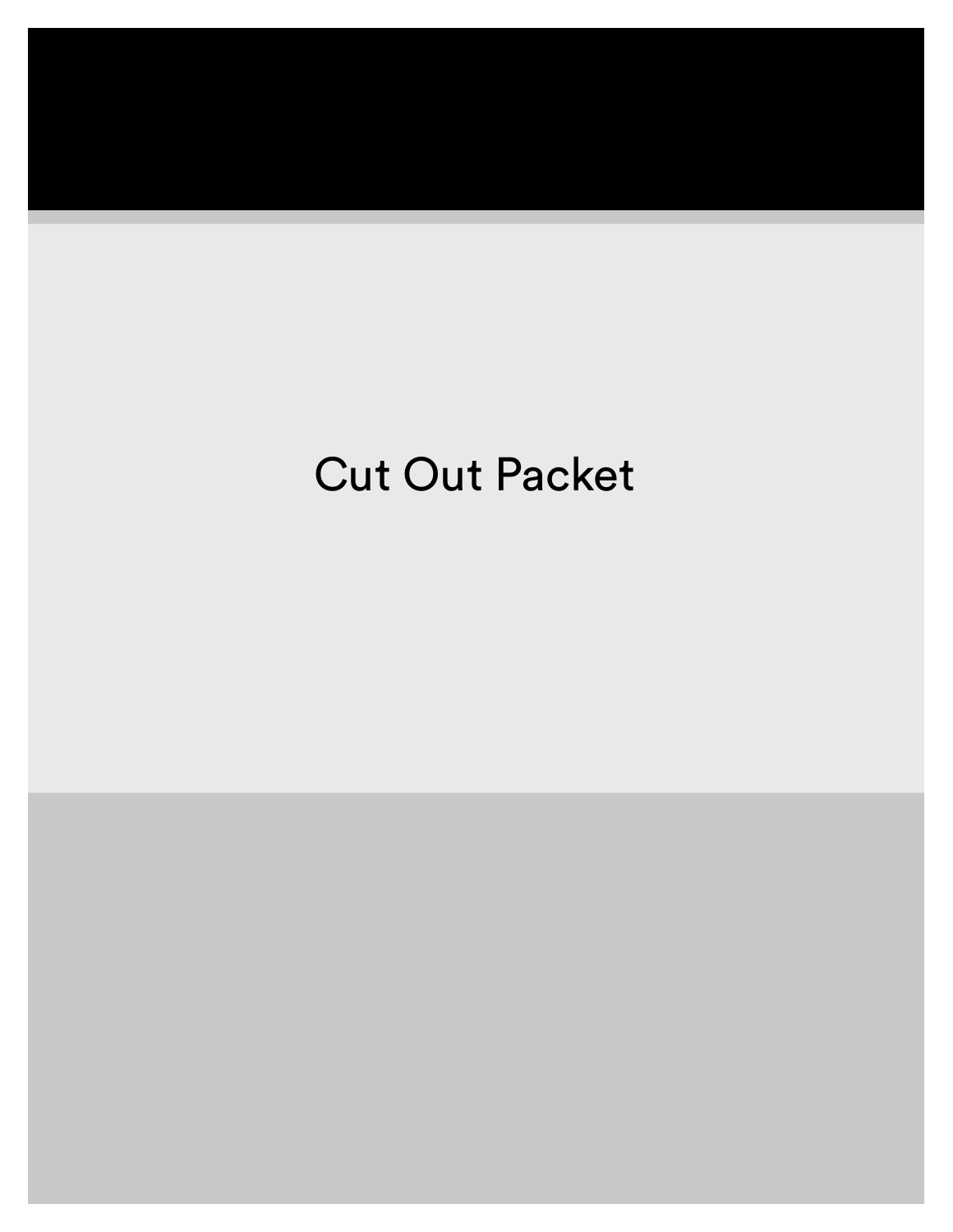# Cut Out Packet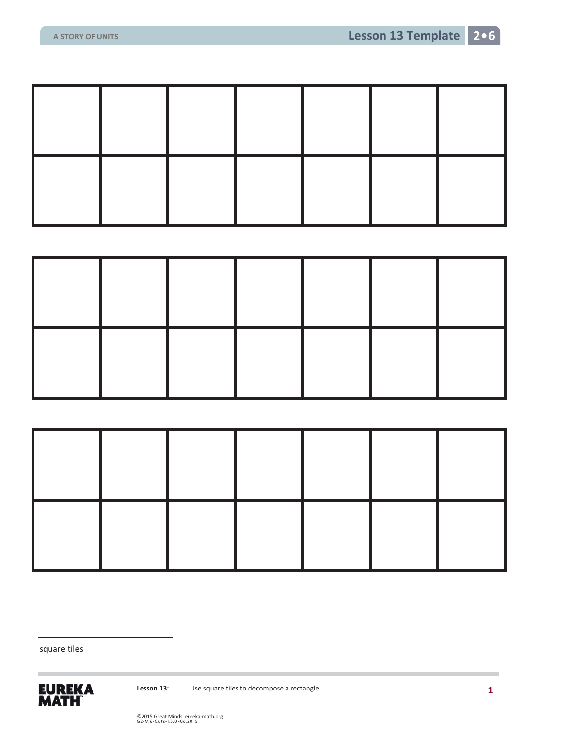square tiles